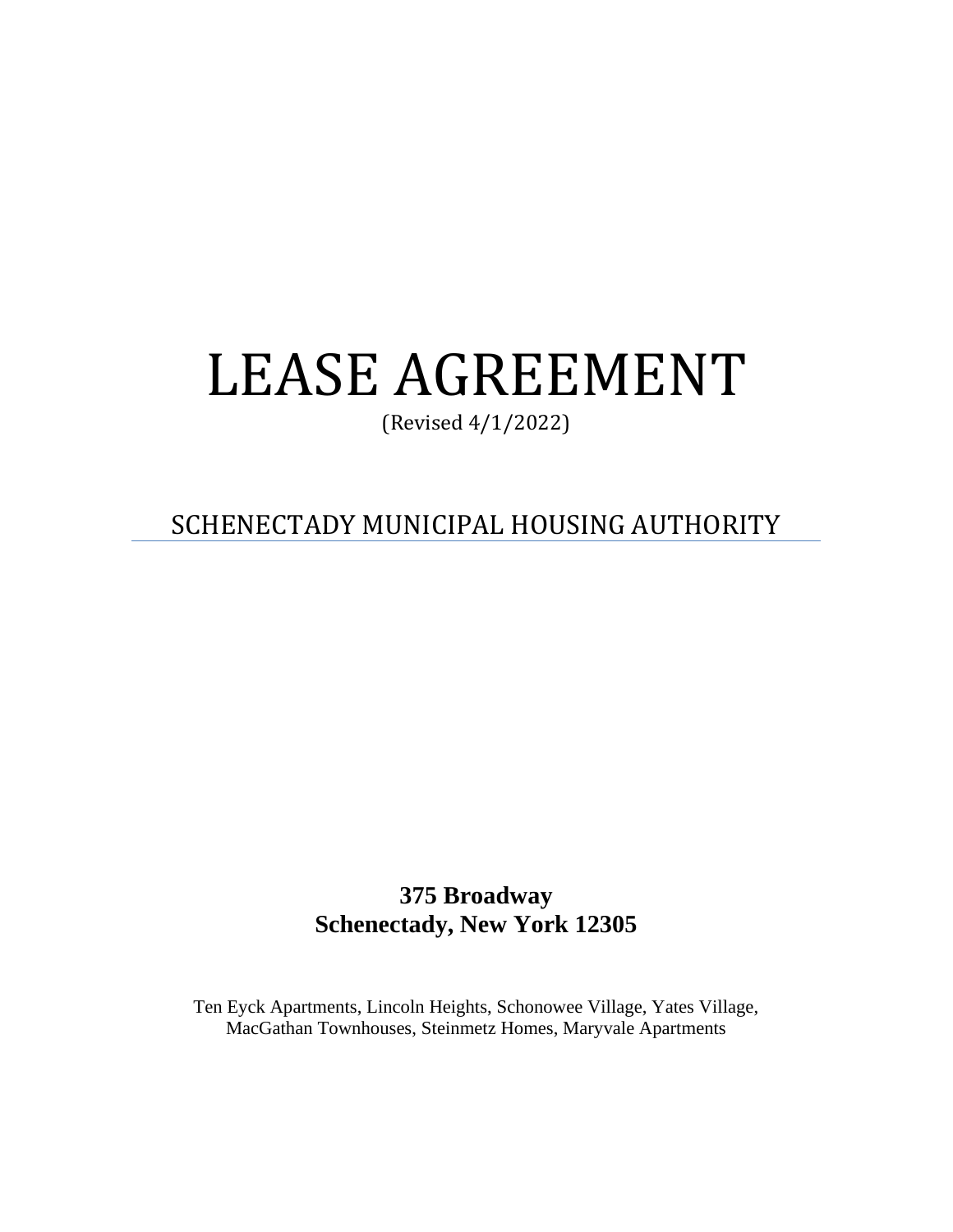# LEASE AGREEMENT

(Revised 4/1/2022)

## SCHENECTADY MUNICIPAL HOUSING AUTHORITY

**375 Broadway**
**Schenectady, New York 12305**

Ten Eyck Apartments, Lincoln Heights, Schonowee Village, Yates Village, MacGathan Townhouses, Steinmetz Homes, Maryvale Apartments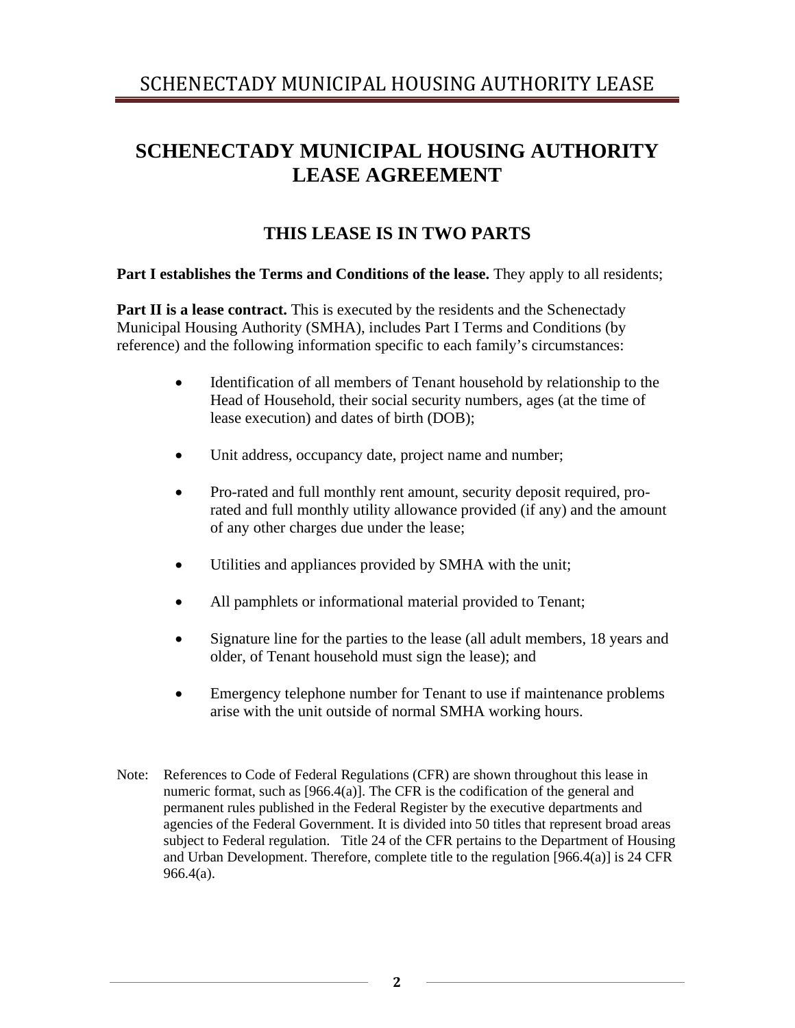# SCHENECTADY MUNICIPAL HOUSING AUTHORITY LEASE AGREEMENT

## THIS LEASE IS IN TWO PARTS

**Part I establishes the Terms and Conditions of the lease.** They apply to all residents;

**Part II is a lease contract.** This is executed by the residents and the Schenectady Municipal Housing Authority (SMHA), includes Part I Terms and Conditions (by reference) and the following information specific to each family's circumstances:

- Identification of all members of Tenant household by relationship to the Head of Household, their social security numbers, ages (at the time of lease execution) and dates of birth (DOB);
- Unit address, occupancy date, project name and number;
- Pro-rated and full monthly rent amount, security deposit required, pro-rated and full monthly utility allowance provided (if any) and the amount of any other charges due under the lease;
- Utilities and appliances provided by SMHA with the unit;
- All pamphlets or informational material provided to Tenant;
- Signature line for the parties to the lease (all adult members, 18 years and older, of Tenant household must sign the lease); and
- Emergency telephone number for Tenant to use if maintenance problems arise with the unit outside of normal SMHA working hours.

Note: References to Code of Federal Regulations (CFR) are shown throughout this lease in numeric format, such as [966.4(a)]. The CFR is the codification of the general and permanent rules published in the Federal Register by the executive departments and agencies of the Federal Government. It is divided into 50 titles that represent broad areas subject to Federal regulation. Title 24 of the CFR pertains to the Department of Housing and Urban Development. Therefore, complete title to the regulation [966.4(a)] is 24 CFR 966.4(a).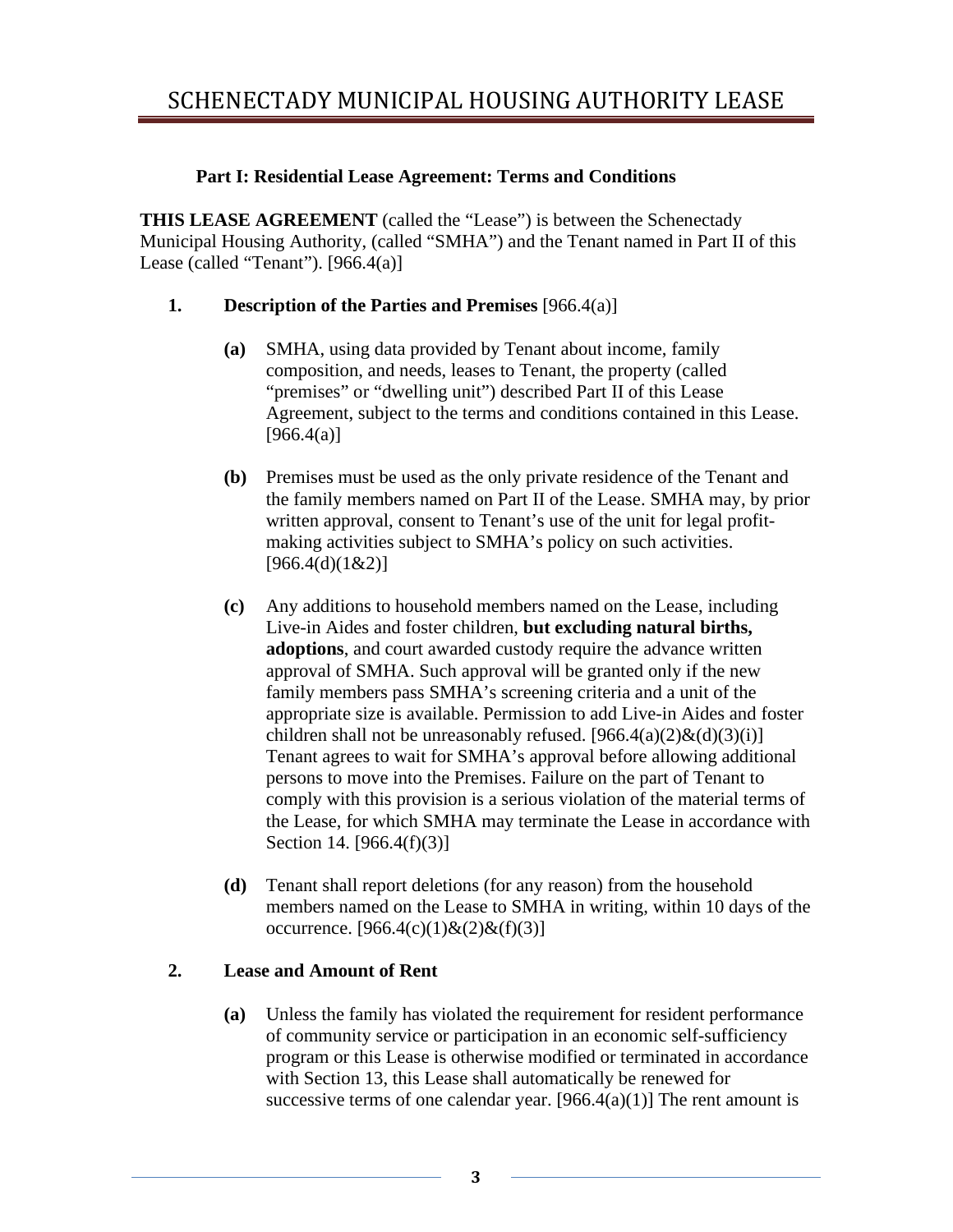# SCHENECTADY MUNICIPAL HOUSING AUTHORITY LEASE

## Part I: Residential Lease Agreement: Terms and Conditions

**THIS LEASE AGREEMENT** (called the "Lease") is between the Schenectady Municipal Housing Authority, (called "SMHA") and the Tenant named in Part II of this Lease (called "Tenant"). [966.4(a)]

### 1. Description of the Parties and Premises [966.4(a)]

**(a)** SMHA, using data provided by Tenant about income, family composition, and needs, leases to Tenant, the property (called "premises" or "dwelling unit") described Part II of this Lease Agreement, subject to the terms and conditions contained in this Lease. [966.4(a)]

**(b)** Premises must be used as the only private residence of the Tenant and the family members named on Part II of the Lease. SMHA may, by prior written approval, consent to Tenant's use of the unit for legal profit-making activities subject to SMHA's policy on such activities. [966.4(d)(1&2)]

**(c)** Any additions to household members named on the Lease, including Live-in Aides and foster children, **but excluding natural births, adoptions**, and court awarded custody require the advance written approval of SMHA. Such approval will be granted only if the new family members pass SMHA's screening criteria and a unit of the appropriate size is available. Permission to add Live-in Aides and foster children shall not be unreasonably refused. [966.4(a)(2)&(d)(3)(i)] Tenant agrees to wait for SMHA's approval before allowing additional persons to move into the Premises. Failure on the part of Tenant to comply with this provision is a serious violation of the material terms of the Lease, for which SMHA may terminate the Lease in accordance with Section 14. [966.4(f)(3)]

**(d)** Tenant shall report deletions (for any reason) from the household members named on the Lease to SMHA in writing, within 10 days of the occurrence. [966.4(c)(1)&(2)&(f)(3)]

### 2. Lease and Amount of Rent

**(a)** Unless the family has violated the requirement for resident performance of community service or participation in an economic self-sufficiency program or this Lease is otherwise modified or terminated in accordance with Section 13, this Lease shall automatically be renewed for successive terms of one calendar year. [966.4(a)(1)] The rent amount is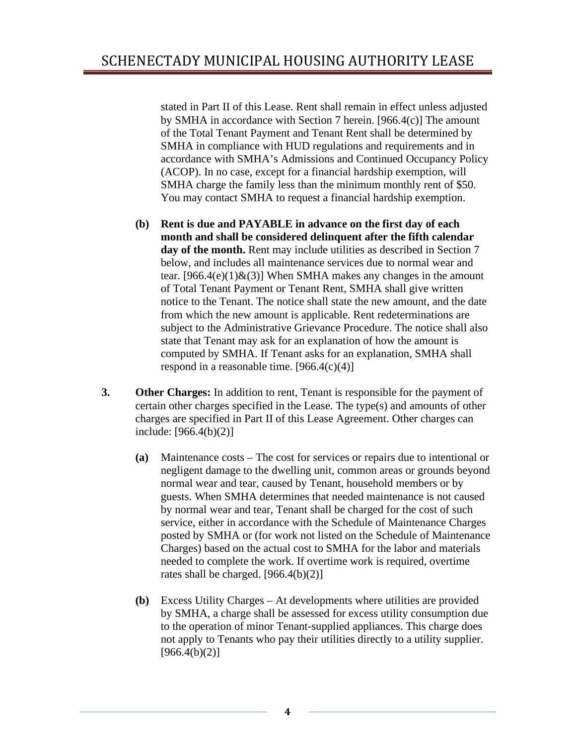stated in Part II of this Lease. Rent shall remain in effect unless adjusted by SMHA in accordance with Section 7 herein. [966.4(c)] The amount of the Total Tenant Payment and Tenant Rent shall be determined by SMHA in compliance with HUD regulations and requirements and in accordance with SMHA's Admissions and Continued Occupancy Policy (ACOP). In no case, except for a financial hardship exemption, will SMHA charge the family less than the minimum monthly rent of $50. You may contact SMHA to request a financial hardship exemption.

**(b) Rent is due and PAYABLE in advance on the first day of each month and shall be considered delinquent after the fifth calendar day of the month.** Rent may include utilities as described in Section 7 below, and includes all maintenance services due to normal wear and tear. [966.4(e)(1)&(3)] When SMHA makes any changes in the amount of Total Tenant Payment or Tenant Rent, SMHA shall give written notice to the Tenant. The notice shall state the new amount, and the date from which the new amount is applicable. Rent redeterminations are subject to the Administrative Grievance Procedure. The notice shall also state that Tenant may ask for an explanation of how the amount is computed by SMHA. If Tenant asks for an explanation, SMHA shall respond in a reasonable time. [966.4(c)(4)]

**3. Other Charges:** In addition to rent, Tenant is responsible for the payment of certain other charges specified in the Lease. The type(s) and amounts of other charges are specified in Part II of this Lease Agreement. Other charges can include: [966.4(b)(2)]

**(a)** Maintenance costs – The cost for services or repairs due to intentional or negligent damage to the dwelling unit, common areas or grounds beyond normal wear and tear, caused by Tenant, household members or by guests. When SMHA determines that needed maintenance is not caused by normal wear and tear, Tenant shall be charged for the cost of such service, either in accordance with the Schedule of Maintenance Charges posted by SMHA or (for work not listed on the Schedule of Maintenance Charges) based on the actual cost to SMHA for the labor and materials needed to complete the work. If overtime work is required, overtime rates shall be charged. [966.4(b)(2)]

**(b)** Excess Utility Charges – At developments where utilities are provided by SMHA, a charge shall be assessed for excess utility consumption due to the operation of minor Tenant-supplied appliances. This charge does not apply to Tenants who pay their utilities directly to a utility supplier. [966.4(b)(2)]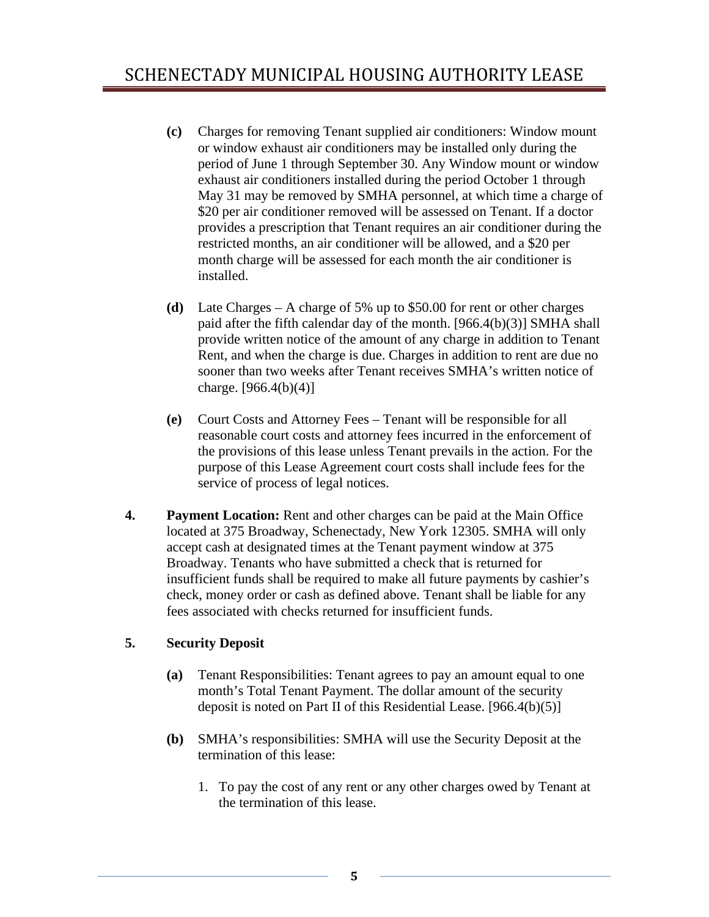**(c)** Charges for removing Tenant supplied air conditioners: Window mount or window exhaust air conditioners may be installed only during the period of June 1 through September 30. Any Window mount or window exhaust air conditioners installed during the period October 1 through May 31 may be removed by SMHA personnel, at which time a charge of $20 per air conditioner removed will be assessed on Tenant. If a doctor provides a prescription that Tenant requires an air conditioner during the restricted months, an air conditioner will be allowed, and a $20 per month charge will be assessed for each month the air conditioner is installed.

**(d)** Late Charges – A charge of 5% up to $50.00 for rent or other charges paid after the fifth calendar day of the month. [966.4(b)(3)] SMHA shall provide written notice of the amount of any charge in addition to Tenant Rent, and when the charge is due. Charges in addition to rent are due no sooner than two weeks after Tenant receives SMHA's written notice of charge. [966.4(b)(4)]

**(e)** Court Costs and Attorney Fees – Tenant will be responsible for all reasonable court costs and attorney fees incurred in the enforcement of the provisions of this lease unless Tenant prevails in the action. For the purpose of this Lease Agreement court costs shall include fees for the service of process of legal notices.

**4. Payment Location:** Rent and other charges can be paid at the Main Office located at 375 Broadway, Schenectady, New York 12305. SMHA will only accept cash at designated times at the Tenant payment window at 375 Broadway. Tenants who have submitted a check that is returned for insufficient funds shall be required to make all future payments by cashier's check, money order or cash as defined above. Tenant shall be liable for any fees associated with checks returned for insufficient funds.

**5. Security Deposit**

**(a)** Tenant Responsibilities: Tenant agrees to pay an amount equal to one month's Total Tenant Payment. The dollar amount of the security deposit is noted on Part II of this Residential Lease. [966.4(b)(5)]

**(b)** SMHA's responsibilities: SMHA will use the Security Deposit at the termination of this lease:

1. To pay the cost of any rent or any other charges owed by Tenant at the termination of this lease.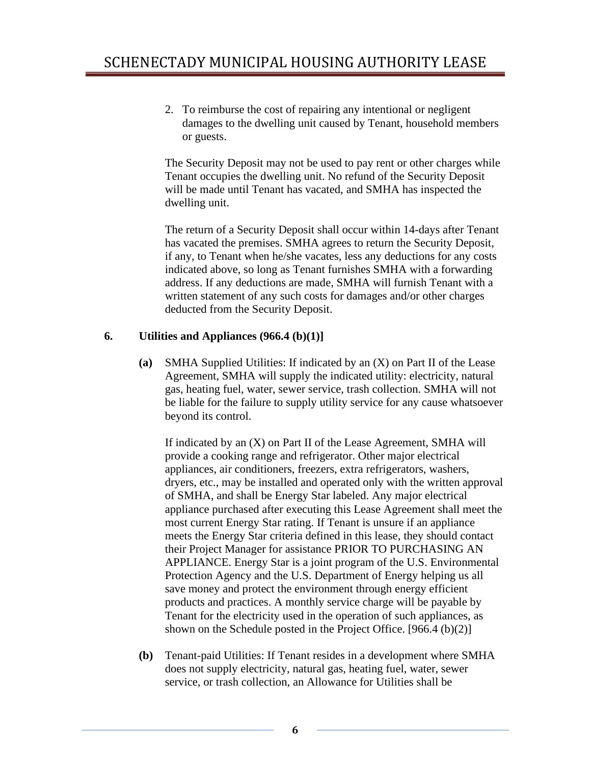2. To reimburse the cost of repairing any intentional or negligent damages to the dwelling unit caused by Tenant, household members or guests.

The Security Deposit may not be used to pay rent or other charges while Tenant occupies the dwelling unit. No refund of the Security Deposit will be made until Tenant has vacated, and SMHA has inspected the dwelling unit.

The return of a Security Deposit shall occur within 14-days after Tenant has vacated the premises. SMHA agrees to return the Security Deposit, if any, to Tenant when he/she vacates, less any deductions for any costs indicated above, so long as Tenant furnishes SMHA with a forwarding address. If any deductions are made, SMHA will furnish Tenant with a written statement of any such costs for damages and/or other charges deducted from the Security Deposit.

## 6. Utilities and Appliances (966.4 (b)(1)]

**(a)** SMHA Supplied Utilities: If indicated by an (X) on Part II of the Lease Agreement, SMHA will supply the indicated utility: electricity, natural gas, heating fuel, water, sewer service, trash collection. SMHA will not be liable for the failure to supply utility service for any cause whatsoever beyond its control.

If indicated by an (X) on Part II of the Lease Agreement, SMHA will provide a cooking range and refrigerator. Other major electrical appliances, air conditioners, freezers, extra refrigerators, washers, dryers, etc., may be installed and operated only with the written approval of SMHA, and shall be Energy Star labeled. Any major electrical appliance purchased after executing this Lease Agreement shall meet the most current Energy Star rating. If Tenant is unsure if an appliance meets the Energy Star criteria defined in this lease, they should contact their Project Manager for assistance PRIOR TO PURCHASING AN APPLIANCE. Energy Star is a joint program of the U.S. Environmental Protection Agency and the U.S. Department of Energy helping us all save money and protect the environment through energy efficient products and practices. A monthly service charge will be payable by Tenant for the electricity used in the operation of such appliances, as shown on the Schedule posted in the Project Office. [966.4 (b)(2)]

**(b)** Tenant-paid Utilities: If Tenant resides in a development where SMHA does not supply electricity, natural gas, heating fuel, water, sewer service, or trash collection, an Allowance for Utilities shall be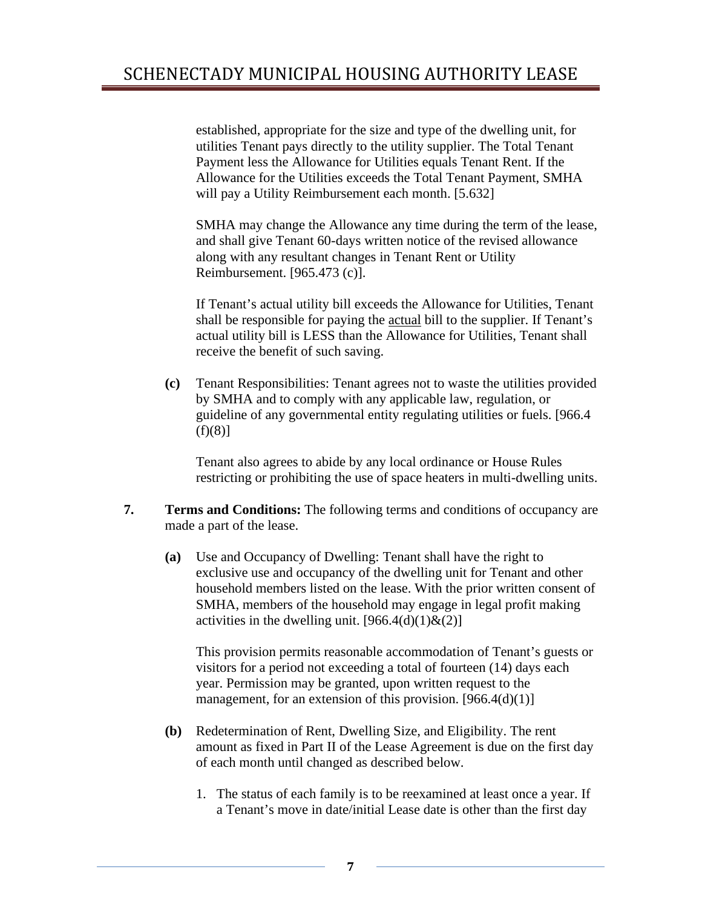established, appropriate for the size and type of the dwelling unit, for utilities Tenant pays directly to the utility supplier. The Total Tenant Payment less the Allowance for Utilities equals Tenant Rent. If the Allowance for the Utilities exceeds the Total Tenant Payment, SMHA will pay a Utility Reimbursement each month. [5.632]

SMHA may change the Allowance any time during the term of the lease, and shall give Tenant 60-days written notice of the revised allowance along with any resultant changes in Tenant Rent or Utility Reimbursement. [965.473 (c)].

If Tenant's actual utility bill exceeds the Allowance for Utilities, Tenant shall be responsible for paying the actual bill to the supplier. If Tenant's actual utility bill is LESS than the Allowance for Utilities, Tenant shall receive the benefit of such saving.

**(c)** Tenant Responsibilities: Tenant agrees not to waste the utilities provided by SMHA and to comply with any applicable law, regulation, or guideline of any governmental entity regulating utilities or fuels. [966.4 (f)(8)]

Tenant also agrees to abide by any local ordinance or House Rules restricting or prohibiting the use of space heaters in multi-dwelling units.

**7. Terms and Conditions:** The following terms and conditions of occupancy are made a part of the lease.

**(a)** Use and Occupancy of Dwelling: Tenant shall have the right to exclusive use and occupancy of the dwelling unit for Tenant and other household members listed on the lease. With the prior written consent of SMHA, members of the household may engage in legal profit making activities in the dwelling unit. [966.4(d)(1)&(2)]

This provision permits reasonable accommodation of Tenant's guests or visitors for a period not exceeding a total of fourteen (14) days each year. Permission may be granted, upon written request to the management, for an extension of this provision. [966.4(d)(1)]

**(b)** Redetermination of Rent, Dwelling Size, and Eligibility. The rent amount as fixed in Part II of the Lease Agreement is due on the first day of each month until changed as described below.

1. The status of each family is to be reexamined at least once a year. If a Tenant's move in date/initial Lease date is other than the first day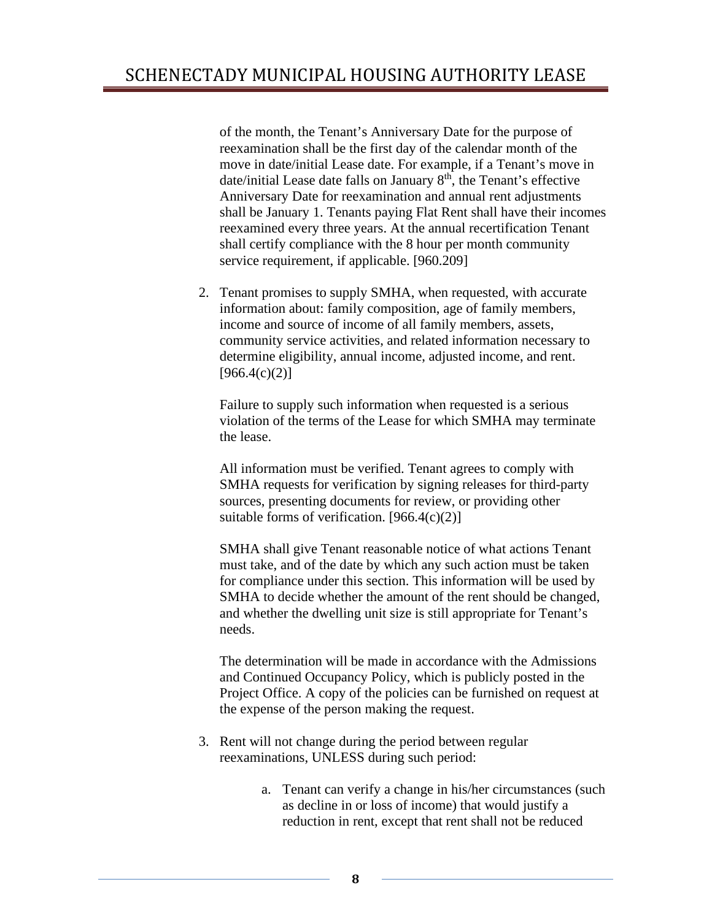of the month, the Tenant's Anniversary Date for the purpose of reexamination shall be the first day of the calendar month of the move in date/initial Lease date. For example, if a Tenant's move in date/initial Lease date falls on January 8th, the Tenant's effective Anniversary Date for reexamination and annual rent adjustments shall be January 1. Tenants paying Flat Rent shall have their incomes reexamined every three years. At the annual recertification Tenant shall certify compliance with the 8 hour per month community service requirement, if applicable. [960.209]

2. Tenant promises to supply SMHA, when requested, with accurate information about: family composition, age of family members, income and source of income of all family members, assets, community service activities, and related information necessary to determine eligibility, annual income, adjusted income, and rent. [966.4(c)(2)]

   Failure to supply such information when requested is a serious violation of the terms of the Lease for which SMHA may terminate the lease.

   All information must be verified. Tenant agrees to comply with SMHA requests for verification by signing releases for third-party sources, presenting documents for review, or providing other suitable forms of verification. [966.4(c)(2)]

   SMHA shall give Tenant reasonable notice of what actions Tenant must take, and of the date by which any such action must be taken for compliance under this section. This information will be used by SMHA to decide whether the amount of the rent should be changed, and whether the dwelling unit size is still appropriate for Tenant's needs.

   The determination will be made in accordance with the Admissions and Continued Occupancy Policy, which is publicly posted in the Project Office. A copy of the policies can be furnished on request at the expense of the person making the request.

3. Rent will not change during the period between regular reexaminations, UNLESS during such period:

   a. Tenant can verify a change in his/her circumstances (such as decline in or loss of income) that would justify a reduction in rent, except that rent shall not be reduced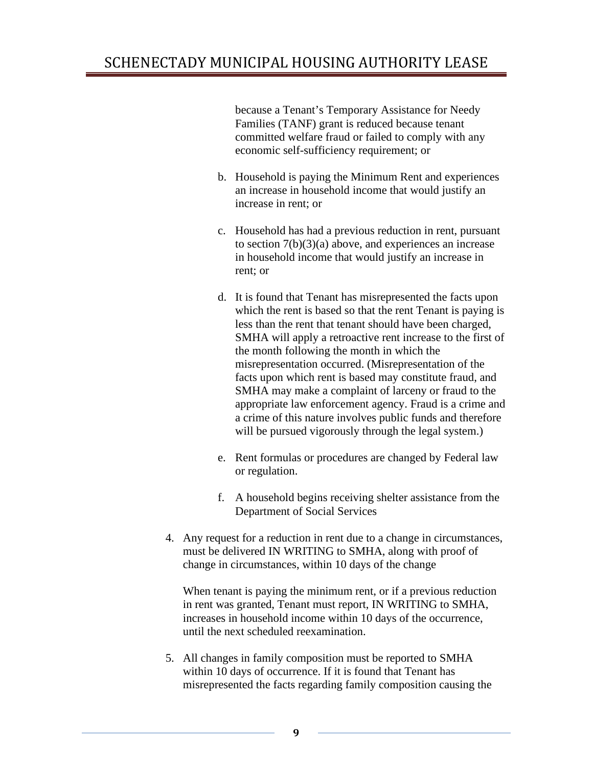because a Tenant's Temporary Assistance for Needy Families (TANF) grant is reduced because tenant committed welfare fraud or failed to comply with any economic self-sufficiency requirement; or

b. Household is paying the Minimum Rent and experiences an increase in household income that would justify an increase in rent; or

c. Household has had a previous reduction in rent, pursuant to section 7(b)(3)(a) above, and experiences an increase in household income that would justify an increase in rent; or

d. It is found that Tenant has misrepresented the facts upon which the rent is based so that the rent Tenant is paying is less than the rent that tenant should have been charged, SMHA will apply a retroactive rent increase to the first of the month following the month in which the misrepresentation occurred. (Misrepresentation of the facts upon which rent is based may constitute fraud, and SMHA may make a complaint of larceny or fraud to the appropriate law enforcement agency. Fraud is a crime and a crime of this nature involves public funds and therefore will be pursued vigorously through the legal system.)

e. Rent formulas or procedures are changed by Federal law or regulation.

f. A household begins receiving shelter assistance from the Department of Social Services

4. Any request for a reduction in rent due to a change in circumstances, must be delivered IN WRITING to SMHA, along with proof of change in circumstances, within 10 days of the change

   When tenant is paying the minimum rent, or if a previous reduction in rent was granted, Tenant must report, IN WRITING to SMHA, increases in household income within 10 days of the occurrence, until the next scheduled reexamination.

5. All changes in family composition must be reported to SMHA within 10 days of occurrence. If it is found that Tenant has misrepresented the facts regarding family composition causing the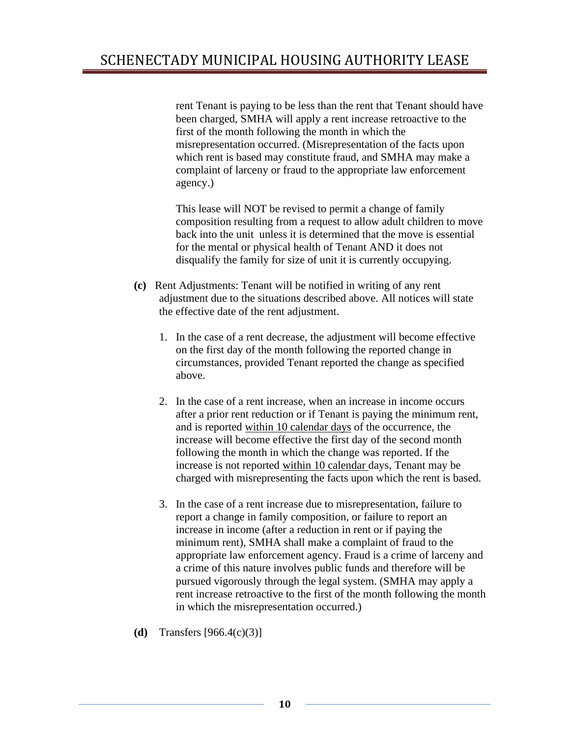rent Tenant is paying to be less than the rent that Tenant should have been charged, SMHA will apply a rent increase retroactive to the first of the month following the month in which the misrepresentation occurred. (Misrepresentation of the facts upon which rent is based may constitute fraud, and SMHA may make a complaint of larceny or fraud to the appropriate law enforcement agency.)

This lease will NOT be revised to permit a change of family composition resulting from a request to allow adult children to move back into the unit unless it is determined that the move is essential for the mental or physical health of Tenant AND it does not disqualify the family for size of unit it is currently occupying.

**(c)** Rent Adjustments: Tenant will be notified in writing of any rent adjustment due to the situations described above. All notices will state the effective date of the rent adjustment.

1. In the case of a rent decrease, the adjustment will become effective on the first day of the month following the reported change in circumstances, provided Tenant reported the change as specified above.

2. In the case of a rent increase, when an increase in income occurs after a prior rent reduction or if Tenant is paying the minimum rent, and is reported within 10 calendar days of the occurrence, the increase will become effective the first day of the second month following the month in which the change was reported. If the increase is not reported within 10 calendar days, Tenant may be charged with misrepresenting the facts upon which the rent is based.

3. In the case of a rent increase due to misrepresentation, failure to report a change in family composition, or failure to report an increase in income (after a reduction in rent or if paying the minimum rent), SMHA shall make a complaint of fraud to the appropriate law enforcement agency. Fraud is a crime of larceny and a crime of this nature involves public funds and therefore will be pursued vigorously through the legal system. (SMHA may apply a rent increase retroactive to the first of the month following the month in which the misrepresentation occurred.)

**(d)** Transfers [966.4(c)(3)]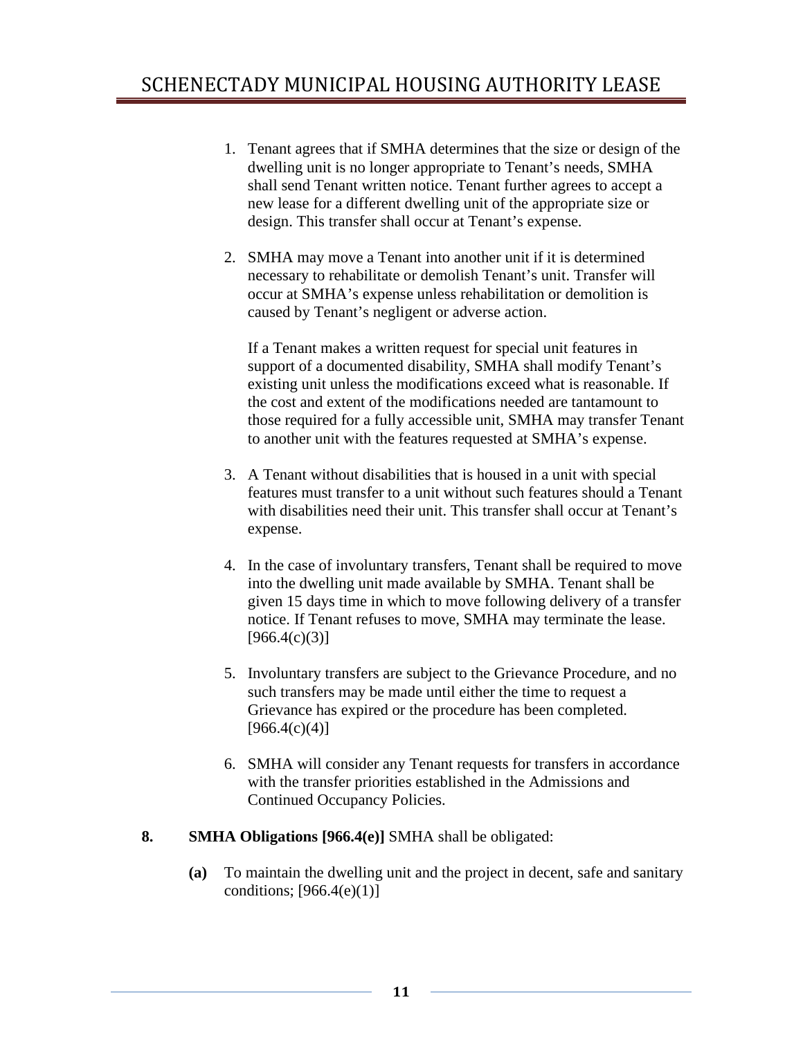1. Tenant agrees that if SMHA determines that the size or design of the dwelling unit is no longer appropriate to Tenant's needs, SMHA shall send Tenant written notice. Tenant further agrees to accept a new lease for a different dwelling unit of the appropriate size or design. This transfer shall occur at Tenant's expense.

2. SMHA may move a Tenant into another unit if it is determined necessary to rehabilitate or demolish Tenant's unit. Transfer will occur at SMHA's expense unless rehabilitation or demolition is caused by Tenant's negligent or adverse action.

   If a Tenant makes a written request for special unit features in support of a documented disability, SMHA shall modify Tenant's existing unit unless the modifications exceed what is reasonable. If the cost and extent of the modifications needed are tantamount to those required for a fully accessible unit, SMHA may transfer Tenant to another unit with the features requested at SMHA's expense.

3. A Tenant without disabilities that is housed in a unit with special features must transfer to a unit without such features should a Tenant with disabilities need their unit. This transfer shall occur at Tenant's expense.

4. In the case of involuntary transfers, Tenant shall be required to move into the dwelling unit made available by SMHA. Tenant shall be given 15 days time in which to move following delivery of a transfer notice. If Tenant refuses to move, SMHA may terminate the lease. [966.4(c)(3)]

5. Involuntary transfers are subject to the Grievance Procedure, and no such transfers may be made until either the time to request a Grievance has expired or the procedure has been completed. [966.4(c)(4)]

6. SMHA will consider any Tenant requests for transfers in accordance with the transfer priorities established in the Admissions and Continued Occupancy Policies.

**8. SMHA Obligations [966.4(e)]** SMHA shall be obligated:

**(a)** To maintain the dwelling unit and the project in decent, safe and sanitary conditions; [966.4(e)(1)]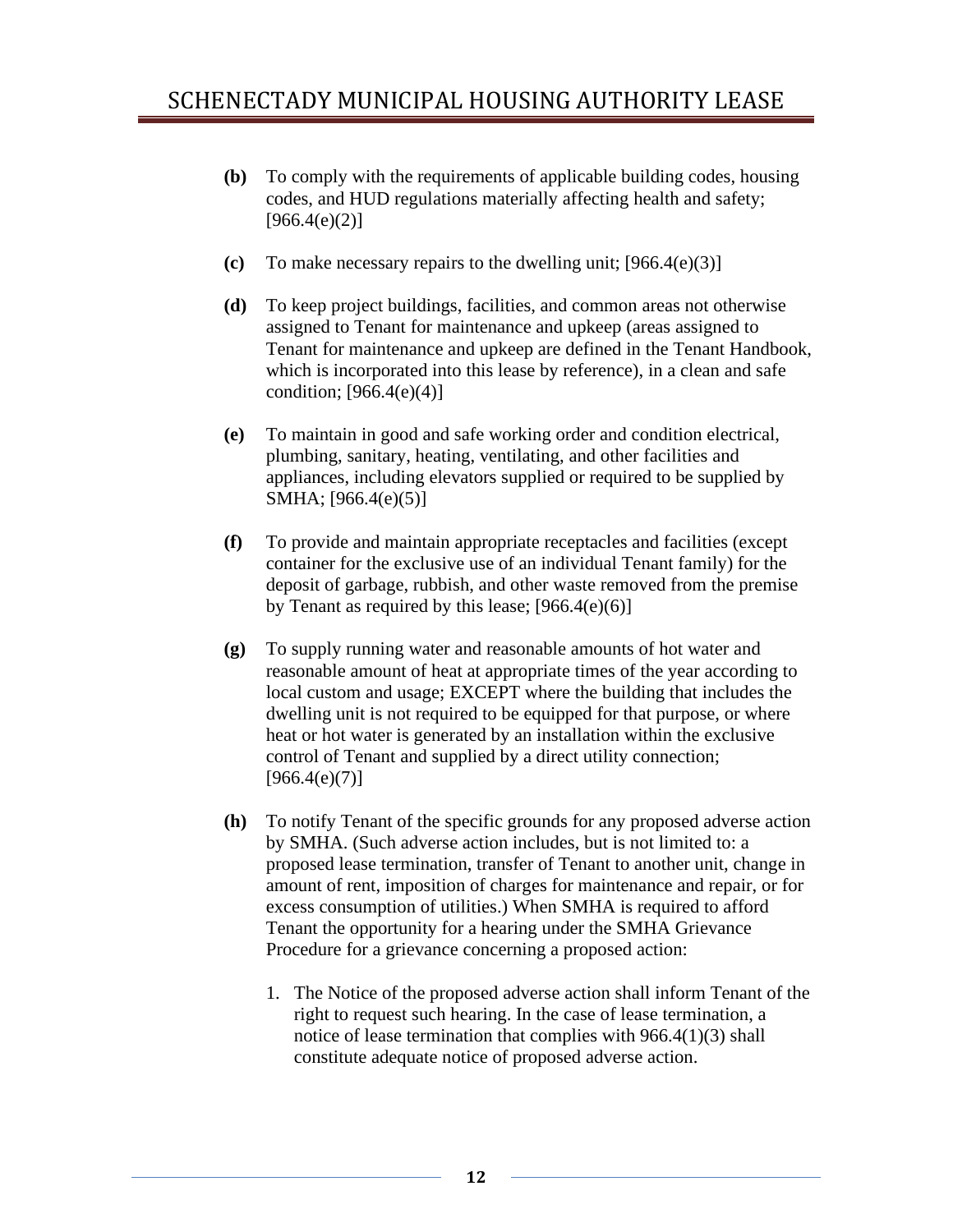**(b)** To comply with the requirements of applicable building codes, housing codes, and HUD regulations materially affecting health and safety; [966.4(e)(2)]

**(c)** To make necessary repairs to the dwelling unit; [966.4(e)(3)]

**(d)** To keep project buildings, facilities, and common areas not otherwise assigned to Tenant for maintenance and upkeep (areas assigned to Tenant for maintenance and upkeep are defined in the Tenant Handbook, which is incorporated into this lease by reference), in a clean and safe condition; [966.4(e)(4)]

**(e)** To maintain in good and safe working order and condition electrical, plumbing, sanitary, heating, ventilating, and other facilities and appliances, including elevators supplied or required to be supplied by SMHA; [966.4(e)(5)]

**(f)** To provide and maintain appropriate receptacles and facilities (except container for the exclusive use of an individual Tenant family) for the deposit of garbage, rubbish, and other waste removed from the premise by Tenant as required by this lease; [966.4(e)(6)]

**(g)** To supply running water and reasonable amounts of hot water and reasonable amount of heat at appropriate times of the year according to local custom and usage; EXCEPT where the building that includes the dwelling unit is not required to be equipped for that purpose, or where heat or hot water is generated by an installation within the exclusive control of Tenant and supplied by a direct utility connection; [966.4(e)(7)]

**(h)** To notify Tenant of the specific grounds for any proposed adverse action by SMHA. (Such adverse action includes, but is not limited to: a proposed lease termination, transfer of Tenant to another unit, change in amount of rent, imposition of charges for maintenance and repair, or for excess consumption of utilities.) When SMHA is required to afford Tenant the opportunity for a hearing under the SMHA Grievance Procedure for a grievance concerning a proposed action:

1. The Notice of the proposed adverse action shall inform Tenant of the right to request such hearing. In the case of lease termination, a notice of lease termination that complies with 966.4(1)(3) shall constitute adequate notice of proposed adverse action.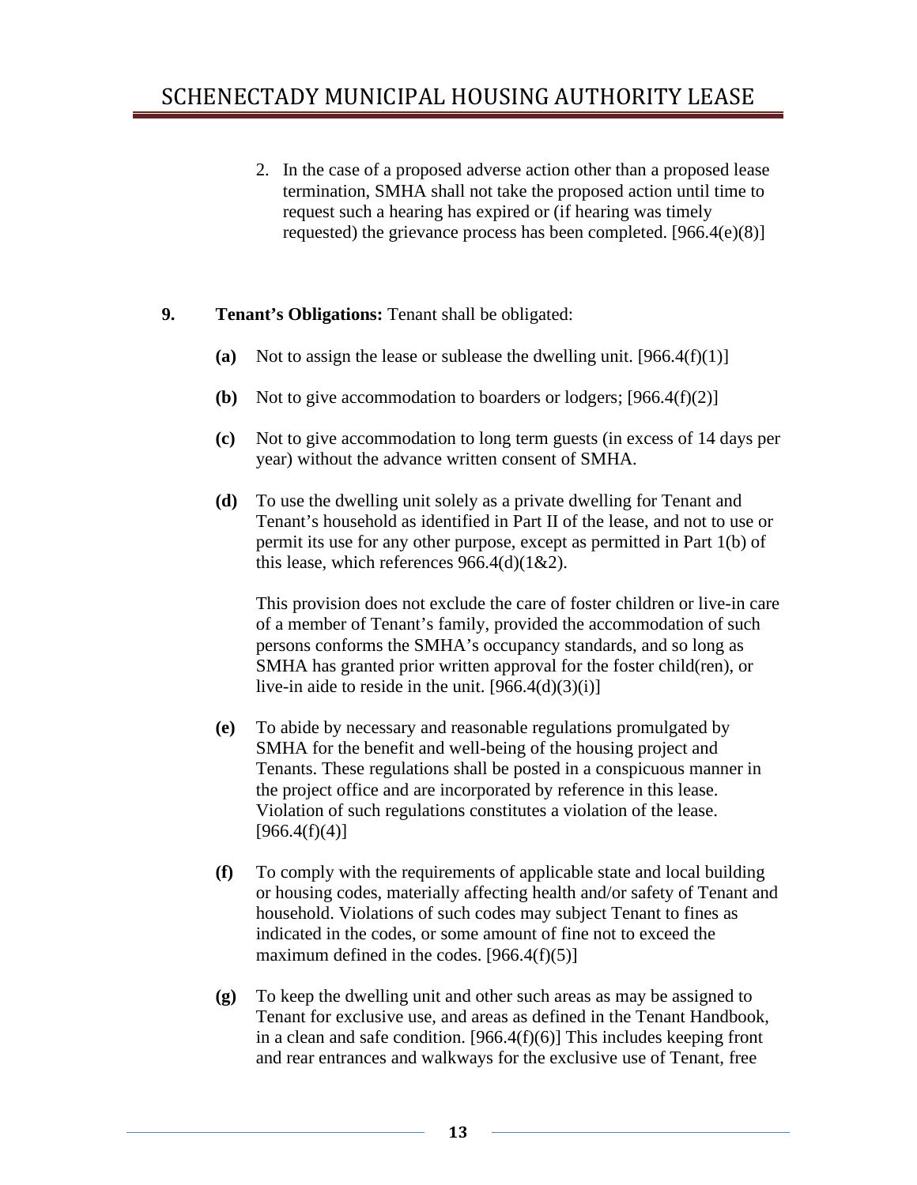2. In the case of a proposed adverse action other than a proposed lease termination, SMHA shall not take the proposed action until time to request such a hearing has expired or (if hearing was timely requested) the grievance process has been completed. [966.4(e)(8)]

**9. Tenant's Obligations:** Tenant shall be obligated:

**(a)** Not to assign the lease or sublease the dwelling unit. [966.4(f)(1)]

**(b)** Not to give accommodation to boarders or lodgers; [966.4(f)(2)]

**(c)** Not to give accommodation to long term guests (in excess of 14 days per year) without the advance written consent of SMHA.

**(d)** To use the dwelling unit solely as a private dwelling for Tenant and Tenant's household as identified in Part II of the lease, and not to use or permit its use for any other purpose, except as permitted in Part 1(b) of this lease, which references 966.4(d)(1&2).

This provision does not exclude the care of foster children or live-in care of a member of Tenant's family, provided the accommodation of such persons conforms the SMHA's occupancy standards, and so long as SMHA has granted prior written approval for the foster child(ren), or live-in aide to reside in the unit. [966.4(d)(3)(i)]

**(e)** To abide by necessary and reasonable regulations promulgated by SMHA for the benefit and well-being of the housing project and Tenants. These regulations shall be posted in a conspicuous manner in the project office and are incorporated by reference in this lease. Violation of such regulations constitutes a violation of the lease. [966.4(f)(4)]

**(f)** To comply with the requirements of applicable state and local building or housing codes, materially affecting health and/or safety of Tenant and household. Violations of such codes may subject Tenant to fines as indicated in the codes, or some amount of fine not to exceed the maximum defined in the codes. [966.4(f)(5)]

**(g)** To keep the dwelling unit and other such areas as may be assigned to Tenant for exclusive use, and areas as defined in the Tenant Handbook, in a clean and safe condition. [966.4(f)(6)] This includes keeping front and rear entrances and walkways for the exclusive use of Tenant, free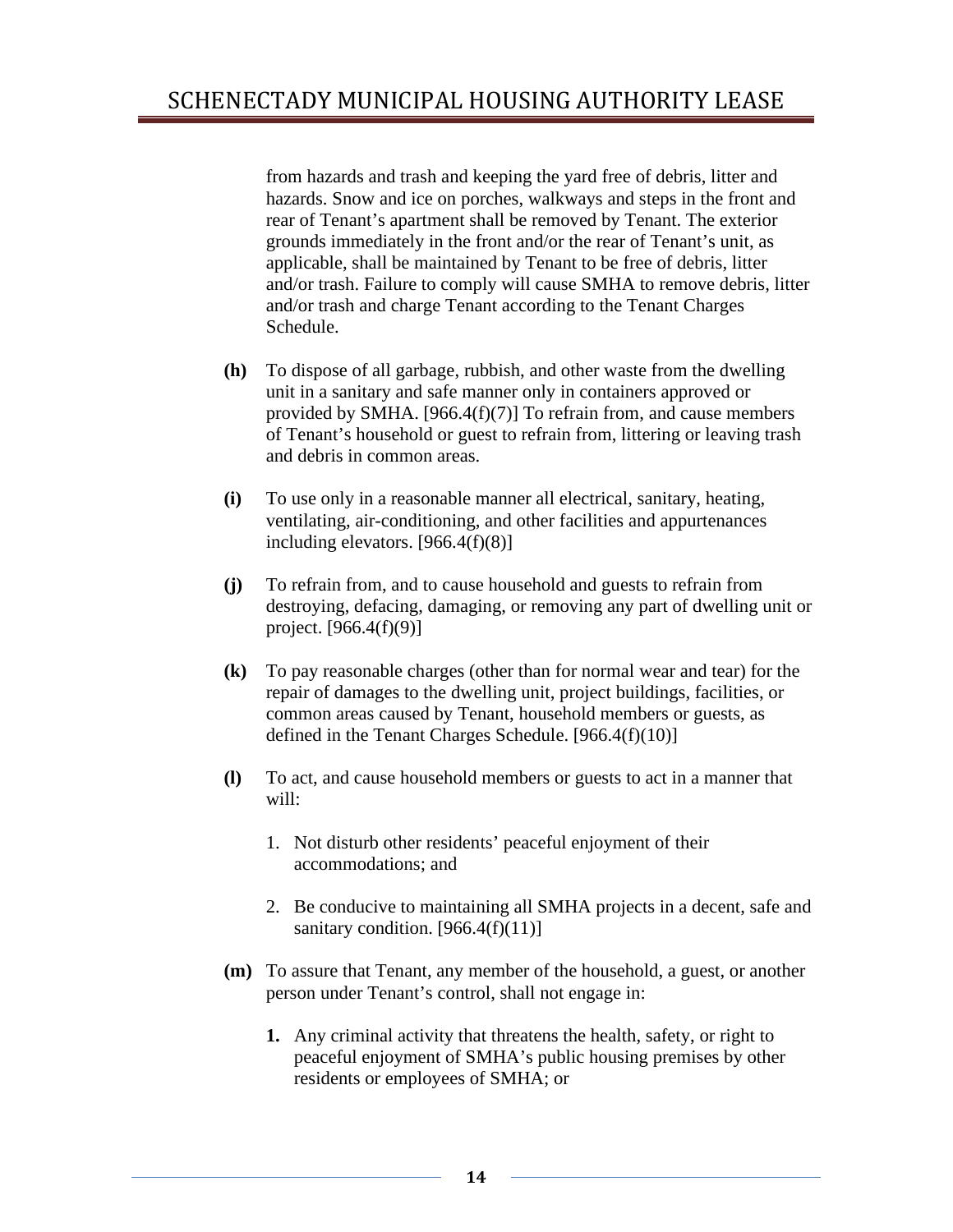from hazards and trash and keeping the yard free of debris, litter and hazards. Snow and ice on porches, walkways and steps in the front and rear of Tenant's apartment shall be removed by Tenant. The exterior grounds immediately in the front and/or the rear of Tenant's unit, as applicable, shall be maintained by Tenant to be free of debris, litter and/or trash. Failure to comply will cause SMHA to remove debris, litter and/or trash and charge Tenant according to the Tenant Charges Schedule.

**(h)** To dispose of all garbage, rubbish, and other waste from the dwelling unit in a sanitary and safe manner only in containers approved or provided by SMHA. [966.4(f)(7)] To refrain from, and cause members of Tenant's household or guest to refrain from, littering or leaving trash and debris in common areas.

**(i)** To use only in a reasonable manner all electrical, sanitary, heating, ventilating, air-conditioning, and other facilities and appurtenances including elevators. [966.4(f)(8)]

**(j)** To refrain from, and to cause household and guests to refrain from destroying, defacing, damaging, or removing any part of dwelling unit or project. [966.4(f)(9)]

**(k)** To pay reasonable charges (other than for normal wear and tear) for the repair of damages to the dwelling unit, project buildings, facilities, or common areas caused by Tenant, household members or guests, as defined in the Tenant Charges Schedule. [966.4(f)(10)]

**(l)** To act, and cause household members or guests to act in a manner that will:

1. Not disturb other residents' peaceful enjoyment of their accommodations; and
2. Be conducive to maintaining all SMHA projects in a decent, safe and sanitary condition. [966.4(f)(11)]

**(m)** To assure that Tenant, any member of the household, a guest, or another person under Tenant's control, shall not engage in:

**1.** Any criminal activity that threatens the health, safety, or right to peaceful enjoyment of SMHA's public housing premises by other residents or employees of SMHA; or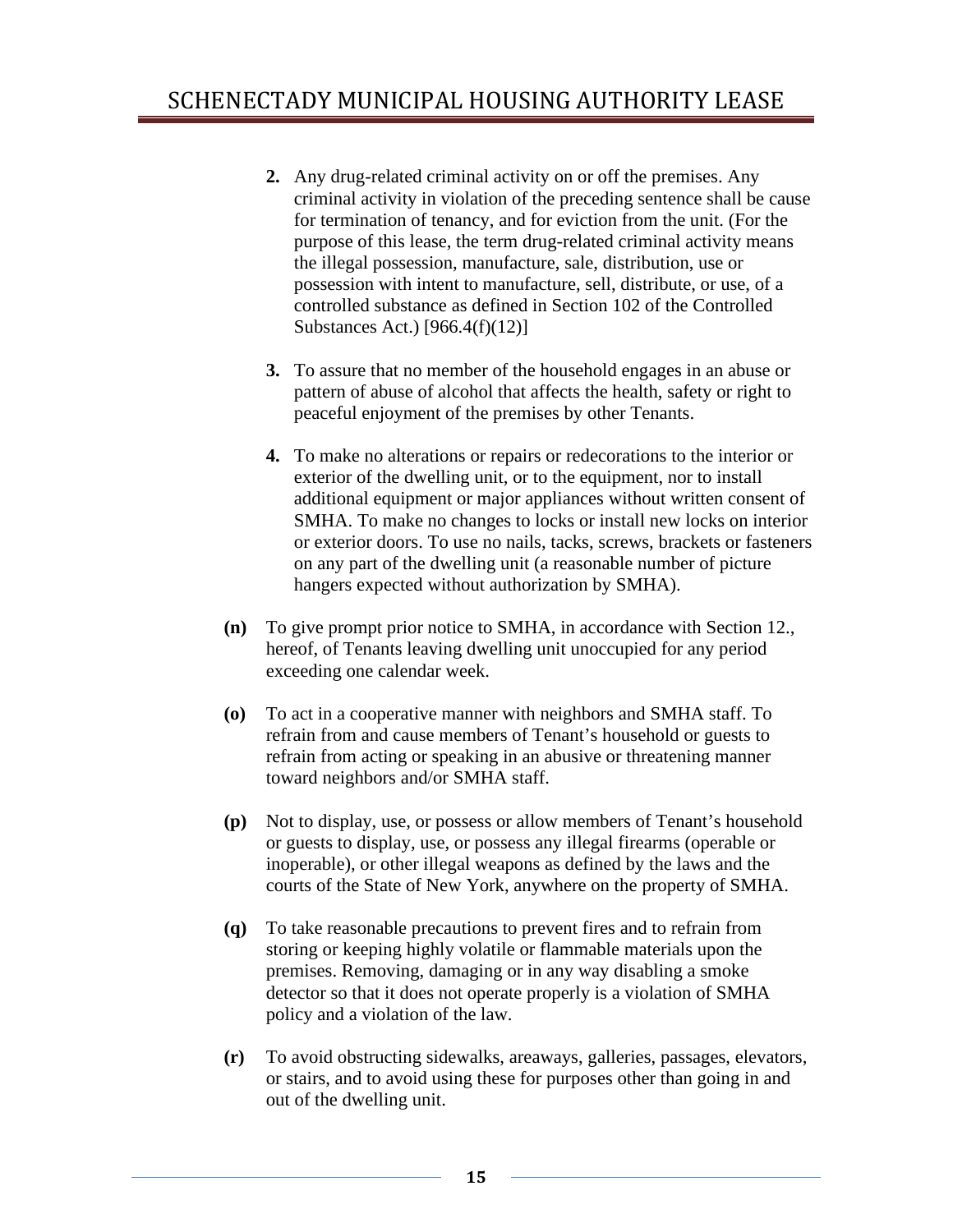2. Any drug-related criminal activity on or off the premises. Any criminal activity in violation of the preceding sentence shall be cause for termination of tenancy, and for eviction from the unit. (For the purpose of this lease, the term drug-related criminal activity means the illegal possession, manufacture, sale, distribution, use or possession with intent to manufacture, sell, distribute, or use, of a controlled substance as defined in Section 102 of the Controlled Substances Act.) [966.4(f)(12)]

3. To assure that no member of the household engages in an abuse or pattern of abuse of alcohol that affects the health, safety or right to peaceful enjoyment of the premises by other Tenants.

4. To make no alterations or repairs or redecorations to the interior or exterior of the dwelling unit, or to the equipment, nor to install additional equipment or major appliances without written consent of SMHA. To make no changes to locks or install new locks on interior or exterior doors. To use no nails, tacks, screws, brackets or fasteners on any part of the dwelling unit (a reasonable number of picture hangers expected without authorization by SMHA).

**(n)** To give prompt prior notice to SMHA, in accordance with Section 12., hereof, of Tenants leaving dwelling unit unoccupied for any period exceeding one calendar week.

**(o)** To act in a cooperative manner with neighbors and SMHA staff. To refrain from and cause members of Tenant's household or guests to refrain from acting or speaking in an abusive or threatening manner toward neighbors and/or SMHA staff.

**(p)** Not to display, use, or possess or allow members of Tenant's household or guests to display, use, or possess any illegal firearms (operable or inoperable), or other illegal weapons as defined by the laws and the courts of the State of New York, anywhere on the property of SMHA.

**(q)** To take reasonable precautions to prevent fires and to refrain from storing or keeping highly volatile or flammable materials upon the premises. Removing, damaging or in any way disabling a smoke detector so that it does not operate properly is a violation of SMHA policy and a violation of the law.

**(r)** To avoid obstructing sidewalks, areaways, galleries, passages, elevators, or stairs, and to avoid using these for purposes other than going in and out of the dwelling unit.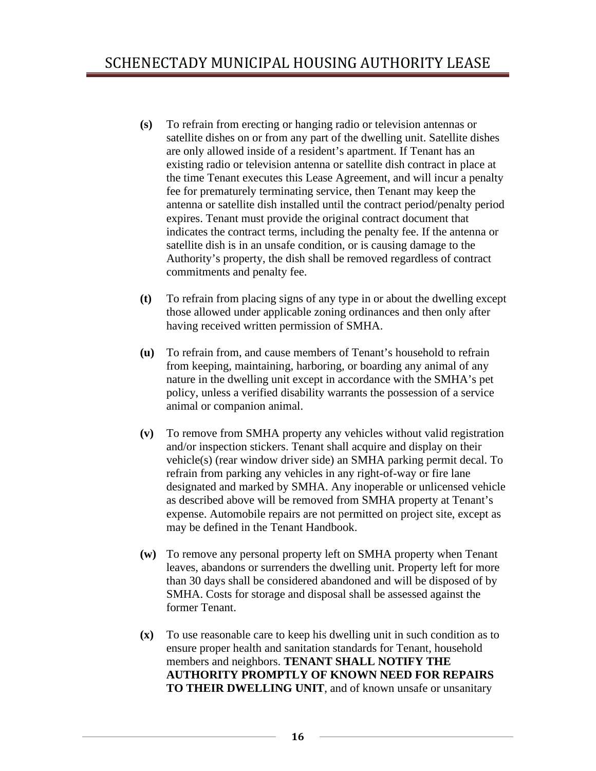**(s)** To refrain from erecting or hanging radio or television antennas or satellite dishes on or from any part of the dwelling unit. Satellite dishes are only allowed inside of a resident's apartment. If Tenant has an existing radio or television antenna or satellite dish contract in place at the time Tenant executes this Lease Agreement, and will incur a penalty fee for prematurely terminating service, then Tenant may keep the antenna or satellite dish installed until the contract period/penalty period expires. Tenant must provide the original contract document that indicates the contract terms, including the penalty fee. If the antenna or satellite dish is in an unsafe condition, or is causing damage to the Authority's property, the dish shall be removed regardless of contract commitments and penalty fee.

**(t)** To refrain from placing signs of any type in or about the dwelling except those allowed under applicable zoning ordinances and then only after having received written permission of SMHA.

**(u)** To refrain from, and cause members of Tenant's household to refrain from keeping, maintaining, harboring, or boarding any animal of any nature in the dwelling unit except in accordance with the SMHA's pet policy, unless a verified disability warrants the possession of a service animal or companion animal.

**(v)** To remove from SMHA property any vehicles without valid registration and/or inspection stickers. Tenant shall acquire and display on their vehicle(s) (rear window driver side) an SMHA parking permit decal. To refrain from parking any vehicles in any right-of-way or fire lane designated and marked by SMHA. Any inoperable or unlicensed vehicle as described above will be removed from SMHA property at Tenant's expense. Automobile repairs are not permitted on project site, except as may be defined in the Tenant Handbook.

**(w)** To remove any personal property left on SMHA property when Tenant leaves, abandons or surrenders the dwelling unit. Property left for more than 30 days shall be considered abandoned and will be disposed of by SMHA. Costs for storage and disposal shall be assessed against the former Tenant.

**(x)** To use reasonable care to keep his dwelling unit in such condition as to ensure proper health and sanitation standards for Tenant, household members and neighbors. **TENANT SHALL NOTIFY THE AUTHORITY PROMPTLY OF KNOWN NEED FOR REPAIRS TO THEIR DWELLING UNIT**, and of known unsafe or unsanitary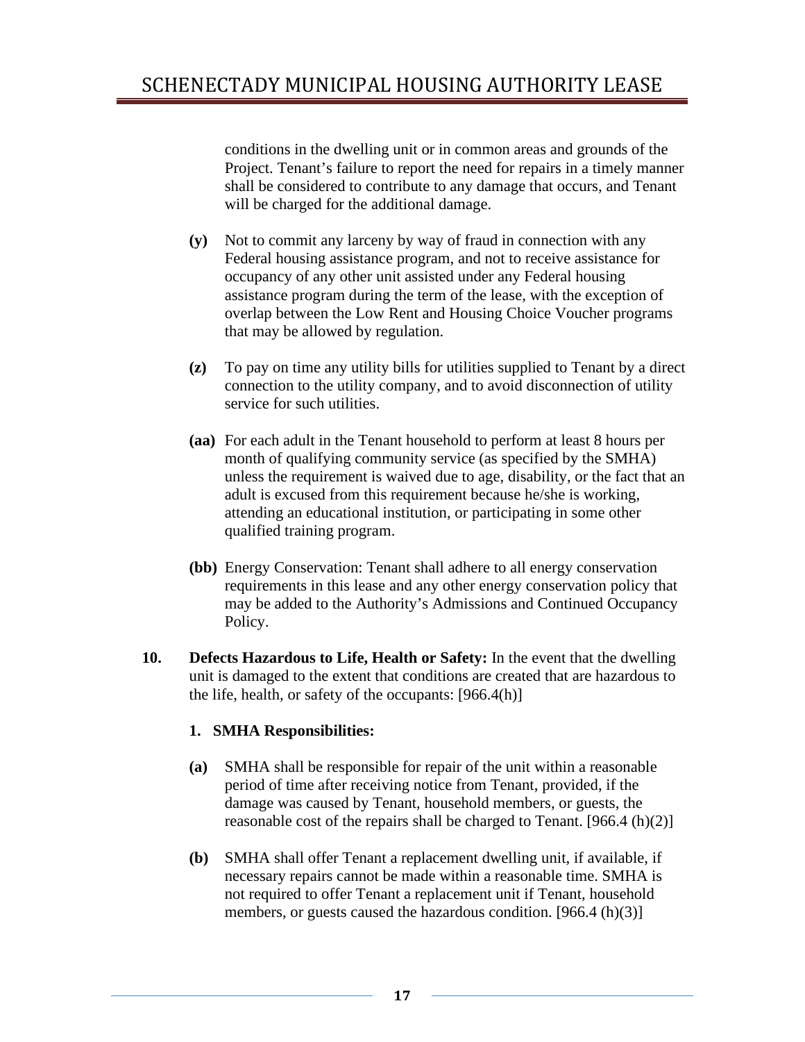conditions in the dwelling unit or in common areas and grounds of the Project. Tenant's failure to report the need for repairs in a timely manner shall be considered to contribute to any damage that occurs, and Tenant will be charged for the additional damage.

**(y)** Not to commit any larceny by way of fraud in connection with any Federal housing assistance program, and not to receive assistance for occupancy of any other unit assisted under any Federal housing assistance program during the term of the lease, with the exception of overlap between the Low Rent and Housing Choice Voucher programs that may be allowed by regulation.

**(z)** To pay on time any utility bills for utilities supplied to Tenant by a direct connection to the utility company, and to avoid disconnection of utility service for such utilities.

**(aa)** For each adult in the Tenant household to perform at least 8 hours per month of qualifying community service (as specified by the SMHA) unless the requirement is waived due to age, disability, or the fact that an adult is excused from this requirement because he/she is working, attending an educational institution, or participating in some other qualified training program.

**(bb)** Energy Conservation: Tenant shall adhere to all energy conservation requirements in this lease and any other energy conservation policy that may be added to the Authority's Admissions and Continued Occupancy Policy.

**10. Defects Hazardous to Life, Health or Safety:** In the event that the dwelling unit is damaged to the extent that conditions are created that are hazardous to the life, health, or safety of the occupants: [966.4(h)]

**1. SMHA Responsibilities:**

**(a)** SMHA shall be responsible for repair of the unit within a reasonable period of time after receiving notice from Tenant, provided, if the damage was caused by Tenant, household members, or guests, the reasonable cost of the repairs shall be charged to Tenant. [966.4 (h)(2)]

**(b)** SMHA shall offer Tenant a replacement dwelling unit, if available, if necessary repairs cannot be made within a reasonable time. SMHA is not required to offer Tenant a replacement unit if Tenant, household members, or guests caused the hazardous condition. [966.4 (h)(3)]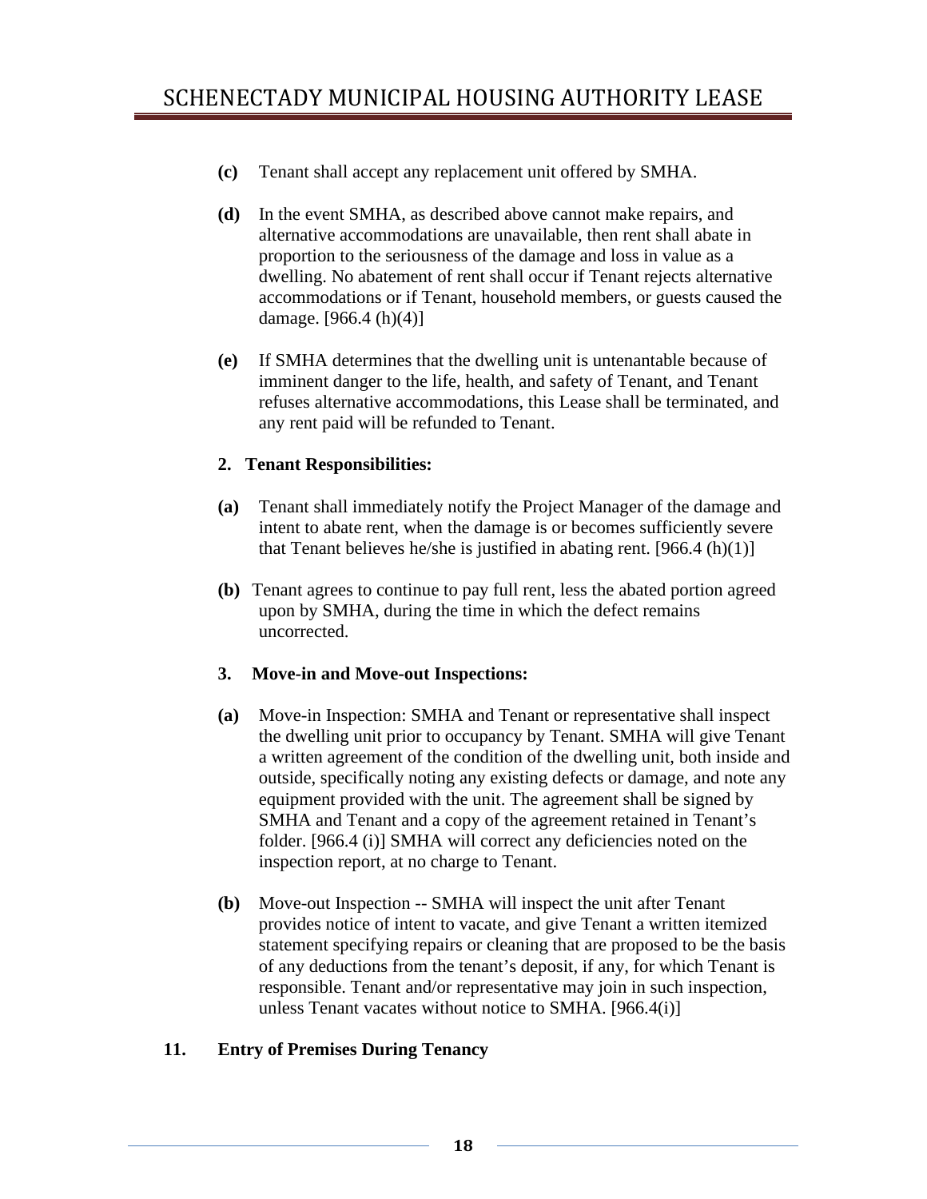**(c)** Tenant shall accept any replacement unit offered by SMHA.

**(d)** In the event SMHA, as described above cannot make repairs, and alternative accommodations are unavailable, then rent shall abate in proportion to the seriousness of the damage and loss in value as a dwelling. No abatement of rent shall occur if Tenant rejects alternative accommodations or if Tenant, household members, or guests caused the damage. [966.4 (h)(4)]

**(e)** If SMHA determines that the dwelling unit is untenantable because of imminent danger to the life, health, and safety of Tenant, and Tenant refuses alternative accommodations, this Lease shall be terminated, and any rent paid will be refunded to Tenant.

**2. Tenant Responsibilities:**

**(a)** Tenant shall immediately notify the Project Manager of the damage and intent to abate rent, when the damage is or becomes sufficiently severe that Tenant believes he/she is justified in abating rent. [966.4 (h)(1)]

**(b)** Tenant agrees to continue to pay full rent, less the abated portion agreed upon by SMHA, during the time in which the defect remains uncorrected.

**3. Move-in and Move-out Inspections:**

**(a)** Move-in Inspection: SMHA and Tenant or representative shall inspect the dwelling unit prior to occupancy by Tenant. SMHA will give Tenant a written agreement of the condition of the dwelling unit, both inside and outside, specifically noting any existing defects or damage, and note any equipment provided with the unit. The agreement shall be signed by SMHA and Tenant and a copy of the agreement retained in Tenant's folder. [966.4 (i)] SMHA will correct any deficiencies noted on the inspection report, at no charge to Tenant.

**(b)** Move-out Inspection -- SMHA will inspect the unit after Tenant provides notice of intent to vacate, and give Tenant a written itemized statement specifying repairs or cleaning that are proposed to be the basis of any deductions from the tenant's deposit, if any, for which Tenant is responsible. Tenant and/or representative may join in such inspection, unless Tenant vacates without notice to SMHA. [966.4(i)]

## 11. Entry of Premises During Tenancy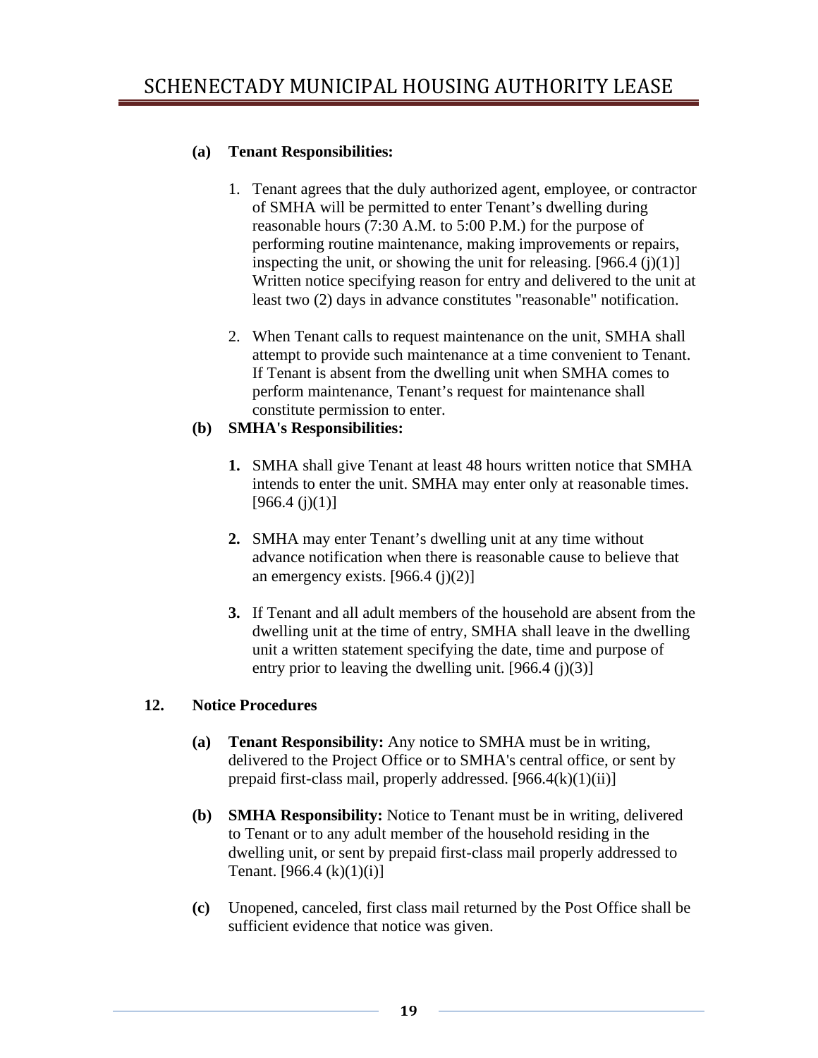**(a) Tenant Responsibilities:**

1. Tenant agrees that the duly authorized agent, employee, or contractor of SMHA will be permitted to enter Tenant's dwelling during reasonable hours (7:30 A.M. to 5:00 P.M.) for the purpose of performing routine maintenance, making improvements or repairs, inspecting the unit, or showing the unit for releasing. [966.4 (j)(1)] Written notice specifying reason for entry and delivered to the unit at least two (2) days in advance constitutes "reasonable" notification.

2. When Tenant calls to request maintenance on the unit, SMHA shall attempt to provide such maintenance at a time convenient to Tenant. If Tenant is absent from the dwelling unit when SMHA comes to perform maintenance, Tenant's request for maintenance shall constitute permission to enter.

**(b) SMHA's Responsibilities:**

**1.** SMHA shall give Tenant at least 48 hours written notice that SMHA intends to enter the unit. SMHA may enter only at reasonable times. [966.4 (j)(1)]

**2.** SMHA may enter Tenant's dwelling unit at any time without advance notification when there is reasonable cause to believe that an emergency exists. [966.4 (j)(2)]

**3.** If Tenant and all adult members of the household are absent from the dwelling unit at the time of entry, SMHA shall leave in the dwelling unit a written statement specifying the date, time and purpose of entry prior to leaving the dwelling unit. [966.4 (j)(3)]

**12. Notice Procedures**

**(a) Tenant Responsibility:** Any notice to SMHA must be in writing, delivered to the Project Office or to SMHA's central office, or sent by prepaid first-class mail, properly addressed. [966.4(k)(1)(ii)]

**(b) SMHA Responsibility:** Notice to Tenant must be in writing, delivered to Tenant or to any adult member of the household residing in the dwelling unit, or sent by prepaid first-class mail properly addressed to Tenant. [966.4 (k)(1)(i)]

**(c)** Unopened, canceled, first class mail returned by the Post Office shall be sufficient evidence that notice was given.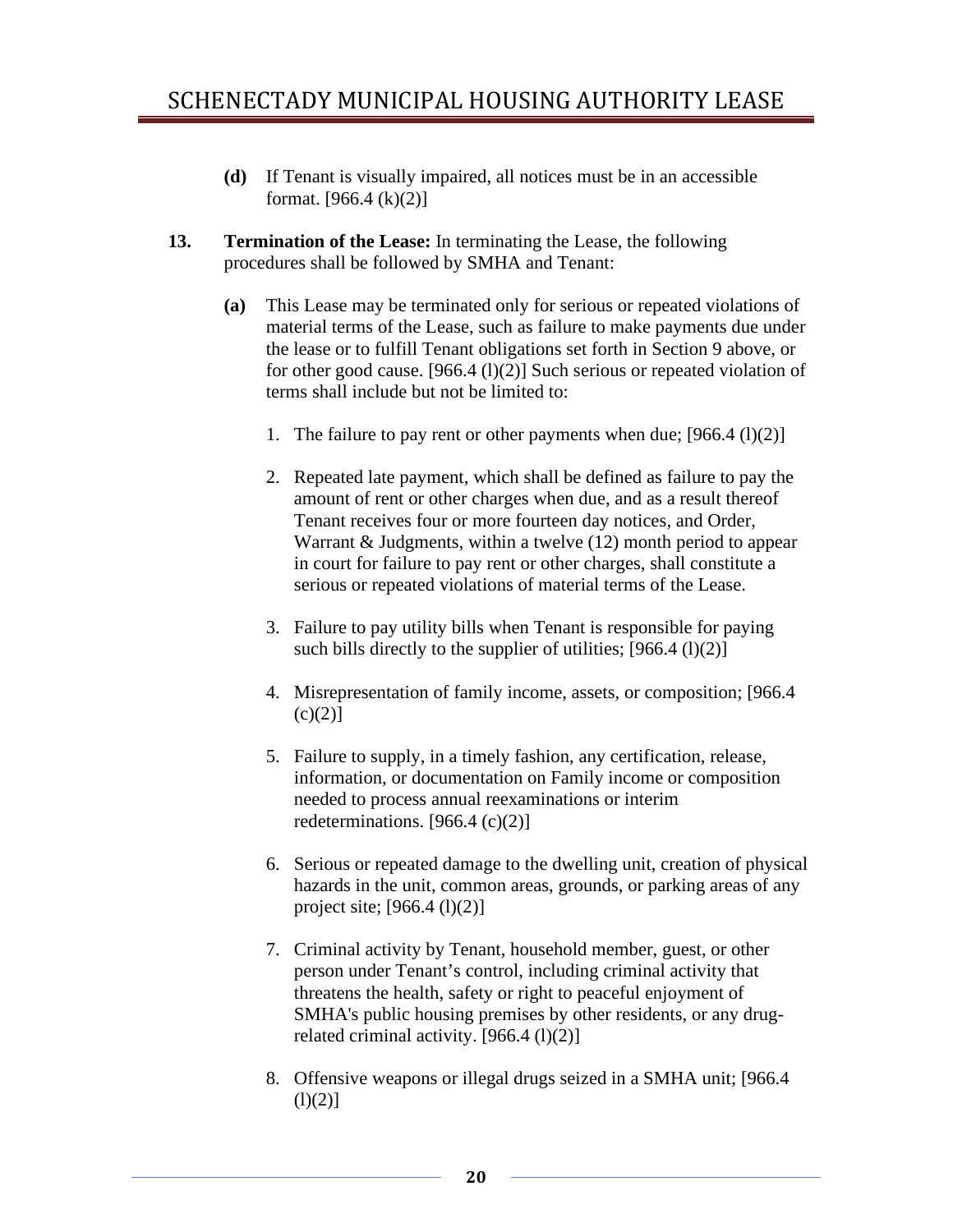**(d)** If Tenant is visually impaired, all notices must be in an accessible format. [966.4 (k)(2)]

**13. Termination of the Lease:** In terminating the Lease, the following procedures shall be followed by SMHA and Tenant:

**(a)** This Lease may be terminated only for serious or repeated violations of material terms of the Lease, such as failure to make payments due under the lease or to fulfill Tenant obligations set forth in Section 9 above, or for other good cause. [966.4 (l)(2)] Such serious or repeated violation of terms shall include but not be limited to:

1. The failure to pay rent or other payments when due; [966.4 (l)(2)]

2. Repeated late payment, which shall be defined as failure to pay the amount of rent or other charges when due, and as a result thereof Tenant receives four or more fourteen day notices, and Order, Warrant & Judgments, within a twelve (12) month period to appear in court for failure to pay rent or other charges, shall constitute a serious or repeated violations of material terms of the Lease.

3. Failure to pay utility bills when Tenant is responsible for paying such bills directly to the supplier of utilities; [966.4 (l)(2)]

4. Misrepresentation of family income, assets, or composition; [966.4 (c)(2)]

5. Failure to supply, in a timely fashion, any certification, release, information, or documentation on Family income or composition needed to process annual reexaminations or interim redeterminations. [966.4 (c)(2)]

6. Serious or repeated damage to the dwelling unit, creation of physical hazards in the unit, common areas, grounds, or parking areas of any project site; [966.4 (l)(2)]

7. Criminal activity by Tenant, household member, guest, or other person under Tenant's control, including criminal activity that threatens the health, safety or right to peaceful enjoyment of SMHA's public housing premises by other residents, or any drug-related criminal activity. [966.4 (l)(2)]

8. Offensive weapons or illegal drugs seized in a SMHA unit; [966.4 (l)(2)]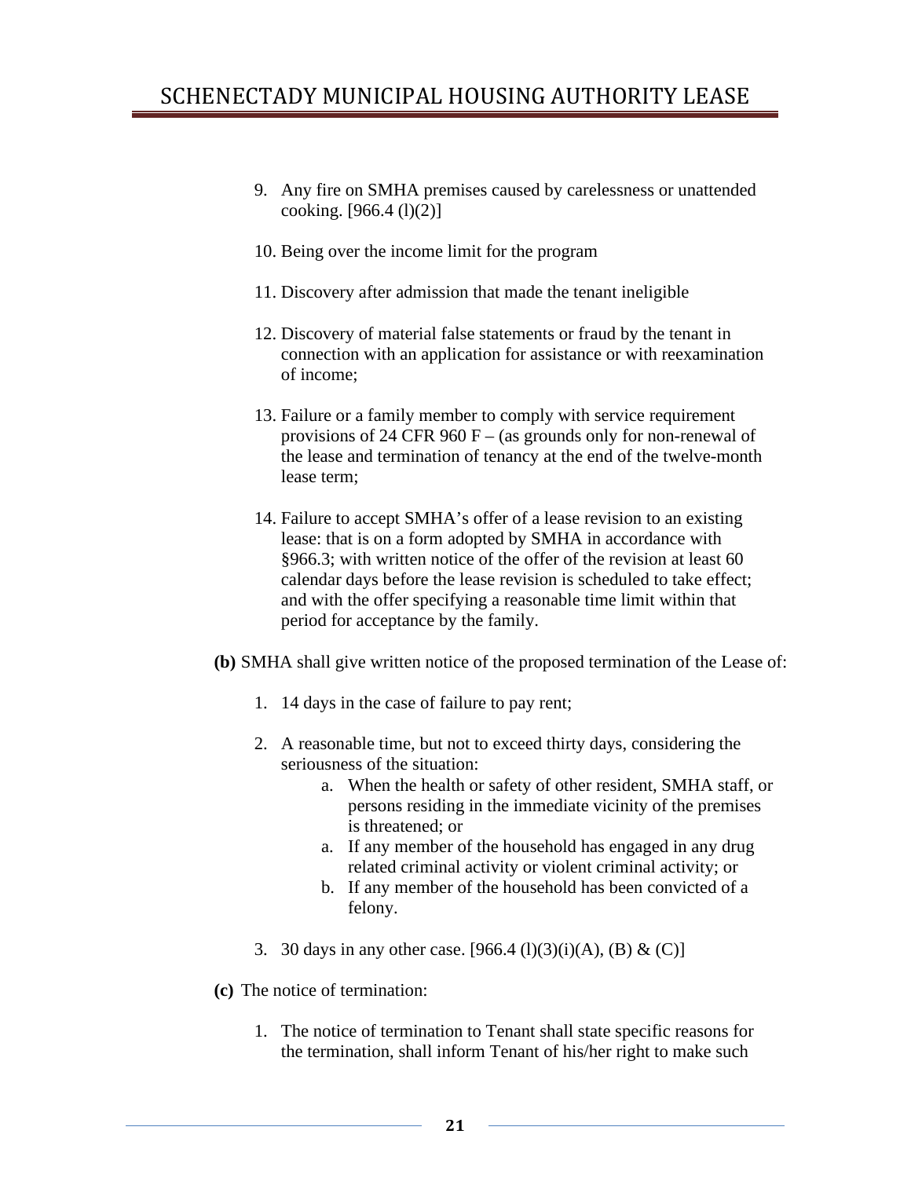9. Any fire on SMHA premises caused by carelessness or unattended cooking. [966.4 (l)(2)]

10. Being over the income limit for the program

11. Discovery after admission that made the tenant ineligible

12. Discovery of material false statements or fraud by the tenant in connection with an application for assistance or with reexamination of income;

13. Failure or a family member to comply with service requirement provisions of 24 CFR 960 F – (as grounds only for non-renewal of the lease and termination of tenancy at the end of the twelve-month lease term;

14. Failure to accept SMHA's offer of a lease revision to an existing lease: that is on a form adopted by SMHA in accordance with §966.3; with written notice of the offer of the revision at least 60 calendar days before the lease revision is scheduled to take effect; and with the offer specifying a reasonable time limit within that period for acceptance by the family.

**(b)** SMHA shall give written notice of the proposed termination of the Lease of:

1. 14 days in the case of failure to pay rent;

2. A reasonable time, but not to exceed thirty days, considering the seriousness of the situation:
   a. When the health or safety of other resident, SMHA staff, or persons residing in the immediate vicinity of the premises is threatened; or
   a. If any member of the household has engaged in any drug related criminal activity or violent criminal activity; or
   b. If any member of the household has been convicted of a felony.

3. 30 days in any other case. [966.4 (l)(3)(i)(A), (B) & (C)]

**(c)** The notice of termination:

1. The notice of termination to Tenant shall state specific reasons for the termination, shall inform Tenant of his/her right to make such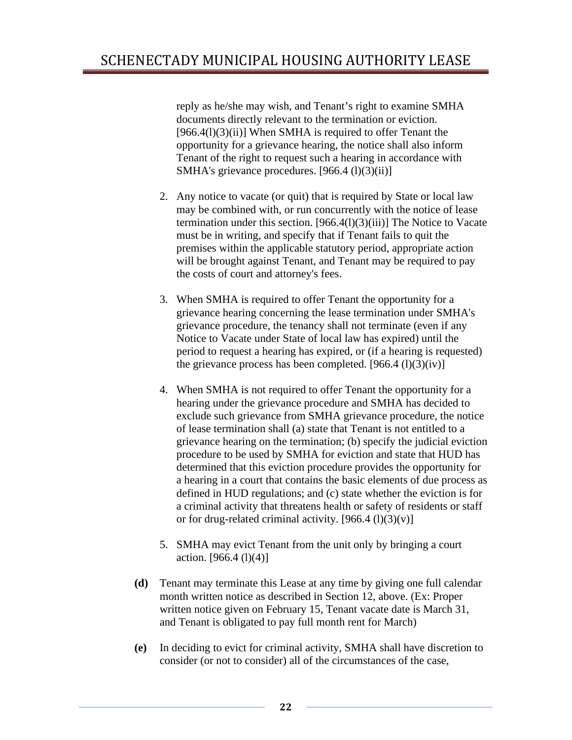reply as he/she may wish, and Tenant's right to examine SMHA documents directly relevant to the termination or eviction. [966.4(l)(3)(ii)] When SMHA is required to offer Tenant the opportunity for a grievance hearing, the notice shall also inform Tenant of the right to request such a hearing in accordance with SMHA's grievance procedures. [966.4 (l)(3)(ii)]

2. Any notice to vacate (or quit) that is required by State or local law may be combined with, or run concurrently with the notice of lease termination under this section. [966.4(l)(3)(iii)] The Notice to Vacate must be in writing, and specify that if Tenant fails to quit the premises within the applicable statutory period, appropriate action will be brought against Tenant, and Tenant may be required to pay the costs of court and attorney's fees.

3. When SMHA is required to offer Tenant the opportunity for a grievance hearing concerning the lease termination under SMHA's grievance procedure, the tenancy shall not terminate (even if any Notice to Vacate under State of local law has expired) until the period to request a hearing has expired, or (if a hearing is requested) the grievance process has been completed. [966.4 (l)(3)(iv)]

4. When SMHA is not required to offer Tenant the opportunity for a hearing under the grievance procedure and SMHA has decided to exclude such grievance from SMHA grievance procedure, the notice of lease termination shall (a) state that Tenant is not entitled to a grievance hearing on the termination; (b) specify the judicial eviction procedure to be used by SMHA for eviction and state that HUD has determined that this eviction procedure provides the opportunity for a hearing in a court that contains the basic elements of due process as defined in HUD regulations; and (c) state whether the eviction is for a criminal activity that threatens health or safety of residents or staff or for drug-related criminal activity. [966.4 (l)(3)(v)]

5. SMHA may evict Tenant from the unit only by bringing a court action. [966.4 (l)(4)]

**(d)** Tenant may terminate this Lease at any time by giving one full calendar month written notice as described in Section 12, above. (Ex: Proper written notice given on February 15, Tenant vacate date is March 31, and Tenant is obligated to pay full month rent for March)

**(e)** In deciding to evict for criminal activity, SMHA shall have discretion to consider (or not to consider) all of the circumstances of the case,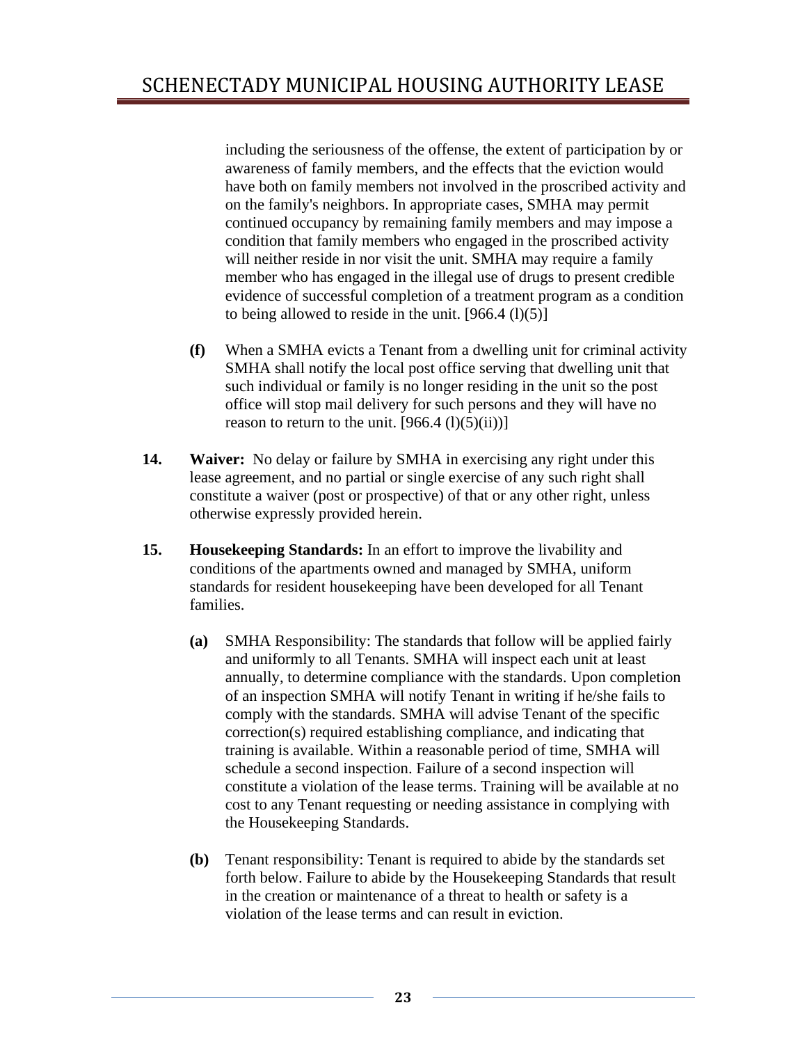including the seriousness of the offense, the extent of participation by or awareness of family members, and the effects that the eviction would have both on family members not involved in the proscribed activity and on the family's neighbors. In appropriate cases, SMHA may permit continued occupancy by remaining family members and may impose a condition that family members who engaged in the proscribed activity will neither reside in nor visit the unit. SMHA may require a family member who has engaged in the illegal use of drugs to present credible evidence of successful completion of a treatment program as a condition to being allowed to reside in the unit. [966.4 (l)(5)]

**(f)** When a SMHA evicts a Tenant from a dwelling unit for criminal activity SMHA shall notify the local post office serving that dwelling unit that such individual or family is no longer residing in the unit so the post office will stop mail delivery for such persons and they will have no reason to return to the unit. [966.4 (l)(5)(ii))]

**14. Waiver:** No delay or failure by SMHA in exercising any right under this lease agreement, and no partial or single exercise of any such right shall constitute a waiver (post or prospective) of that or any other right, unless otherwise expressly provided herein.

**15. Housekeeping Standards:** In an effort to improve the livability and conditions of the apartments owned and managed by SMHA, uniform standards for resident housekeeping have been developed for all Tenant families.

**(a)** SMHA Responsibility: The standards that follow will be applied fairly and uniformly to all Tenants. SMHA will inspect each unit at least annually, to determine compliance with the standards. Upon completion of an inspection SMHA will notify Tenant in writing if he/she fails to comply with the standards. SMHA will advise Tenant of the specific correction(s) required establishing compliance, and indicating that training is available. Within a reasonable period of time, SMHA will schedule a second inspection. Failure of a second inspection will constitute a violation of the lease terms. Training will be available at no cost to any Tenant requesting or needing assistance in complying with the Housekeeping Standards.

**(b)** Tenant responsibility: Tenant is required to abide by the standards set forth below. Failure to abide by the Housekeeping Standards that result in the creation or maintenance of a threat to health or safety is a violation of the lease terms and can result in eviction.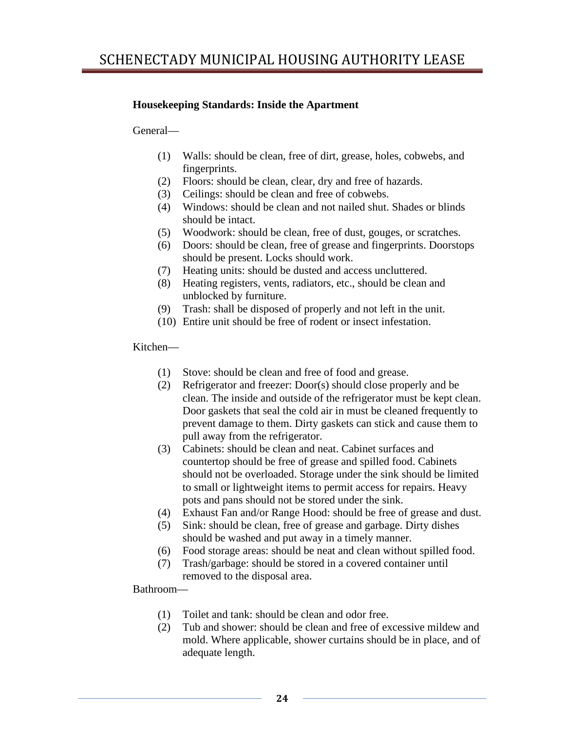**Housekeeping Standards: Inside the Apartment**

General—

1. Walls: should be clean, free of dirt, grease, holes, cobwebs, and fingerprints.
2. Floors: should be clean, clear, dry and free of hazards.
3. Ceilings: should be clean and free of cobwebs.
4. Windows: should be clean and not nailed shut. Shades or blinds should be intact.
5. Woodwork: should be clean, free of dust, gouges, or scratches.
6. Doors: should be clean, free of grease and fingerprints. Doorstops should be present. Locks should work.
7. Heating units: should be dusted and access uncluttered.
8. Heating registers, vents, radiators, etc., should be clean and unblocked by furniture.
9. Trash: shall be disposed of properly and not left in the unit.
10. Entire unit should be free of rodent or insect infestation.

Kitchen—

1. Stove: should be clean and free of food and grease.
2. Refrigerator and freezer: Door(s) should close properly and be clean. The inside and outside of the refrigerator must be kept clean. Door gaskets that seal the cold air in must be cleaned frequently to prevent damage to them. Dirty gaskets can stick and cause them to pull away from the refrigerator.
3. Cabinets: should be clean and neat. Cabinet surfaces and countertop should be free of grease and spilled food. Cabinets should not be overloaded. Storage under the sink should be limited to small or lightweight items to permit access for repairs. Heavy pots and pans should not be stored under the sink.
4. Exhaust Fan and/or Range Hood: should be free of grease and dust.
5. Sink: should be clean, free of grease and garbage. Dirty dishes should be washed and put away in a timely manner.
6. Food storage areas: should be neat and clean without spilled food.
7. Trash/garbage: should be stored in a covered container until removed to the disposal area.

Bathroom—

1. Toilet and tank: should be clean and odor free.
2. Tub and shower: should be clean and free of excessive mildew and mold. Where applicable, shower curtains should be in place, and of adequate length.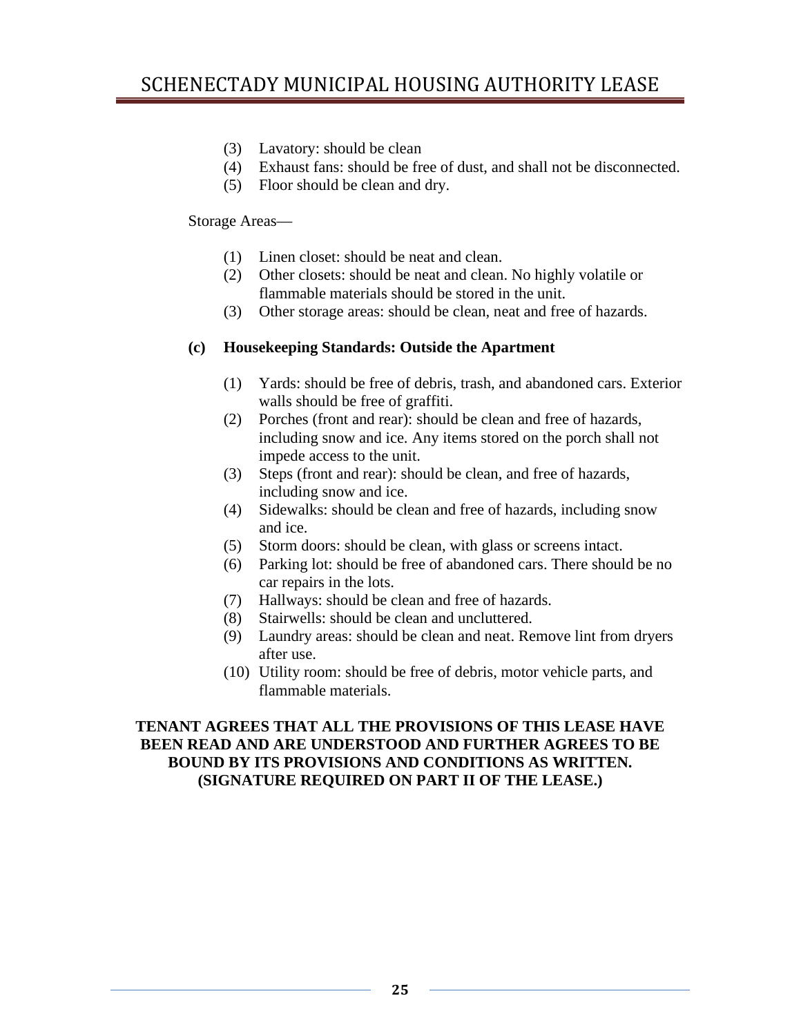(3) Lavatory: should be clean
(4) Exhaust fans: should be free of dust, and shall not be disconnected.
(5) Floor should be clean and dry.

Storage Areas—

(1) Linen closet: should be neat and clean.
(2) Other closets: should be neat and clean. No highly volatile or flammable materials should be stored in the unit.
(3) Other storage areas: should be clean, neat and free of hazards.

**(c) Housekeeping Standards: Outside the Apartment**

(1) Yards: should be free of debris, trash, and abandoned cars. Exterior walls should be free of graffiti.
(2) Porches (front and rear): should be clean and free of hazards, including snow and ice. Any items stored on the porch shall not impede access to the unit.
(3) Steps (front and rear): should be clean, and free of hazards, including snow and ice.
(4) Sidewalks: should be clean and free of hazards, including snow and ice.
(5) Storm doors: should be clean, with glass or screens intact.
(6) Parking lot: should be free of abandoned cars. There should be no car repairs in the lots.
(7) Hallways: should be clean and free of hazards.
(8) Stairwells: should be clean and uncluttered.
(9) Laundry areas: should be clean and neat. Remove lint from dryers after use.
(10) Utility room: should be free of debris, motor vehicle parts, and flammable materials.

**TENANT AGREES THAT ALL THE PROVISIONS OF THIS LEASE HAVE BEEN READ AND ARE UNDERSTOOD AND FURTHER AGREES TO BE BOUND BY ITS PROVISIONS AND CONDITIONS AS WRITTEN. (SIGNATURE REQUIRED ON PART II OF THE LEASE.)**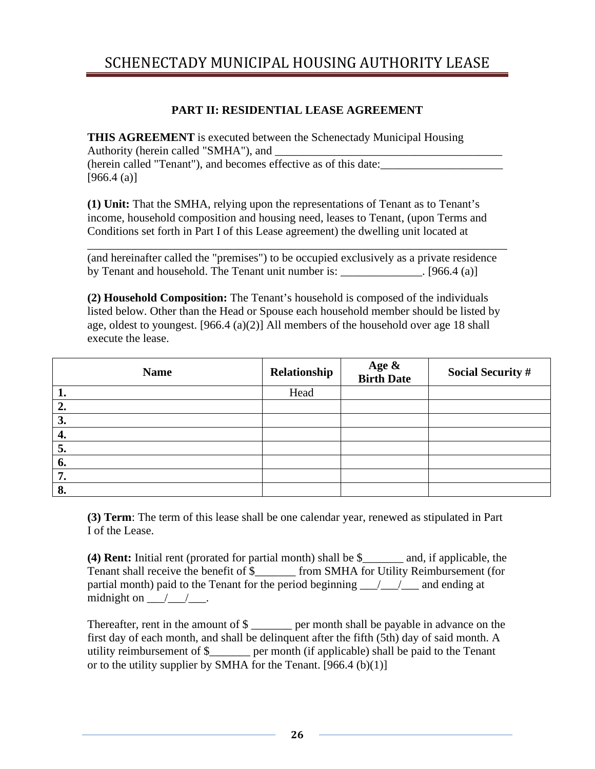// SCHENECTADY MUNICIPAL HOUSING AUTHORITY LEASE header appears to be running header; omit? It's a running header likely repeated on every page. Omit.

### PART II: RESIDENTIAL LEASE AGREEMENT

**THIS AGREEMENT** is executed between the Schenectady Municipal Housing Authority (herein called "SMHA"), and ________________________________________ (herein called "Tenant"), and becomes effective as of this date:_____________________ [966.4 (a)]

**(1) Unit:** That the SMHA, relying upon the representations of Tenant as to Tenant's income, household composition and housing need, leases to Tenant, (upon Terms and Conditions set forth in Part I of this Lease agreement) the dwelling unit located at

_________________________________________________________________________ (and hereinafter called the "premises") to be occupied exclusively as a private residence by Tenant and household. The Tenant unit number is: ______________. [966.4 (a)]

**(2) Household Composition:** The Tenant's household is composed of the individuals listed below. Other than the Head or Spouse each household member should be listed by age, oldest to youngest. [966.4 (a)(2)] All members of the household over age 18 shall execute the lease.

| Name | Relationship | Age & Birth Date | Social Security # |
|---|---|---|---|
| **1.** | Head | | |
| **2.** | | | |
| **3.** | | | |
| **4.** | | | |
| **5.** | | | |
| **6.** | | | |
| **7.** | | | |
| **8.** | | | |

**(3) Term**: The term of this lease shall be one calendar year, renewed as stipulated in Part I of the Lease.

**(4) Rent:** Initial rent (prorated for partial month) shall be $_______ and, if applicable, the Tenant shall receive the benefit of $_______ from SMHA for Utility Reimbursement (for partial month) paid to the Tenant for the period beginning ___/___/___ and ending at midnight on ___/___/___.

Thereafter, rent in the amount of $ _______ per month shall be payable in advance on the first day of each month, and shall be delinquent after the fifth (5th) day of said month. A utility reimbursement of $_______ per month (if applicable) shall be paid to the Tenant or to the utility supplier by SMHA for the Tenant. [966.4 (b)(1)]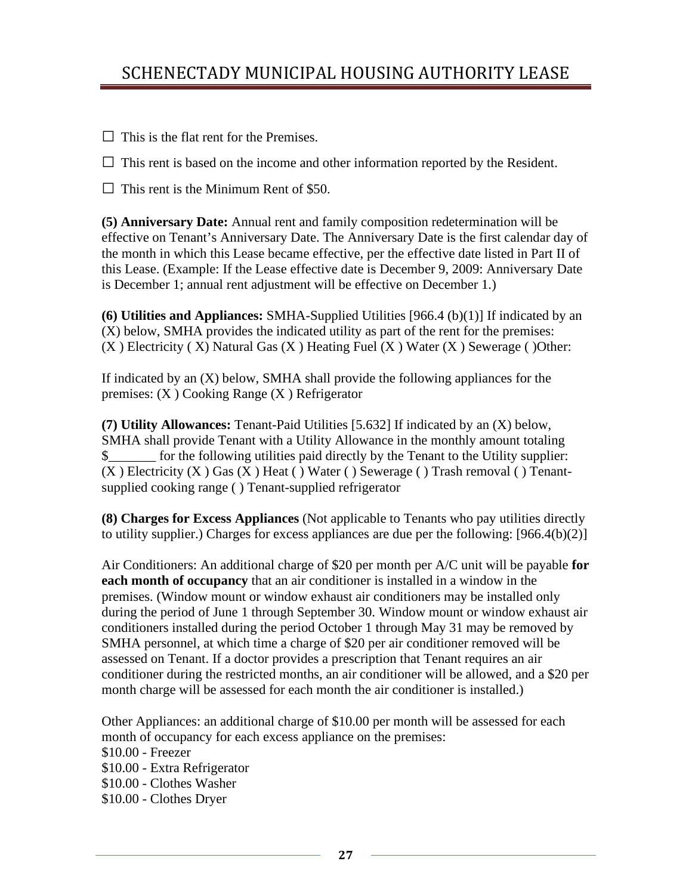☐ This is the flat rent for the Premises.

☐ This rent is based on the income and other information reported by the Resident.

☐ This rent is the Minimum Rent of $50.

**(5) Anniversary Date:** Annual rent and family composition redetermination will be effective on Tenant's Anniversary Date. The Anniversary Date is the first calendar day of the month in which this Lease became effective, per the effective date listed in Part II of this Lease. (Example: If the Lease effective date is December 9, 2009: Anniversary Date is December 1; annual rent adjustment will be effective on December 1.)

**(6) Utilities and Appliances:** SMHA-Supplied Utilities [966.4 (b)(1)] If indicated by an (X) below, SMHA provides the indicated utility as part of the rent for the premises: (X ) Electricity ( X) Natural Gas (X ) Heating Fuel (X ) Water (X ) Sewerage ( )Other:

If indicated by an (X) below, SMHA shall provide the following appliances for the premises: (X ) Cooking Range (X ) Refrigerator

**(7) Utility Allowances:** Tenant-Paid Utilities [5.632] If indicated by an (X) below, SMHA shall provide Tenant with a Utility Allowance in the monthly amount totaling $_______ for the following utilities paid directly by the Tenant to the Utility supplier: (X ) Electricity (X ) Gas (X ) Heat ( ) Water ( ) Sewerage ( ) Trash removal ( ) Tenant-supplied cooking range ( ) Tenant-supplied refrigerator

**(8) Charges for Excess Appliances** (Not applicable to Tenants who pay utilities directly to utility supplier.) Charges for excess appliances are due per the following: [966.4(b)(2)]

Air Conditioners: An additional charge of $20 per month per A/C unit will be payable **for each month of occupancy** that an air conditioner is installed in a window in the premises. (Window mount or window exhaust air conditioners may be installed only during the period of June 1 through September 30. Window mount or window exhaust air conditioners installed during the period October 1 through May 31 may be removed by SMHA personnel, at which time a charge of $20 per air conditioner removed will be assessed on Tenant. If a doctor provides a prescription that Tenant requires an air conditioner during the restricted months, an air conditioner will be allowed, and a $20 per month charge will be assessed for each month the air conditioner is installed.)

Other Appliances: an additional charge of $10.00 per month will be assessed for each month of occupancy for each excess appliance on the premises:
$10.00 - Freezer
$10.00 - Extra Refrigerator
$10.00 - Clothes Washer
$10.00 - Clothes Dryer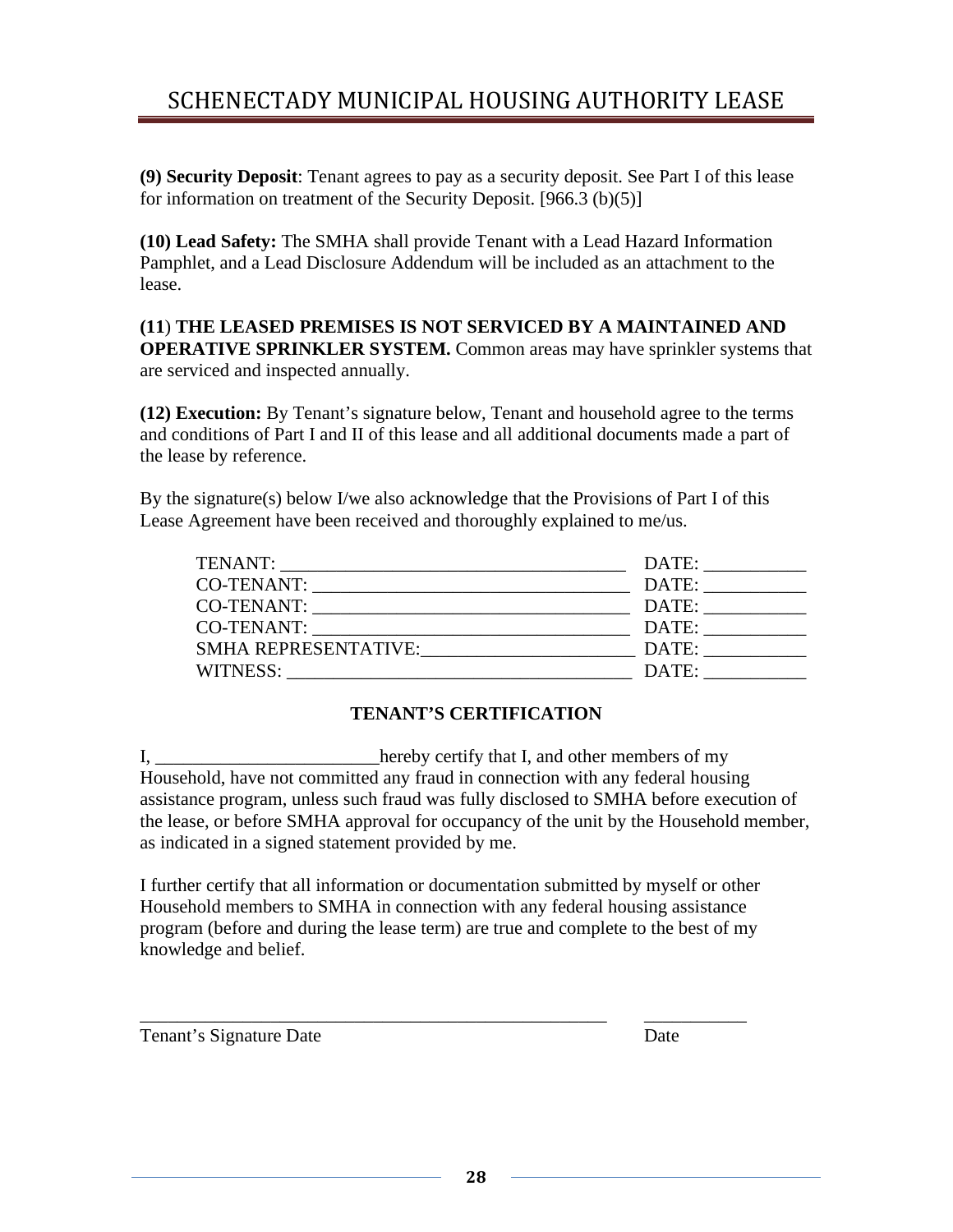**(9) Security Deposit**: Tenant agrees to pay as a security deposit. See Part I of this lease for information on treatment of the Security Deposit. [966.3 (b)(5)]

**(10) Lead Safety:** The SMHA shall provide Tenant with a Lead Hazard Information Pamphlet, and a Lead Disclosure Addendum will be included as an attachment to the lease.

**(11) THE LEASED PREMISES IS NOT SERVICED BY A MAINTAINED AND OPERATIVE SPRINKLER SYSTEM.** Common areas may have sprinkler systems that are serviced and inspected annually.

**(12) Execution:** By Tenant's signature below, Tenant and household agree to the terms and conditions of Part I and II of this lease and all additional documents made a part of the lease by reference.

By the signature(s) below I/we also acknowledge that the Provisions of Part I of this Lease Agreement have been received and thoroughly explained to me/us.

TENANT: _____________________________________ DATE: ___________

CO-TENANT: __________________________________ DATE: ___________

CO-TENANT: __________________________________ DATE: ___________

CO-TENANT: __________________________________ DATE: ___________

SMHA REPRESENTATIVE:_______________________ DATE: ___________

WITNESS: ____________________________________ DATE: ___________

**TENANT'S CERTIFICATION**

I, ________________________hereby certify that I, and other members of my Household, have not committed any fraud in connection with any federal housing assistance program, unless such fraud was fully disclosed to SMHA before execution of the lease, or before SMHA approval for occupancy of the unit by the Household member, as indicated in a signed statement provided by me.

I further certify that all information or documentation submitted by myself or other Household members to SMHA in connection with any federal housing assistance program (before and during the lease term) are true and complete to the best of my knowledge and belief.

_____________________________________________________ ___________

Tenant's Signature Date Date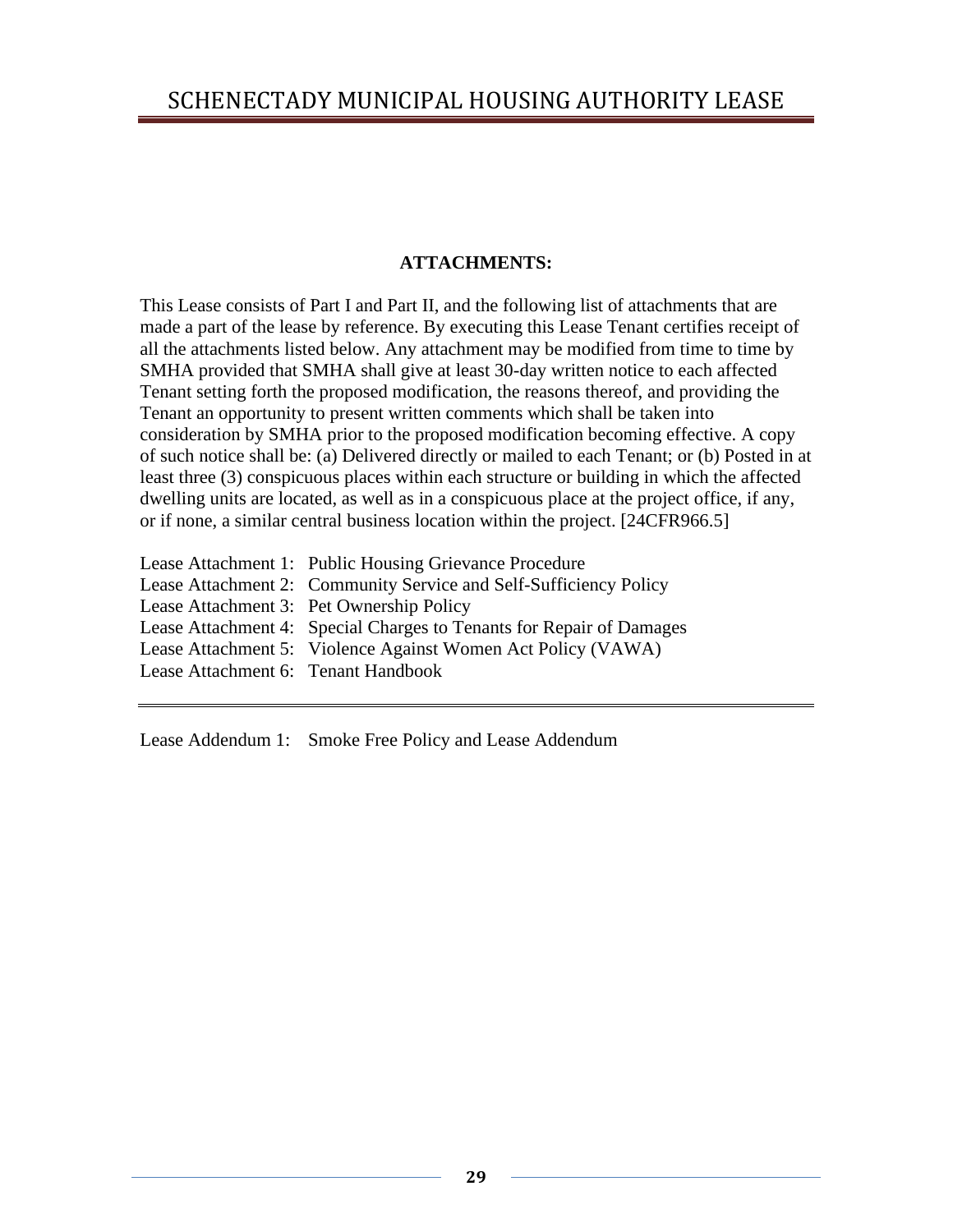## ATTACHMENTS:

This Lease consists of Part I and Part II, and the following list of attachments that are made a part of the lease by reference. By executing this Lease Tenant certifies receipt of all the attachments listed below. Any attachment may be modified from time to time by SMHA provided that SMHA shall give at least 30-day written notice to each affected Tenant setting forth the proposed modification, the reasons thereof, and providing the Tenant an opportunity to present written comments which shall be taken into consideration by SMHA prior to the proposed modification becoming effective. A copy of such notice shall be: (a) Delivered directly or mailed to each Tenant; or (b) Posted in at least three (3) conspicuous places within each structure or building in which the affected dwelling units are located, as well as in a conspicuous place at the project office, if any, or if none, a similar central business location within the project. [24CFR966.5]

Lease Attachment 1: Public Housing Grievance Procedure
Lease Attachment 2: Community Service and Self-Sufficiency Policy
Lease Attachment 3: Pet Ownership Policy
Lease Attachment 4: Special Charges to Tenants for Repair of Damages
Lease Attachment 5: Violence Against Women Act Policy (VAWA)
Lease Attachment 6: Tenant Handbook

---

Lease Addendum 1: Smoke Free Policy and Lease Addendum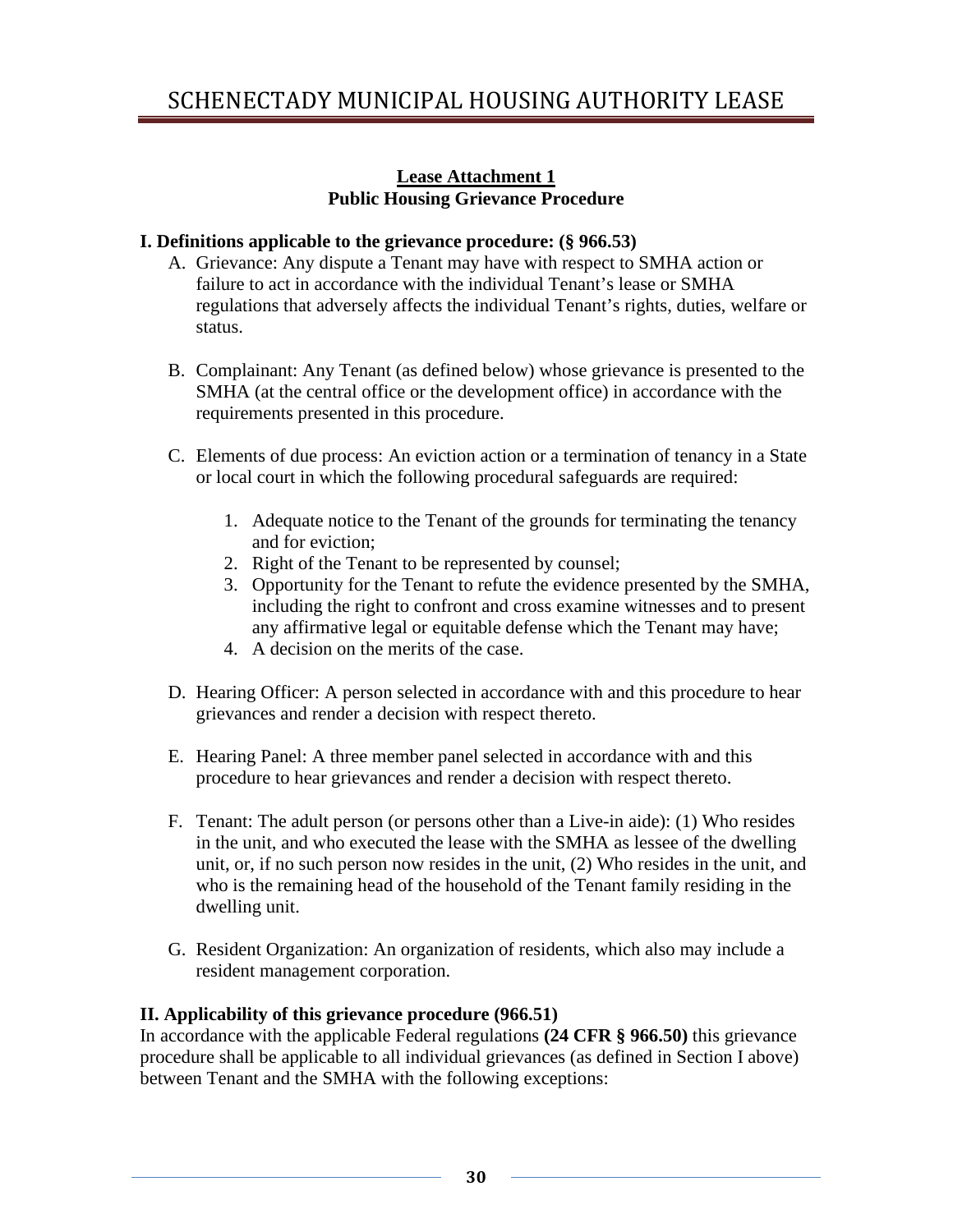**Lease Attachment 1**
**Public Housing Grievance Procedure**

**I. Definitions applicable to the grievance procedure: (§ 966.53)**

A. Grievance: Any dispute a Tenant may have with respect to SMHA action or failure to act in accordance with the individual Tenant's lease or SMHA regulations that adversely affects the individual Tenant's rights, duties, welfare or status.

B. Complainant: Any Tenant (as defined below) whose grievance is presented to the SMHA (at the central office or the development office) in accordance with the requirements presented in this procedure.

C. Elements of due process: An eviction action or a termination of tenancy in a State or local court in which the following procedural safeguards are required:

   1. Adequate notice to the Tenant of the grounds for terminating the tenancy and for eviction;
   2. Right of the Tenant to be represented by counsel;
   3. Opportunity for the Tenant to refute the evidence presented by the SMHA, including the right to confront and cross examine witnesses and to present any affirmative legal or equitable defense which the Tenant may have;
   4. A decision on the merits of the case.

D. Hearing Officer: A person selected in accordance with and this procedure to hear grievances and render a decision with respect thereto.

E. Hearing Panel: A three member panel selected in accordance with and this procedure to hear grievances and render a decision with respect thereto.

F. Tenant: The adult person (or persons other than a Live-in aide): (1) Who resides in the unit, and who executed the lease with the SMHA as lessee of the dwelling unit, or, if no such person now resides in the unit, (2) Who resides in the unit, and who is the remaining head of the household of the Tenant family residing in the dwelling unit.

G. Resident Organization: An organization of residents, which also may include a resident management corporation.

**II. Applicability of this grievance procedure (966.51)**

In accordance with the applicable Federal regulations **(24 CFR § 966.50)** this grievance procedure shall be applicable to all individual grievances (as defined in Section I above) between Tenant and the SMHA with the following exceptions: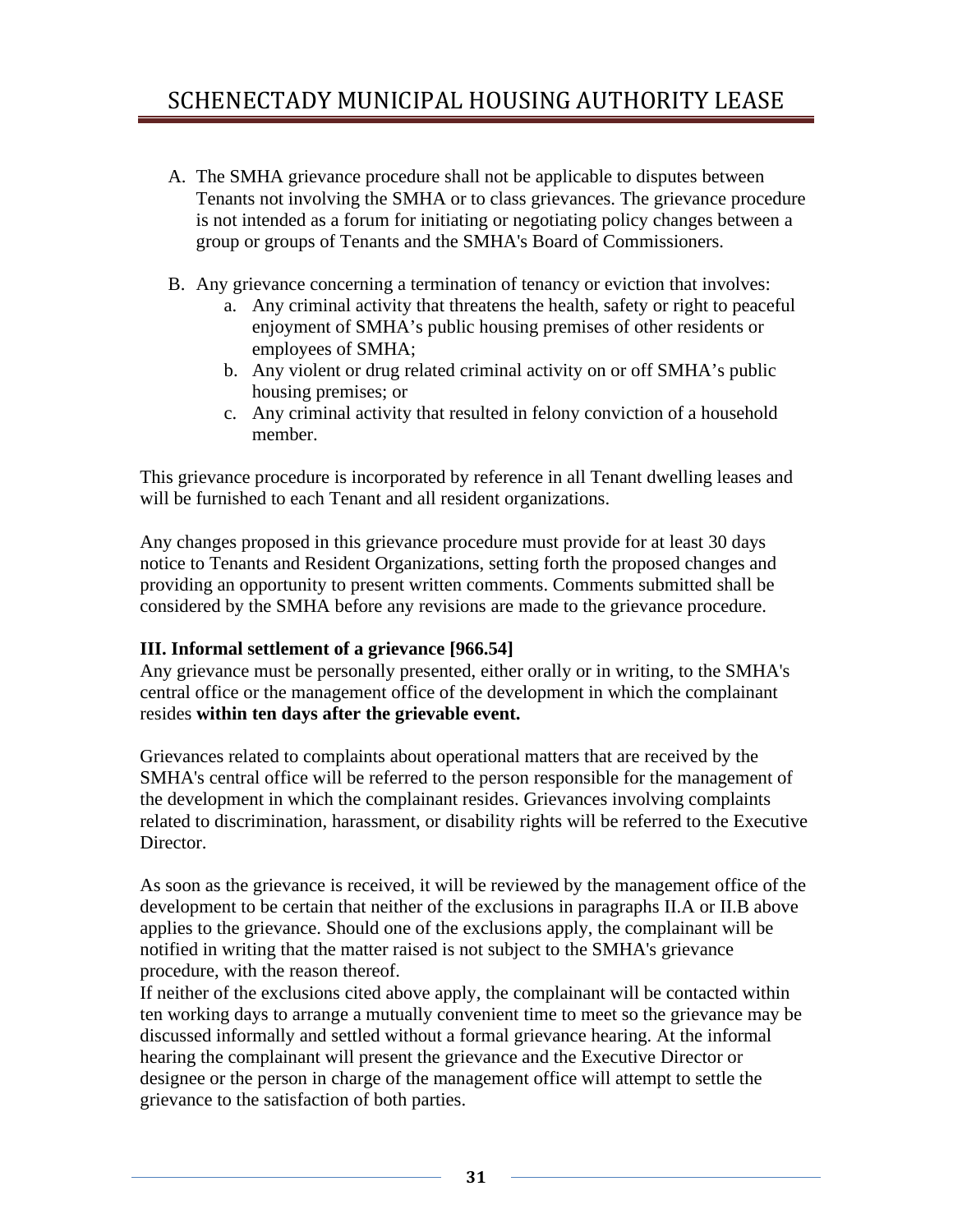A. The SMHA grievance procedure shall not be applicable to disputes between Tenants not involving the SMHA or to class grievances. The grievance procedure is not intended as a forum for initiating or negotiating policy changes between a group or groups of Tenants and the SMHA's Board of Commissioners.

B. Any grievance concerning a termination of tenancy or eviction that involves:
   a. Any criminal activity that threatens the health, safety or right to peaceful enjoyment of SMHA's public housing premises of other residents or employees of SMHA;
   b. Any violent or drug related criminal activity on or off SMHA's public housing premises; or
   c. Any criminal activity that resulted in felony conviction of a household member.

This grievance procedure is incorporated by reference in all Tenant dwelling leases and will be furnished to each Tenant and all resident organizations.

Any changes proposed in this grievance procedure must provide for at least 30 days notice to Tenants and Resident Organizations, setting forth the proposed changes and providing an opportunity to present written comments. Comments submitted shall be considered by the SMHA before any revisions are made to the grievance procedure.

**III. Informal settlement of a grievance [966.54]**

Any grievance must be personally presented, either orally or in writing, to the SMHA's central office or the management office of the development in which the complainant resides **within ten days after the grievable event.**

Grievances related to complaints about operational matters that are received by the SMHA's central office will be referred to the person responsible for the management of the development in which the complainant resides. Grievances involving complaints related to discrimination, harassment, or disability rights will be referred to the Executive Director.

As soon as the grievance is received, it will be reviewed by the management office of the development to be certain that neither of the exclusions in paragraphs II.A or II.B above applies to the grievance. Should one of the exclusions apply, the complainant will be notified in writing that the matter raised is not subject to the SMHA's grievance procedure, with the reason thereof.
If neither of the exclusions cited above apply, the complainant will be contacted within ten working days to arrange a mutually convenient time to meet so the grievance may be discussed informally and settled without a formal grievance hearing. At the informal hearing the complainant will present the grievance and the Executive Director or designee or the person in charge of the management office will attempt to settle the grievance to the satisfaction of both parties.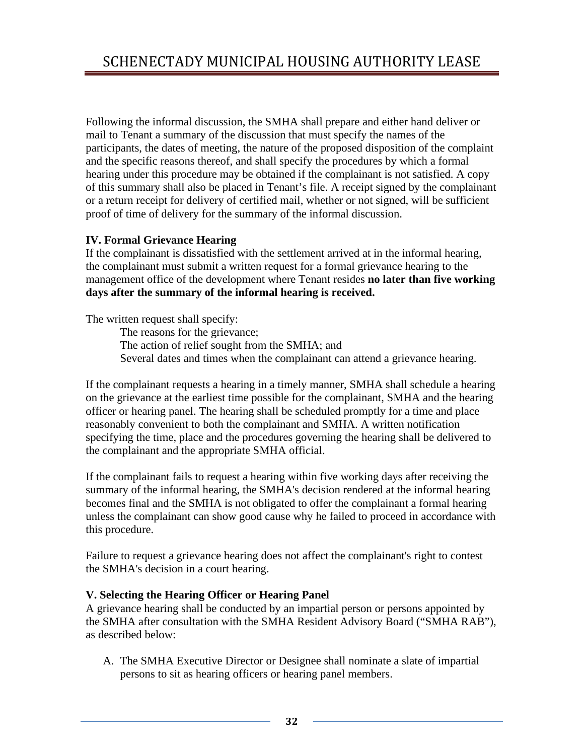Following the informal discussion, the SMHA shall prepare and either hand deliver or mail to Tenant a summary of the discussion that must specify the names of the participants, the dates of meeting, the nature of the proposed disposition of the complaint and the specific reasons thereof, and shall specify the procedures by which a formal hearing under this procedure may be obtained if the complainant is not satisfied. A copy of this summary shall also be placed in Tenant's file. A receipt signed by the complainant or a return receipt for delivery of certified mail, whether or not signed, will be sufficient proof of time of delivery for the summary of the informal discussion.

**IV. Formal Grievance Hearing**

If the complainant is dissatisfied with the settlement arrived at in the informal hearing, the complainant must submit a written request for a formal grievance hearing to the management office of the development where Tenant resides **no later than five working days after the summary of the informal hearing is received.**

The written request shall specify:

The reasons for the grievance;
The action of relief sought from the SMHA; and
Several dates and times when the complainant can attend a grievance hearing.

If the complainant requests a hearing in a timely manner, SMHA shall schedule a hearing on the grievance at the earliest time possible for the complainant, SMHA and the hearing officer or hearing panel. The hearing shall be scheduled promptly for a time and place reasonably convenient to both the complainant and SMHA. A written notification specifying the time, place and the procedures governing the hearing shall be delivered to the complainant and the appropriate SMHA official.

If the complainant fails to request a hearing within five working days after receiving the summary of the informal hearing, the SMHA's decision rendered at the informal hearing becomes final and the SMHA is not obligated to offer the complainant a formal hearing unless the complainant can show good cause why he failed to proceed in accordance with this procedure.

Failure to request a grievance hearing does not affect the complainant's right to contest the SMHA's decision in a court hearing.

**V. Selecting the Hearing Officer or Hearing Panel**

A grievance hearing shall be conducted by an impartial person or persons appointed by the SMHA after consultation with the SMHA Resident Advisory Board ("SMHA RAB"), as described below:

A. The SMHA Executive Director or Designee shall nominate a slate of impartial persons to sit as hearing officers or hearing panel members.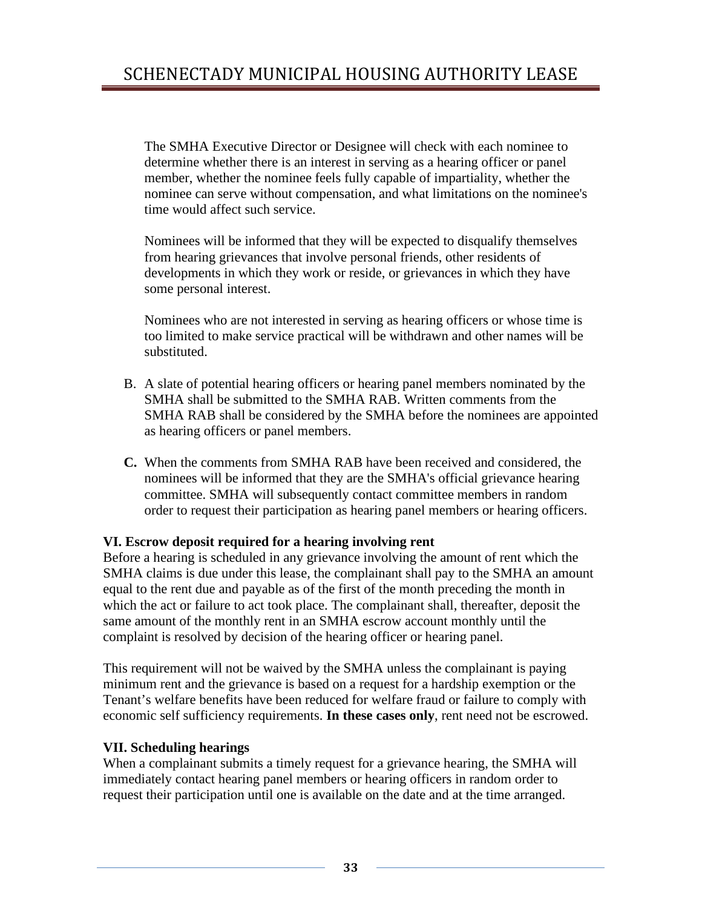The SMHA Executive Director or Designee will check with each nominee to determine whether there is an interest in serving as a hearing officer or panel member, whether the nominee feels fully capable of impartiality, whether the nominee can serve without compensation, and what limitations on the nominee's time would affect such service.

Nominees will be informed that they will be expected to disqualify themselves from hearing grievances that involve personal friends, other residents of developments in which they work or reside, or grievances in which they have some personal interest.

Nominees who are not interested in serving as hearing officers or whose time is too limited to make service practical will be withdrawn and other names will be substituted.

B. A slate of potential hearing officers or hearing panel members nominated by the SMHA shall be submitted to the SMHA RAB. Written comments from the SMHA RAB shall be considered by the SMHA before the nominees are appointed as hearing officers or panel members.

**C.** When the comments from SMHA RAB have been received and considered, the nominees will be informed that they are the SMHA's official grievance hearing committee. SMHA will subsequently contact committee members in random order to request their participation as hearing panel members or hearing officers.

**VI. Escrow deposit required for a hearing involving rent**

Before a hearing is scheduled in any grievance involving the amount of rent which the SMHA claims is due under this lease, the complainant shall pay to the SMHA an amount equal to the rent due and payable as of the first of the month preceding the month in which the act or failure to act took place. The complainant shall, thereafter, deposit the same amount of the monthly rent in an SMHA escrow account monthly until the complaint is resolved by decision of the hearing officer or hearing panel.

This requirement will not be waived by the SMHA unless the complainant is paying minimum rent and the grievance is based on a request for a hardship exemption or the Tenant's welfare benefits have been reduced for welfare fraud or failure to comply with economic self sufficiency requirements. **In these cases only**, rent need not be escrowed.

**VII. Scheduling hearings**

When a complainant submits a timely request for a grievance hearing, the SMHA will immediately contact hearing panel members or hearing officers in random order to request their participation until one is available on the date and at the time arranged.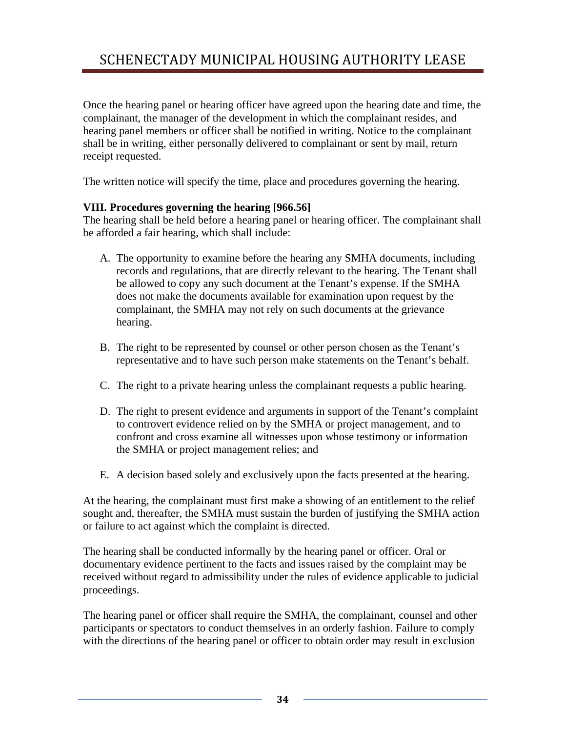Once the hearing panel or hearing officer have agreed upon the hearing date and time, the complainant, the manager of the development in which the complainant resides, and hearing panel members or officer shall be notified in writing. Notice to the complainant shall be in writing, either personally delivered to complainant or sent by mail, return receipt requested.

The written notice will specify the time, place and procedures governing the hearing.

**VIII. Procedures governing the hearing [966.56]**

The hearing shall be held before a hearing panel or hearing officer. The complainant shall be afforded a fair hearing, which shall include:

A. The opportunity to examine before the hearing any SMHA documents, including records and regulations, that are directly relevant to the hearing. The Tenant shall be allowed to copy any such document at the Tenant's expense. If the SMHA does not make the documents available for examination upon request by the complainant, the SMHA may not rely on such documents at the grievance hearing.

B. The right to be represented by counsel or other person chosen as the Tenant's representative and to have such person make statements on the Tenant's behalf.

C. The right to a private hearing unless the complainant requests a public hearing.

D. The right to present evidence and arguments in support of the Tenant's complaint to controvert evidence relied on by the SMHA or project management, and to confront and cross examine all witnesses upon whose testimony or information the SMHA or project management relies; and

E. A decision based solely and exclusively upon the facts presented at the hearing.

At the hearing, the complainant must first make a showing of an entitlement to the relief sought and, thereafter, the SMHA must sustain the burden of justifying the SMHA action or failure to act against which the complaint is directed.

The hearing shall be conducted informally by the hearing panel or officer. Oral or documentary evidence pertinent to the facts and issues raised by the complaint may be received without regard to admissibility under the rules of evidence applicable to judicial proceedings.

The hearing panel or officer shall require the SMHA, the complainant, counsel and other participants or spectators to conduct themselves in an orderly fashion. Failure to comply with the directions of the hearing panel or officer to obtain order may result in exclusion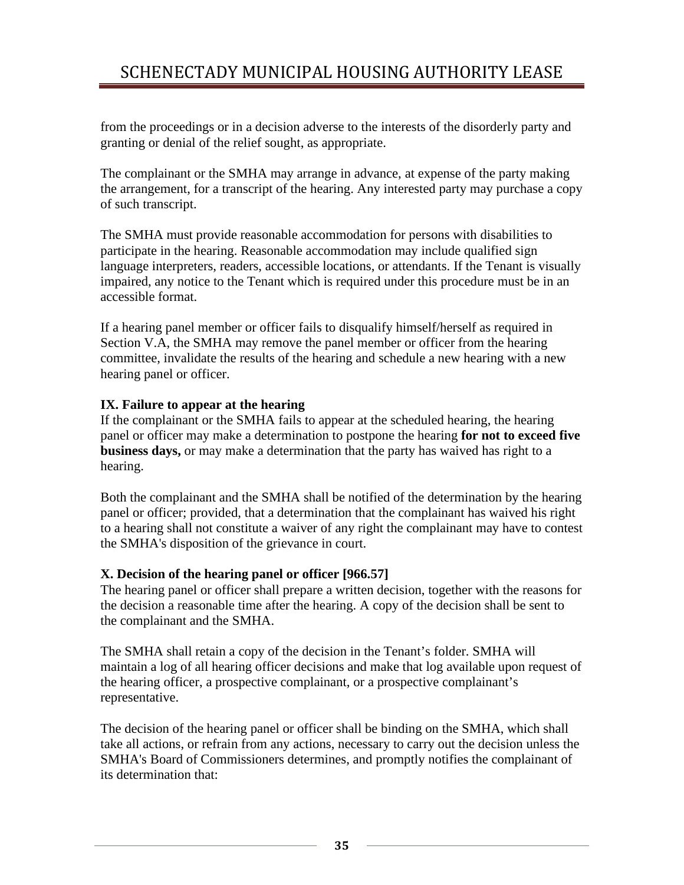from the proceedings or in a decision adverse to the interests of the disorderly party and granting or denial of the relief sought, as appropriate.

The complainant or the SMHA may arrange in advance, at expense of the party making the arrangement, for a transcript of the hearing. Any interested party may purchase a copy of such transcript.

The SMHA must provide reasonable accommodation for persons with disabilities to participate in the hearing. Reasonable accommodation may include qualified sign language interpreters, readers, accessible locations, or attendants. If the Tenant is visually impaired, any notice to the Tenant which is required under this procedure must be in an accessible format.

If a hearing panel member or officer fails to disqualify himself/herself as required in Section V.A, the SMHA may remove the panel member or officer from the hearing committee, invalidate the results of the hearing and schedule a new hearing with a new hearing panel or officer.

**IX. Failure to appear at the hearing**

If the complainant or the SMHA fails to appear at the scheduled hearing, the hearing panel or officer may make a determination to postpone the hearing **for not to exceed five business days,** or may make a determination that the party has waived has right to a hearing.

Both the complainant and the SMHA shall be notified of the determination by the hearing panel or officer; provided, that a determination that the complainant has waived his right to a hearing shall not constitute a waiver of any right the complainant may have to contest the SMHA's disposition of the grievance in court.

**X. Decision of the hearing panel or officer [966.57]**

The hearing panel or officer shall prepare a written decision, together with the reasons for the decision a reasonable time after the hearing. A copy of the decision shall be sent to the complainant and the SMHA.

The SMHA shall retain a copy of the decision in the Tenant's folder. SMHA will maintain a log of all hearing officer decisions and make that log available upon request of the hearing officer, a prospective complainant, or a prospective complainant's representative.

The decision of the hearing panel or officer shall be binding on the SMHA, which shall take all actions, or refrain from any actions, necessary to carry out the decision unless the SMHA's Board of Commissioners determines, and promptly notifies the complainant of its determination that: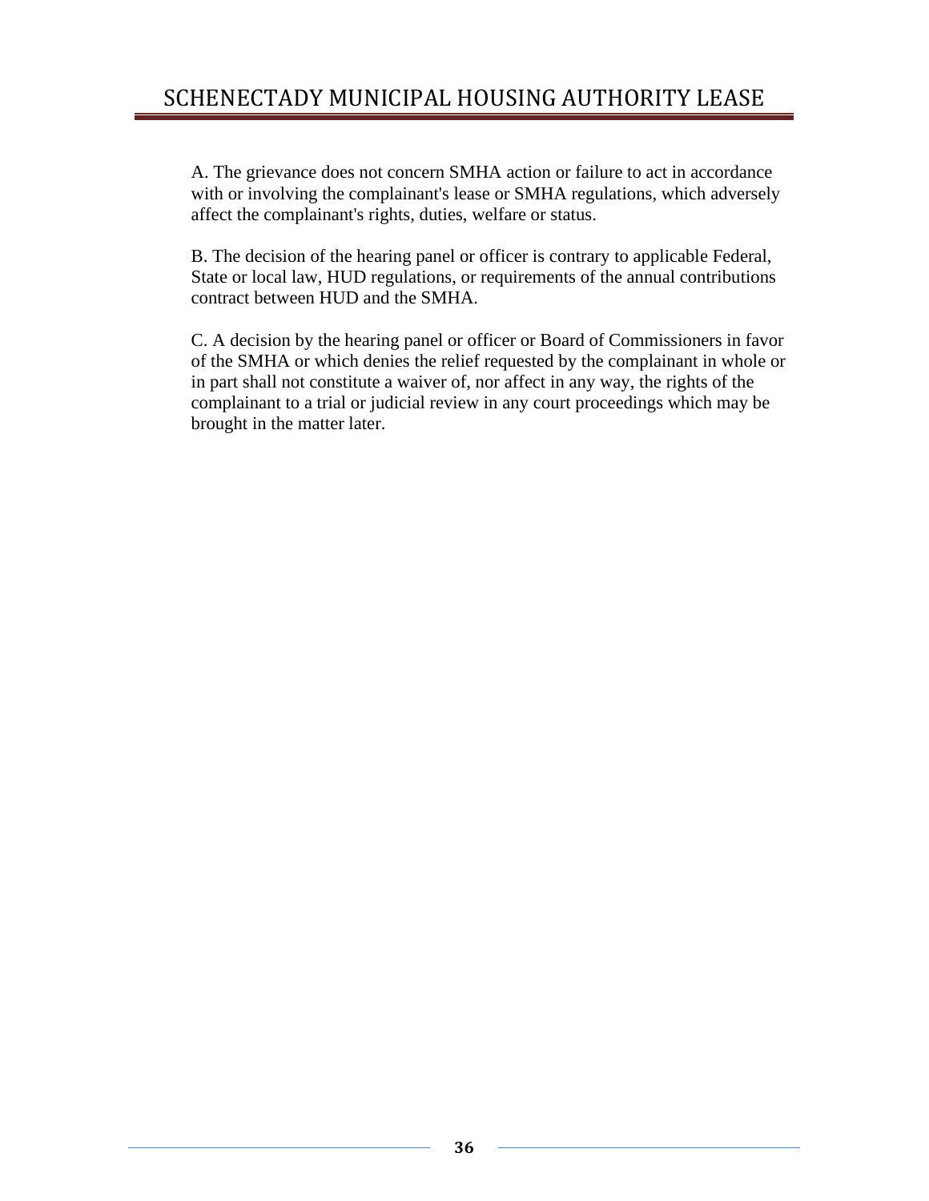A. The grievance does not concern SMHA action or failure to act in accordance with or involving the complainant's lease or SMHA regulations, which adversely affect the complainant's rights, duties, welfare or status.

B. The decision of the hearing panel or officer is contrary to applicable Federal, State or local law, HUD regulations, or requirements of the annual contributions contract between HUD and the SMHA.

C. A decision by the hearing panel or officer or Board of Commissioners in favor of the SMHA or which denies the relief requested by the complainant in whole or in part shall not constitute a waiver of, nor affect in any way, the rights of the complainant to a trial or judicial review in any court proceedings which may be brought in the matter later.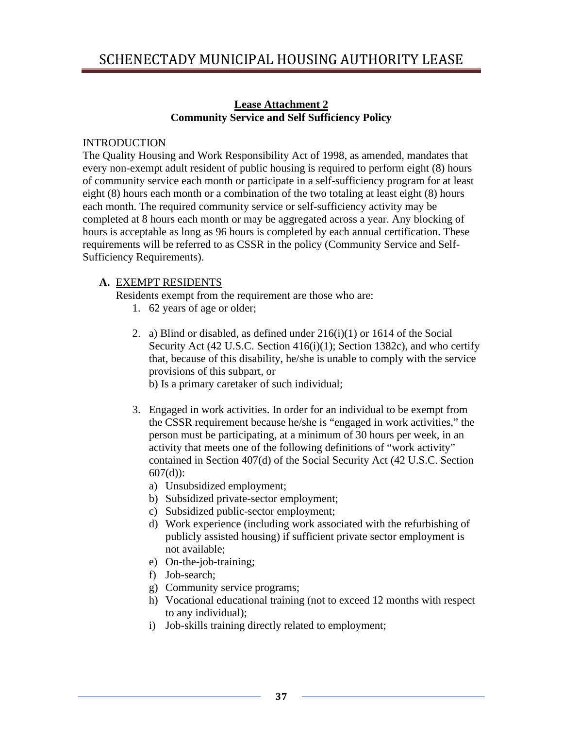## Lease Attachment 2
## Community Service and Self Sufficiency Policy

INTRODUCTION

The Quality Housing and Work Responsibility Act of 1998, as amended, mandates that every non-exempt adult resident of public housing is required to perform eight (8) hours of community service each month or participate in a self-sufficiency program for at least eight (8) hours each month or a combination of the two totaling at least eight (8) hours each month. The required community service or self-sufficiency activity may be completed at 8 hours each month or may be aggregated across a year. Any blocking of hours is acceptable as long as 96 hours is completed by each annual certification. These requirements will be referred to as CSSR in the policy (Community Service and Self-Sufficiency Requirements).

**A.** EXEMPT RESIDENTS

Residents exempt from the requirement are those who are:

1. 62 years of age or older;
2. a) Blind or disabled, as defined under 216(i)(1) or 1614 of the Social Security Act (42 U.S.C. Section 416(i)(1); Section 1382c), and who certify that, because of this disability, he/she is unable to comply with the service provisions of this subpart, or
   b) Is a primary caretaker of such individual;
3. Engaged in work activities. In order for an individual to be exempt from the CSSR requirement because he/she is "engaged in work activities," the person must be participating, at a minimum of 30 hours per week, in an activity that meets one of the following definitions of "work activity" contained in Section 407(d) of the Social Security Act (42 U.S.C. Section 607(d)):
   a) Unsubsidized employment;
   b) Subsidized private-sector employment;
   c) Subsidized public-sector employment;
   d) Work experience (including work associated with the refurbishing of publicly assisted housing) if sufficient private sector employment is not available;
   e) On-the-job-training;
   f) Job-search;
   g) Community service programs;
   h) Vocational educational training (not to exceed 12 months with respect to any individual);
   i) Job-skills training directly related to employment;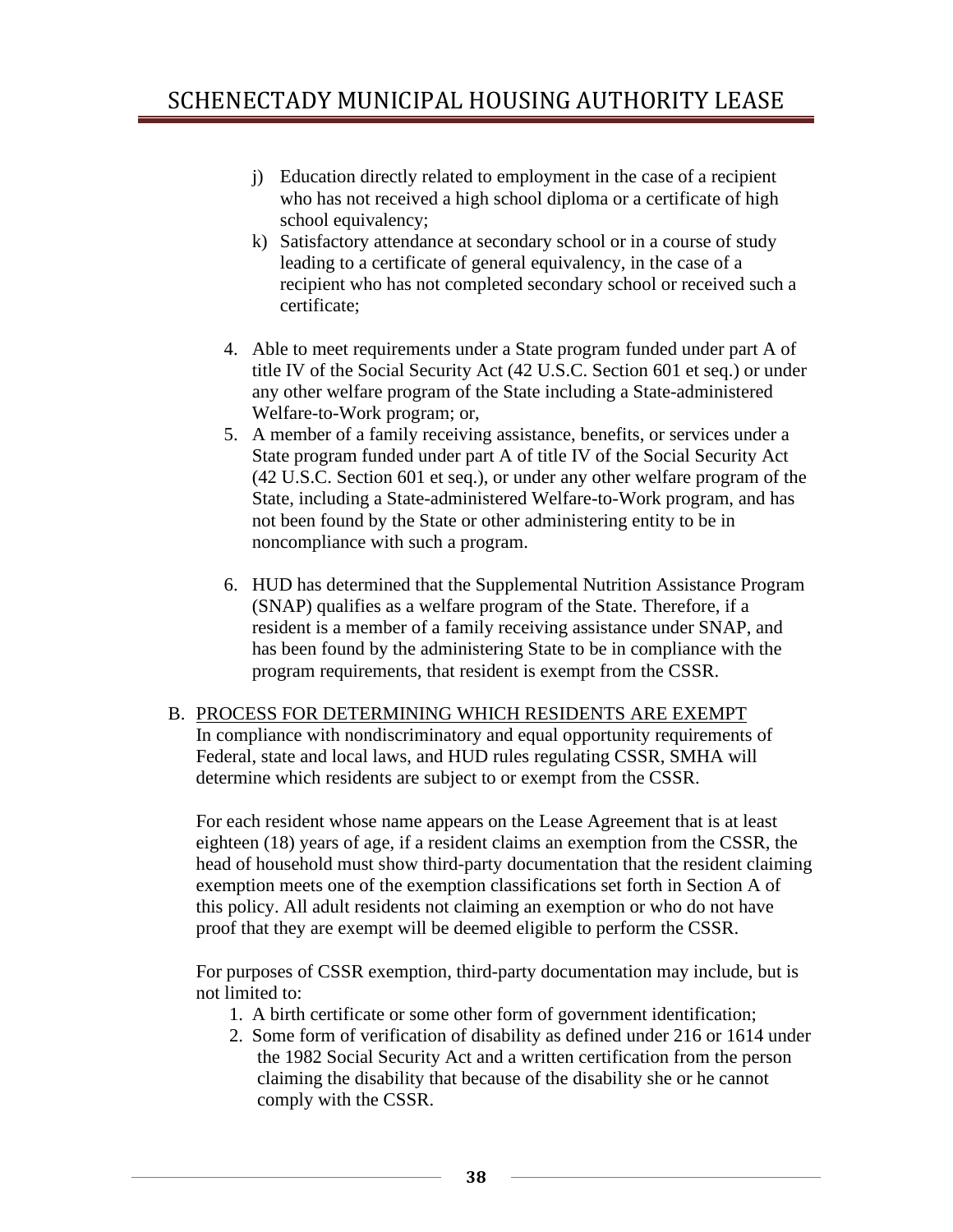j) Education directly related to employment in the case of a recipient who has not received a high school diploma or a certificate of high school equivalency;
k) Satisfactory attendance at secondary school or in a course of study leading to a certificate of general equivalency, in the case of a recipient who has not completed secondary school or received such a certificate;

4. Able to meet requirements under a State program funded under part A of title IV of the Social Security Act (42 U.S.C. Section 601 et seq.) or under any other welfare program of the State including a State-administered Welfare-to-Work program; or,
5. A member of a family receiving assistance, benefits, or services under a State program funded under part A of title IV of the Social Security Act (42 U.S.C. Section 601 et seq.), or under any other welfare program of the State, including a State-administered Welfare-to-Work program, and has not been found by the State or other administering entity to be in noncompliance with such a program.
6. HUD has determined that the Supplemental Nutrition Assistance Program (SNAP) qualifies as a welfare program of the State. Therefore, if a resident is a member of a family receiving assistance under SNAP, and has been found by the administering State to be in compliance with the program requirements, that resident is exempt from the CSSR.

B. <u>PROCESS FOR DETERMINING WHICH RESIDENTS ARE EXEMPT</u>
In compliance with nondiscriminatory and equal opportunity requirements of Federal, state and local laws, and HUD rules regulating CSSR, SMHA will determine which residents are subject to or exempt from the CSSR.

For each resident whose name appears on the Lease Agreement that is at least eighteen (18) years of age, if a resident claims an exemption from the CSSR, the head of household must show third-party documentation that the resident claiming exemption meets one of the exemption classifications set forth in Section A of this policy. All adult residents not claiming an exemption or who do not have proof that they are exempt will be deemed eligible to perform the CSSR.

For purposes of CSSR exemption, third-party documentation may include, but is not limited to:

1. A birth certificate or some other form of government identification;
2. Some form of verification of disability as defined under 216 or 1614 under the 1982 Social Security Act and a written certification from the person claiming the disability that because of the disability she or he cannot comply with the CSSR.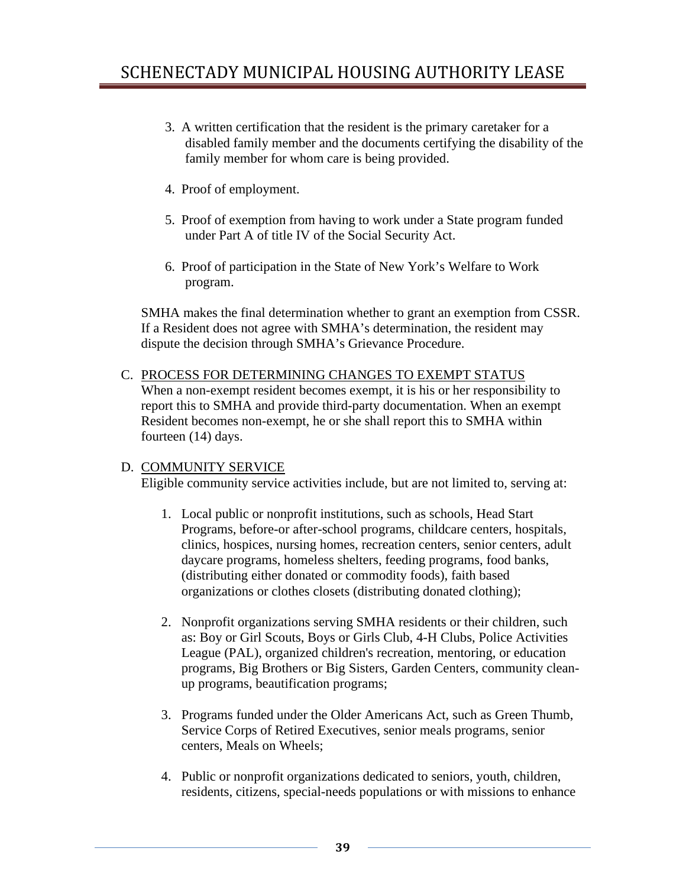3. A written certification that the resident is the primary caretaker for a disabled family member and the documents certifying the disability of the family member for whom care is being provided.

4. Proof of employment.

5. Proof of exemption from having to work under a State program funded under Part A of title IV of the Social Security Act.

6. Proof of participation in the State of New York's Welfare to Work program.

SMHA makes the final determination whether to grant an exemption from CSSR. If a Resident does not agree with SMHA's determination, the resident may dispute the decision through SMHA's Grievance Procedure.

C. <u>PROCESS FOR DETERMINING CHANGES TO EXEMPT STATUS</u>
When a non-exempt resident becomes exempt, it is his or her responsibility to report this to SMHA and provide third-party documentation. When an exempt Resident becomes non-exempt, he or she shall report this to SMHA within fourteen (14) days.

D. <u>COMMUNITY SERVICE</u>
Eligible community service activities include, but are not limited to, serving at:

1. Local public or nonprofit institutions, such as schools, Head Start Programs, before-or after-school programs, childcare centers, hospitals, clinics, hospices, nursing homes, recreation centers, senior centers, adult daycare programs, homeless shelters, feeding programs, food banks, (distributing either donated or commodity foods), faith based organizations or clothes closets (distributing donated clothing);

2. Nonprofit organizations serving SMHA residents or their children, such as: Boy or Girl Scouts, Boys or Girls Club, 4-H Clubs, Police Activities League (PAL), organized children's recreation, mentoring, or education programs, Big Brothers or Big Sisters, Garden Centers, community clean-up programs, beautification programs;

3. Programs funded under the Older Americans Act, such as Green Thumb, Service Corps of Retired Executives, senior meals programs, senior centers, Meals on Wheels;

4. Public or nonprofit organizations dedicated to seniors, youth, children, residents, citizens, special-needs populations or with missions to enhance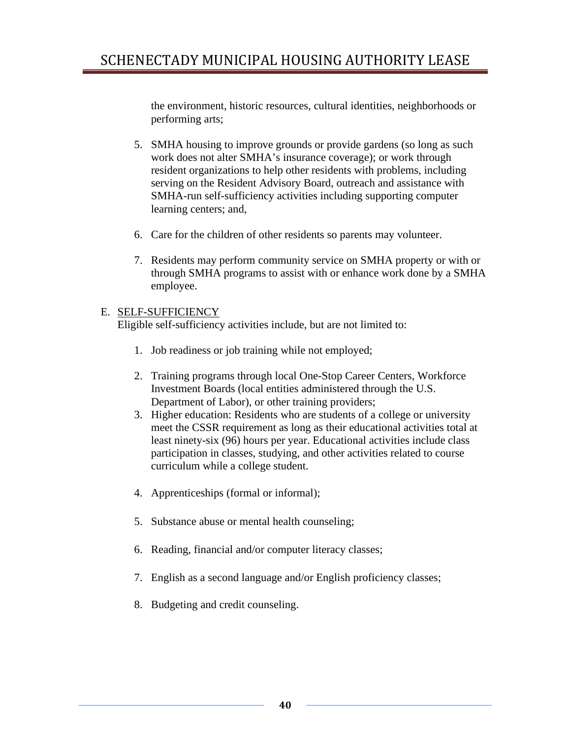the environment, historic resources, cultural identities, neighborhoods or performing arts;

5. SMHA housing to improve grounds or provide gardens (so long as such work does not alter SMHA's insurance coverage); or work through resident organizations to help other residents with problems, including serving on the Resident Advisory Board, outreach and assistance with SMHA-run self-sufficiency activities including supporting computer learning centers; and,

6. Care for the children of other residents so parents may volunteer.

7. Residents may perform community service on SMHA property or with or through SMHA programs to assist with or enhance work done by a SMHA employee.

E. <u>SELF-SUFFICIENCY</u>
Eligible self-sufficiency activities include, but are not limited to:

1. Job readiness or job training while not employed;

2. Training programs through local One-Stop Career Centers, Workforce Investment Boards (local entities administered through the U.S. Department of Labor), or other training providers;
3. Higher education: Residents who are students of a college or university meet the CSSR requirement as long as their educational activities total at least ninety-six (96) hours per year. Educational activities include class participation in classes, studying, and other activities related to course curriculum while a college student.

4. Apprenticeships (formal or informal);

5. Substance abuse or mental health counseling;

6. Reading, financial and/or computer literacy classes;

7. English as a second language and/or English proficiency classes;

8. Budgeting and credit counseling.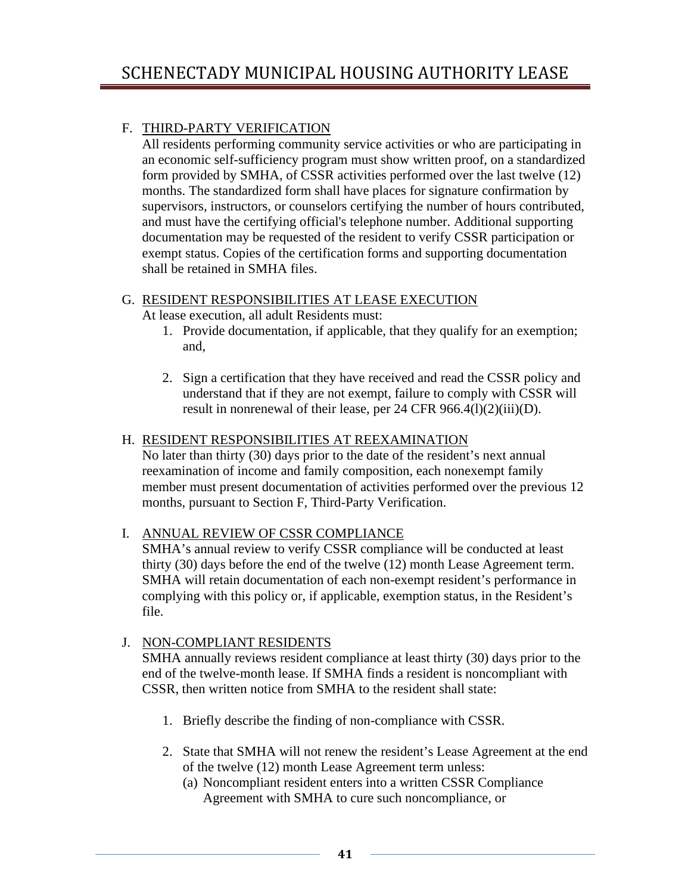F. <u>THIRD-PARTY VERIFICATION</u>

All residents performing community service activities or who are participating in an economic self-sufficiency program must show written proof, on a standardized form provided by SMHA, of CSSR activities performed over the last twelve (12) months. The standardized form shall have places for signature confirmation by supervisors, instructors, or counselors certifying the number of hours contributed, and must have the certifying official's telephone number. Additional supporting documentation may be requested of the resident to verify CSSR participation or exempt status. Copies of the certification forms and supporting documentation shall be retained in SMHA files.

G. <u>RESIDENT RESPONSIBILITIES AT LEASE EXECUTION</u>

At lease execution, all adult Residents must:

1. Provide documentation, if applicable, that they qualify for an exemption; and,

2. Sign a certification that they have received and read the CSSR policy and understand that if they are not exempt, failure to comply with CSSR will result in nonrenewal of their lease, per 24 CFR 966.4(l)(2)(iii)(D).

H. <u>RESIDENT RESPONSIBILITIES AT REEXAMINATION</u>

No later than thirty (30) days prior to the date of the resident's next annual reexamination of income and family composition, each nonexempt family member must present documentation of activities performed over the previous 12 months, pursuant to Section F, Third-Party Verification.

I. <u>ANNUAL REVIEW OF CSSR COMPLIANCE</u>

SMHA's annual review to verify CSSR compliance will be conducted at least thirty (30) days before the end of the twelve (12) month Lease Agreement term. SMHA will retain documentation of each non-exempt resident's performance in complying with this policy or, if applicable, exemption status, in the Resident's file.

J. <u>NON-COMPLIANT RESIDENTS</u>

SMHA annually reviews resident compliance at least thirty (30) days prior to the end of the twelve-month lease. If SMHA finds a resident is noncompliant with CSSR, then written notice from SMHA to the resident shall state:

1. Briefly describe the finding of non-compliance with CSSR.

2. State that SMHA will not renew the resident's Lease Agreement at the end of the twelve (12) month Lease Agreement term unless:
   (a) Noncompliant resident enters into a written CSSR Compliance Agreement with SMHA to cure such noncompliance, or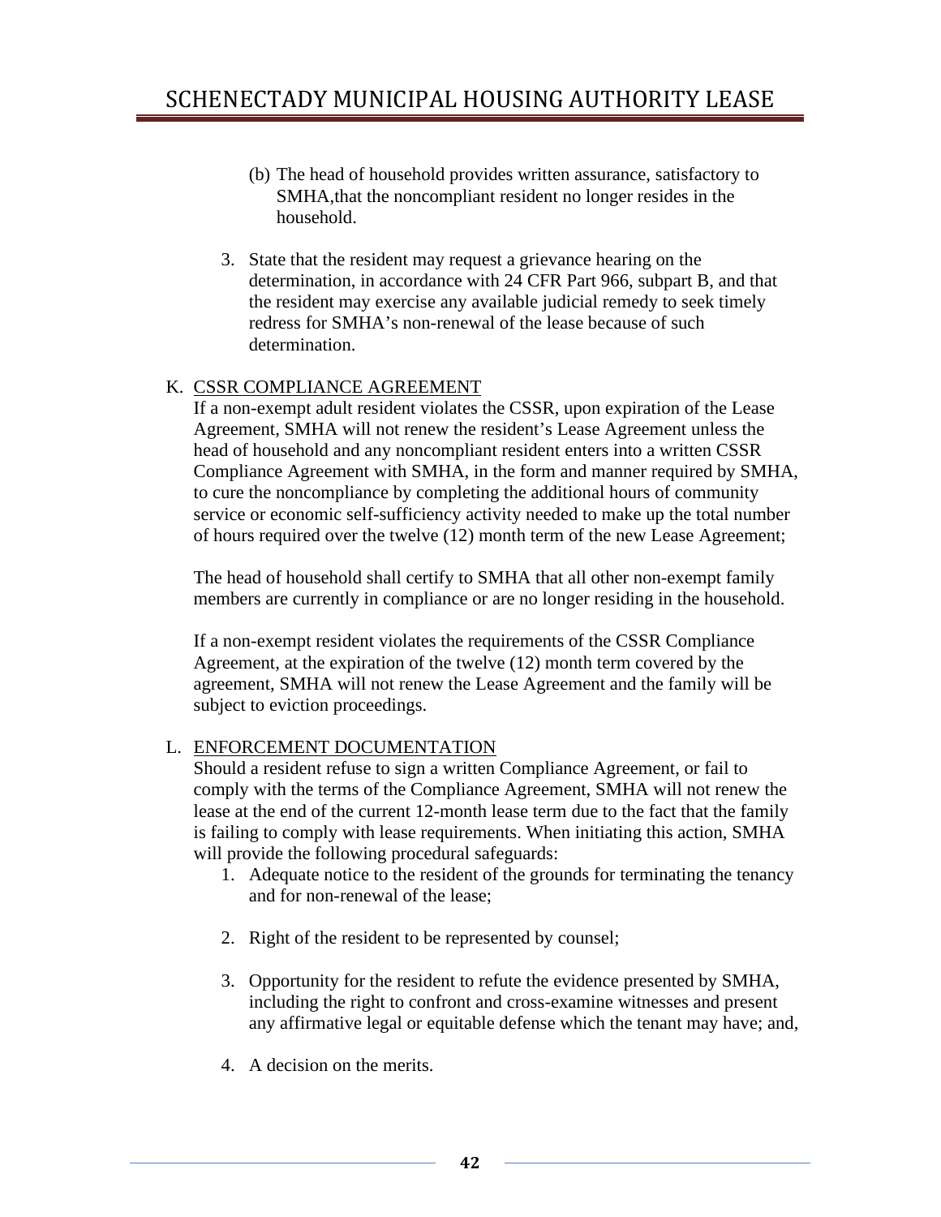(b) The head of household provides written assurance, satisfactory to SMHA,that the noncompliant resident no longer resides in the household.

3. State that the resident may request a grievance hearing on the determination, in accordance with 24 CFR Part 966, subpart B, and that the resident may exercise any available judicial remedy to seek timely redress for SMHA's non-renewal of the lease because of such determination.

K. CSSR COMPLIANCE AGREEMENT

If a non-exempt adult resident violates the CSSR, upon expiration of the Lease Agreement, SMHA will not renew the resident's Lease Agreement unless the head of household and any noncompliant resident enters into a written CSSR Compliance Agreement with SMHA, in the form and manner required by SMHA, to cure the noncompliance by completing the additional hours of community service or economic self-sufficiency activity needed to make up the total number of hours required over the twelve (12) month term of the new Lease Agreement;

The head of household shall certify to SMHA that all other non-exempt family members are currently in compliance or are no longer residing in the household.

If a non-exempt resident violates the requirements of the CSSR Compliance Agreement, at the expiration of the twelve (12) month term covered by the agreement, SMHA will not renew the Lease Agreement and the family will be subject to eviction proceedings.

L. ENFORCEMENT DOCUMENTATION

Should a resident refuse to sign a written Compliance Agreement, or fail to comply with the terms of the Compliance Agreement, SMHA will not renew the lease at the end of the current 12-month lease term due to the fact that the family is failing to comply with lease requirements. When initiating this action, SMHA will provide the following procedural safeguards:

1. Adequate notice to the resident of the grounds for terminating the tenancy and for non-renewal of the lease;

2. Right of the resident to be represented by counsel;

3. Opportunity for the resident to refute the evidence presented by SMHA, including the right to confront and cross-examine witnesses and present any affirmative legal or equitable defense which the tenant may have; and,

4. A decision on the merits.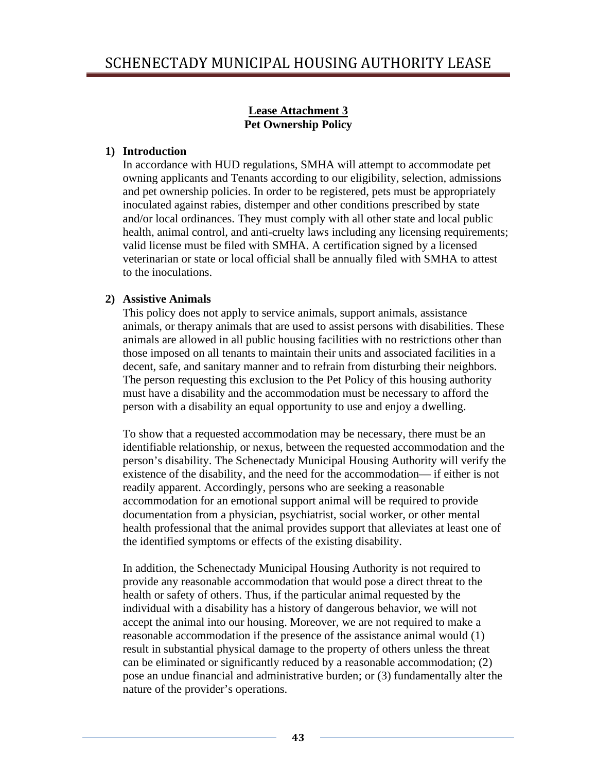## Lease Attachment 3
## Pet Ownership Policy

**1) Introduction**

In accordance with HUD regulations, SMHA will attempt to accommodate pet owning applicants and Tenants according to our eligibility, selection, admissions and pet ownership policies. In order to be registered, pets must be appropriately inoculated against rabies, distemper and other conditions prescribed by state and/or local ordinances. They must comply with all other state and local public health, animal control, and anti-cruelty laws including any licensing requirements; valid license must be filed with SMHA. A certification signed by a licensed veterinarian or state or local official shall be annually filed with SMHA to attest to the inoculations.

**2) Assistive Animals**

This policy does not apply to service animals, support animals, assistance animals, or therapy animals that are used to assist persons with disabilities. These animals are allowed in all public housing facilities with no restrictions other than those imposed on all tenants to maintain their units and associated facilities in a decent, safe, and sanitary manner and to refrain from disturbing their neighbors. The person requesting this exclusion to the Pet Policy of this housing authority must have a disability and the accommodation must be necessary to afford the person with a disability an equal opportunity to use and enjoy a dwelling.

To show that a requested accommodation may be necessary, there must be an identifiable relationship, or nexus, between the requested accommodation and the person's disability. The Schenectady Municipal Housing Authority will verify the existence of the disability, and the need for the accommodation— if either is not readily apparent. Accordingly, persons who are seeking a reasonable accommodation for an emotional support animal will be required to provide documentation from a physician, psychiatrist, social worker, or other mental health professional that the animal provides support that alleviates at least one of the identified symptoms or effects of the existing disability.

In addition, the Schenectady Municipal Housing Authority is not required to provide any reasonable accommodation that would pose a direct threat to the health or safety of others. Thus, if the particular animal requested by the individual with a disability has a history of dangerous behavior, we will not accept the animal into our housing. Moreover, we are not required to make a reasonable accommodation if the presence of the assistance animal would (1) result in substantial physical damage to the property of others unless the threat can be eliminated or significantly reduced by a reasonable accommodation; (2) pose an undue financial and administrative burden; or (3) fundamentally alter the nature of the provider's operations.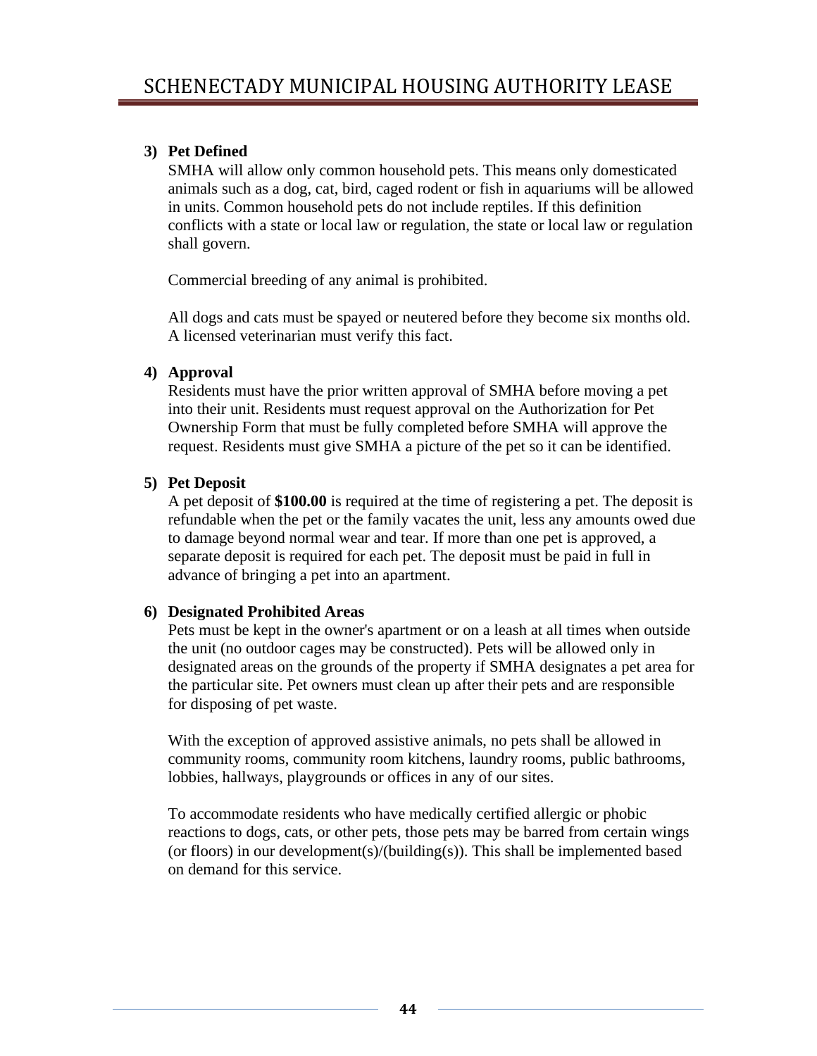### 3) Pet Defined

SMHA will allow only common household pets. This means only domesticated animals such as a dog, cat, bird, caged rodent or fish in aquariums will be allowed in units. Common household pets do not include reptiles. If this definition conflicts with a state or local law or regulation, the state or local law or regulation shall govern.

Commercial breeding of any animal is prohibited.

All dogs and cats must be spayed or neutered before they become six months old. A licensed veterinarian must verify this fact.

### 4) Approval

Residents must have the prior written approval of SMHA before moving a pet into their unit. Residents must request approval on the Authorization for Pet Ownership Form that must be fully completed before SMHA will approve the request. Residents must give SMHA a picture of the pet so it can be identified.

### 5) Pet Deposit

A pet deposit of **$100.00** is required at the time of registering a pet. The deposit is refundable when the pet or the family vacates the unit, less any amounts owed due to damage beyond normal wear and tear. If more than one pet is approved, a separate deposit is required for each pet. The deposit must be paid in full in advance of bringing a pet into an apartment.

### 6) Designated Prohibited Areas

Pets must be kept in the owner's apartment or on a leash at all times when outside the unit (no outdoor cages may be constructed). Pets will be allowed only in designated areas on the grounds of the property if SMHA designates a pet area for the particular site. Pet owners must clean up after their pets and are responsible for disposing of pet waste.

With the exception of approved assistive animals, no pets shall be allowed in community rooms, community room kitchens, laundry rooms, public bathrooms, lobbies, hallways, playgrounds or offices in any of our sites.

To accommodate residents who have medically certified allergic or phobic reactions to dogs, cats, or other pets, those pets may be barred from certain wings (or floors) in our development(s)/(building(s)). This shall be implemented based on demand for this service.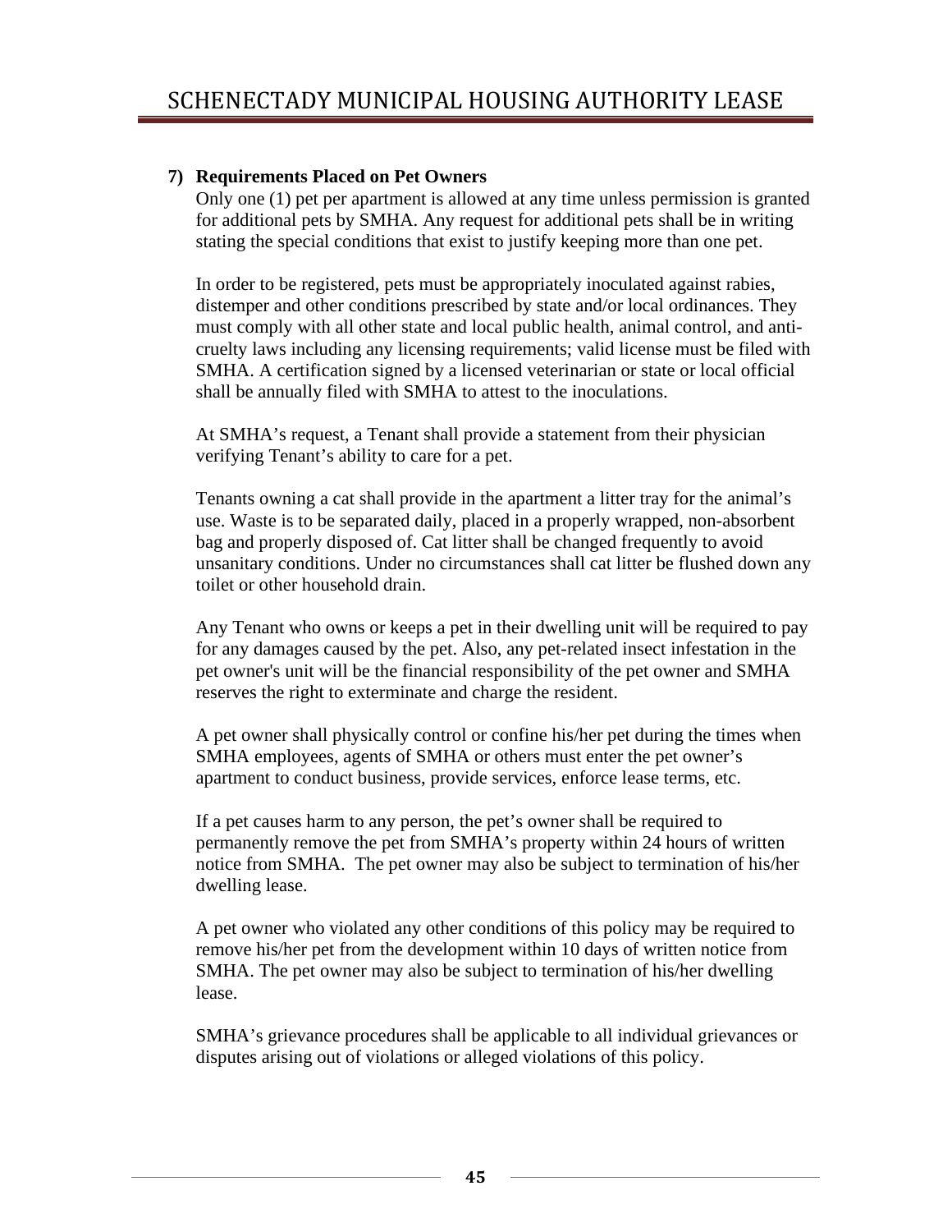## 7) Requirements Placed on Pet Owners

Only one (1) pet per apartment is allowed at any time unless permission is granted for additional pets by SMHA. Any request for additional pets shall be in writing stating the special conditions that exist to justify keeping more than one pet.

In order to be registered, pets must be appropriately inoculated against rabies, distemper and other conditions prescribed by state and/or local ordinances. They must comply with all other state and local public health, animal control, and anti-cruelty laws including any licensing requirements; valid license must be filed with SMHA. A certification signed by a licensed veterinarian or state or local official shall be annually filed with SMHA to attest to the inoculations.

At SMHA's request, a Tenant shall provide a statement from their physician verifying Tenant's ability to care for a pet.

Tenants owning a cat shall provide in the apartment a litter tray for the animal's use. Waste is to be separated daily, placed in a properly wrapped, non-absorbent bag and properly disposed of. Cat litter shall be changed frequently to avoid unsanitary conditions. Under no circumstances shall cat litter be flushed down any toilet or other household drain.

Any Tenant who owns or keeps a pet in their dwelling unit will be required to pay for any damages caused by the pet. Also, any pet-related insect infestation in the pet owner's unit will be the financial responsibility of the pet owner and SMHA reserves the right to exterminate and charge the resident.

A pet owner shall physically control or confine his/her pet during the times when SMHA employees, agents of SMHA or others must enter the pet owner's apartment to conduct business, provide services, enforce lease terms, etc.

If a pet causes harm to any person, the pet's owner shall be required to permanently remove the pet from SMHA's property within 24 hours of written notice from SMHA. The pet owner may also be subject to termination of his/her dwelling lease.

A pet owner who violated any other conditions of this policy may be required to remove his/her pet from the development within 10 days of written notice from SMHA. The pet owner may also be subject to termination of his/her dwelling lease.

SMHA's grievance procedures shall be applicable to all individual grievances or disputes arising out of violations or alleged violations of this policy.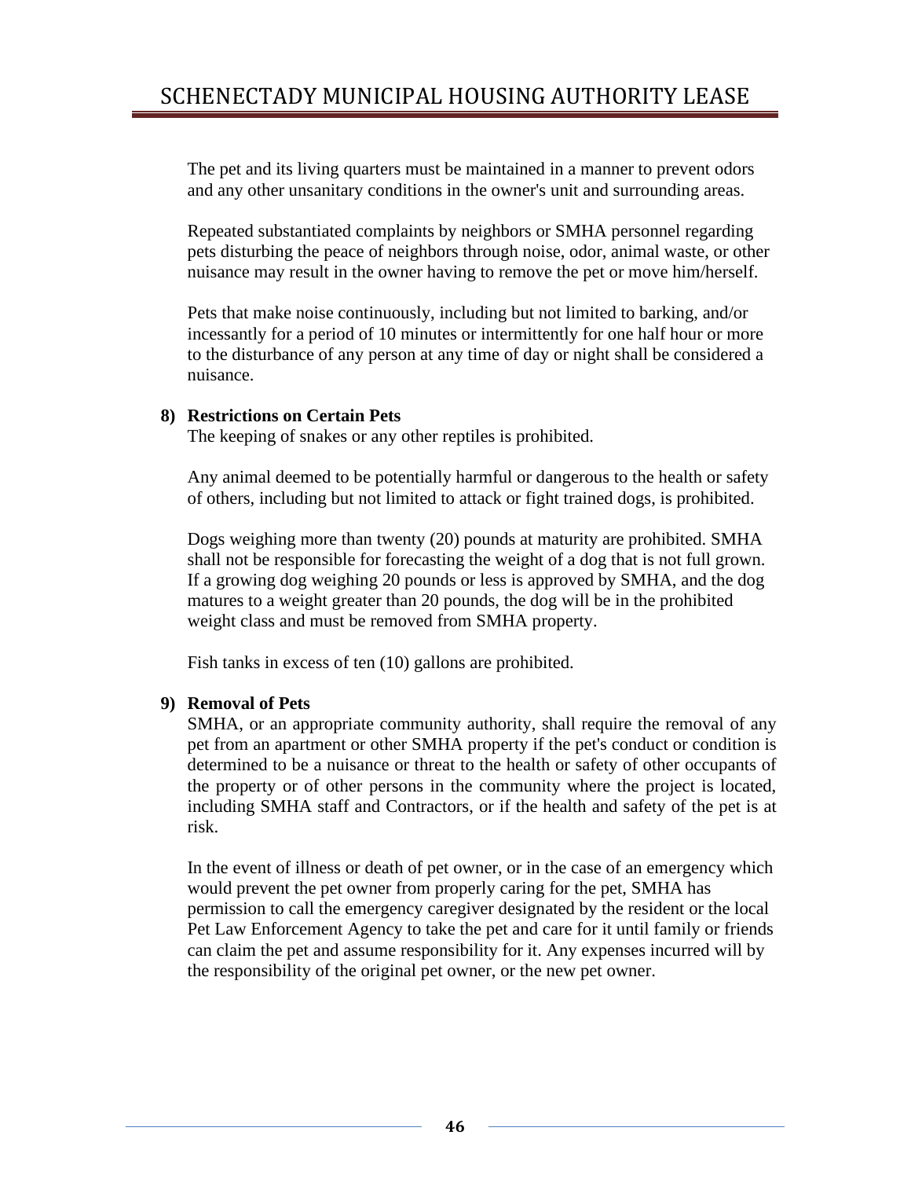The pet and its living quarters must be maintained in a manner to prevent odors and any other unsanitary conditions in the owner's unit and surrounding areas.

Repeated substantiated complaints by neighbors or SMHA personnel regarding pets disturbing the peace of neighbors through noise, odor, animal waste, or other nuisance may result in the owner having to remove the pet or move him/herself.

Pets that make noise continuously, including but not limited to barking, and/or incessantly for a period of 10 minutes or intermittently for one half hour or more to the disturbance of any person at any time of day or night shall be considered a nuisance.

**8) Restrictions on Certain Pets**

The keeping of snakes or any other reptiles is prohibited.

Any animal deemed to be potentially harmful or dangerous to the health or safety of others, including but not limited to attack or fight trained dogs, is prohibited.

Dogs weighing more than twenty (20) pounds at maturity are prohibited. SMHA shall not be responsible for forecasting the weight of a dog that is not full grown. If a growing dog weighing 20 pounds or less is approved by SMHA, and the dog matures to a weight greater than 20 pounds, the dog will be in the prohibited weight class and must be removed from SMHA property.

Fish tanks in excess of ten (10) gallons are prohibited.

**9) Removal of Pets**

SMHA, or an appropriate community authority, shall require the removal of any pet from an apartment or other SMHA property if the pet's conduct or condition is determined to be a nuisance or threat to the health or safety of other occupants of the property or of other persons in the community where the project is located, including SMHA staff and Contractors, or if the health and safety of the pet is at risk.

In the event of illness or death of pet owner, or in the case of an emergency which would prevent the pet owner from properly caring for the pet, SMHA has permission to call the emergency caregiver designated by the resident or the local Pet Law Enforcement Agency to take the pet and care for it until family or friends can claim the pet and assume responsibility for it. Any expenses incurred will by the responsibility of the original pet owner, or the new pet owner.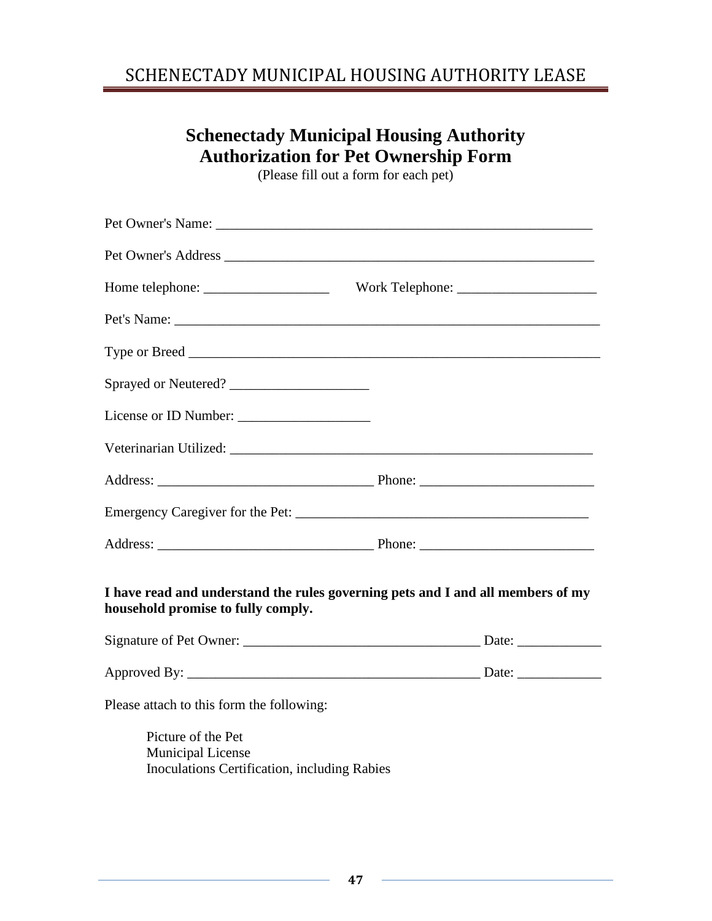# Schenectady Municipal Housing Authority
# Authorization for Pet Ownership Form

(Please fill out a form for each pet)

Pet Owner's Name: _______________________________________________________

Pet Owner's Address _____________________________________________________

Home telephone: __________________ Work Telephone: ____________________

Pet's Name: _____________________________________________________________

Type or Breed ___________________________________________________________

Sprayed or Neutered? ____________________

License or ID Number: ___________________

Veterinarian Utilized: ____________________________________________________

Address: _______________________________ Phone: _________________________

Emergency Caregiver for the Pet: __________________________________________

Address: _______________________________ Phone: _________________________

**I have read and understand the rules governing pets and I and all members of my household promise to fully comply.**

Signature of Pet Owner: _________________________________ Date: ____________

Approved By: __________________________________________ Date: ____________

Please attach to this form the following:

Picture of the Pet
Municipal License
Inoculations Certification, including Rabies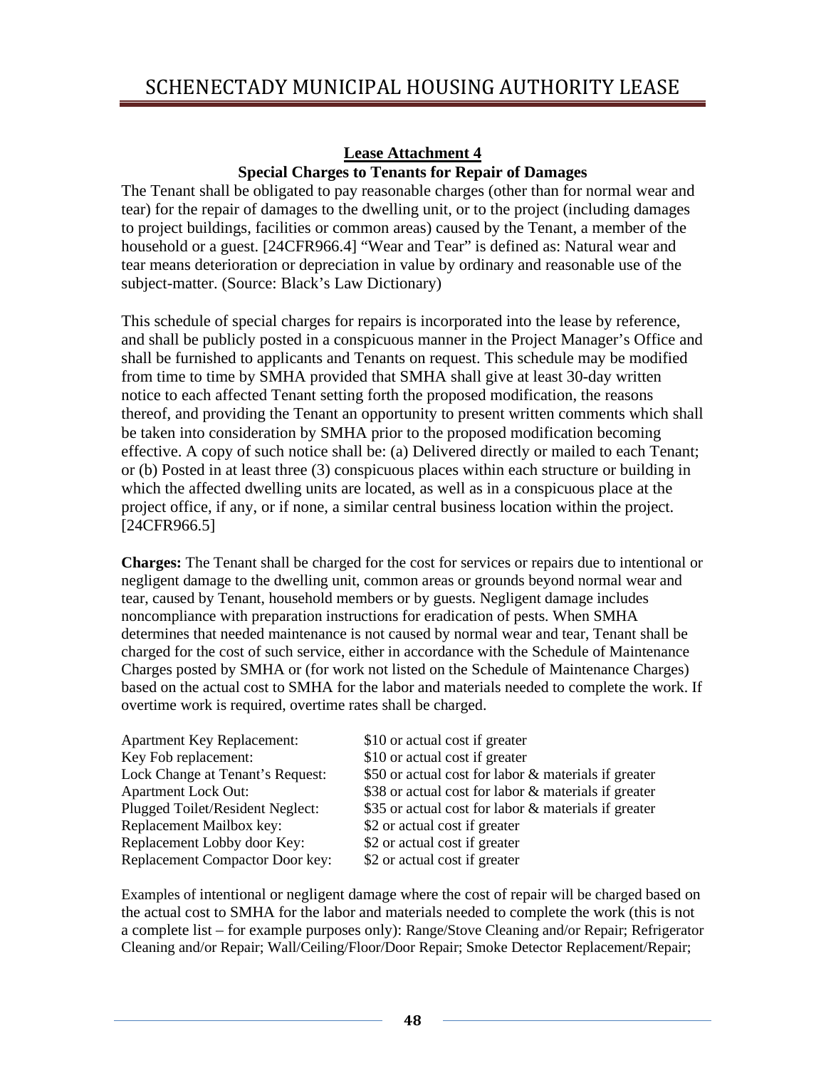## Lease Attachment 4

**Special Charges to Tenants for Repair of Damages**

The Tenant shall be obligated to pay reasonable charges (other than for normal wear and tear) for the repair of damages to the dwelling unit, or to the project (including damages to project buildings, facilities or common areas) caused by the Tenant, a member of the household or a guest. [24CFR966.4] "Wear and Tear" is defined as: Natural wear and tear means deterioration or depreciation in value by ordinary and reasonable use of the subject-matter. (Source: Black's Law Dictionary)

This schedule of special charges for repairs is incorporated into the lease by reference, and shall be publicly posted in a conspicuous manner in the Project Manager's Office and shall be furnished to applicants and Tenants on request. This schedule may be modified from time to time by SMHA provided that SMHA shall give at least 30-day written notice to each affected Tenant setting forth the proposed modification, the reasons thereof, and providing the Tenant an opportunity to present written comments which shall be taken into consideration by SMHA prior to the proposed modification becoming effective. A copy of such notice shall be: (a) Delivered directly or mailed to each Tenant; or (b) Posted in at least three (3) conspicuous places within each structure or building in which the affected dwelling units are located, as well as in a conspicuous place at the project office, if any, or if none, a similar central business location within the project. [24CFR966.5]

**Charges:** The Tenant shall be charged for the cost for services or repairs due to intentional or negligent damage to the dwelling unit, common areas or grounds beyond normal wear and tear, caused by Tenant, household members or by guests. Negligent damage includes noncompliance with preparation instructions for eradication of pests. When SMHA determines that needed maintenance is not caused by normal wear and tear, Tenant shall be charged for the cost of such service, either in accordance with the Schedule of Maintenance Charges posted by SMHA or (for work not listed on the Schedule of Maintenance Charges) based on the actual cost to SMHA for the labor and materials needed to complete the work. If overtime work is required, overtime rates shall be charged.

| | |
|---|---|
| Apartment Key Replacement: | $10 or actual cost if greater |
| Key Fob replacement: | $10 or actual cost if greater |
| Lock Change at Tenant's Request: | $50 or actual cost for labor & materials if greater |
| Apartment Lock Out: | $38 or actual cost for labor & materials if greater |
| Plugged Toilet/Resident Neglect: | $35 or actual cost for labor & materials if greater |
| Replacement Mailbox key: | $2 or actual cost if greater |
| Replacement Lobby door Key: | $2 or actual cost if greater |
| Replacement Compactor Door key: | $2 or actual cost if greater |

Examples of intentional or negligent damage where the cost of repair will be charged based on the actual cost to SMHA for the labor and materials needed to complete the work (this is not a complete list – for example purposes only): Range/Stove Cleaning and/or Repair; Refrigerator Cleaning and/or Repair; Wall/Ceiling/Floor/Door Repair; Smoke Detector Replacement/Repair;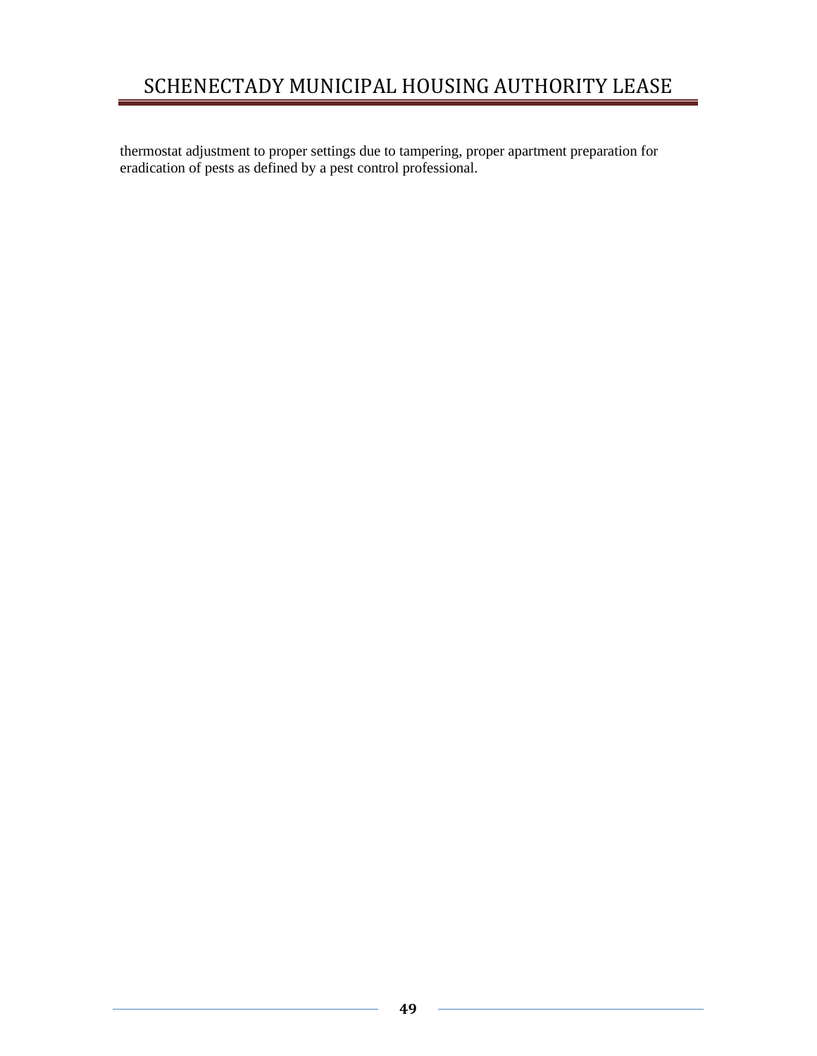thermostat adjustment to proper settings due to tampering, proper apartment preparation for eradication of pests as defined by a pest control professional.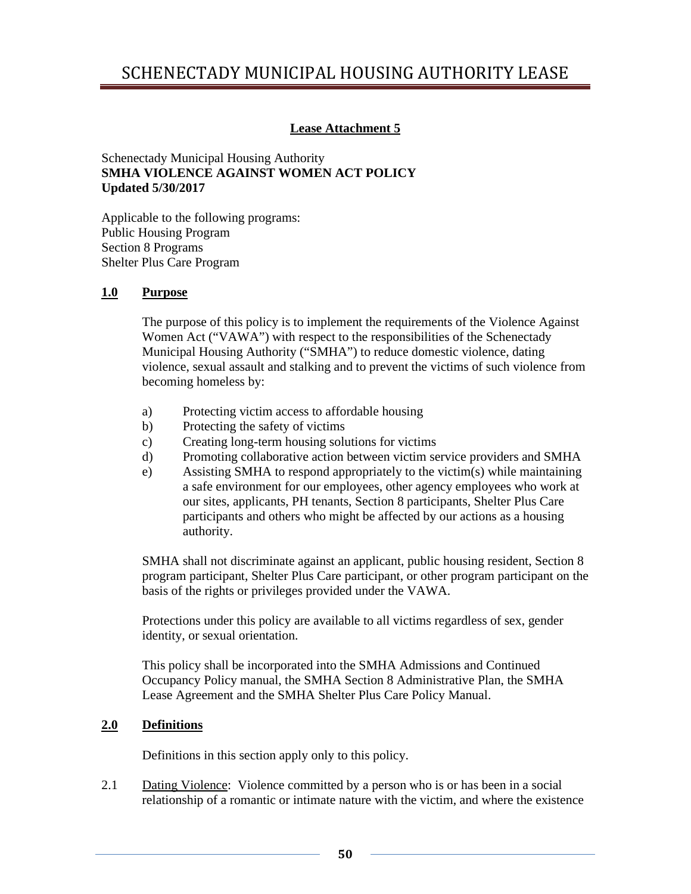**Lease Attachment 5**

Schenectady Municipal Housing Authority
**SMHA VIOLENCE AGAINST WOMEN ACT POLICY**
**Updated 5/30/2017**

Applicable to the following programs:
Public Housing Program
Section 8 Programs
Shelter Plus Care Program

## 1.0 Purpose

The purpose of this policy is to implement the requirements of the Violence Against Women Act ("VAWA") with respect to the responsibilities of the Schenectady Municipal Housing Authority ("SMHA") to reduce domestic violence, dating violence, sexual assault and stalking and to prevent the victims of such violence from becoming homeless by:

a) Protecting victim access to affordable housing
b) Protecting the safety of victims
c) Creating long-term housing solutions for victims
d) Promoting collaborative action between victim service providers and SMHA
e) Assisting SMHA to respond appropriately to the victim(s) while maintaining a safe environment for our employees, other agency employees who work at our sites, applicants, PH tenants, Section 8 participants, Shelter Plus Care participants and others who might be affected by our actions as a housing authority.

SMHA shall not discriminate against an applicant, public housing resident, Section 8 program participant, Shelter Plus Care participant, or other program participant on the basis of the rights or privileges provided under the VAWA.

Protections under this policy are available to all victims regardless of sex, gender identity, or sexual orientation.

This policy shall be incorporated into the SMHA Admissions and Continued Occupancy Policy manual, the SMHA Section 8 Administrative Plan, the SMHA Lease Agreement and the SMHA Shelter Plus Care Policy Manual.

## 2.0 Definitions

Definitions in this section apply only to this policy.

2.1 Dating Violence: Violence committed by a person who is or has been in a social relationship of a romantic or intimate nature with the victim, and where the existence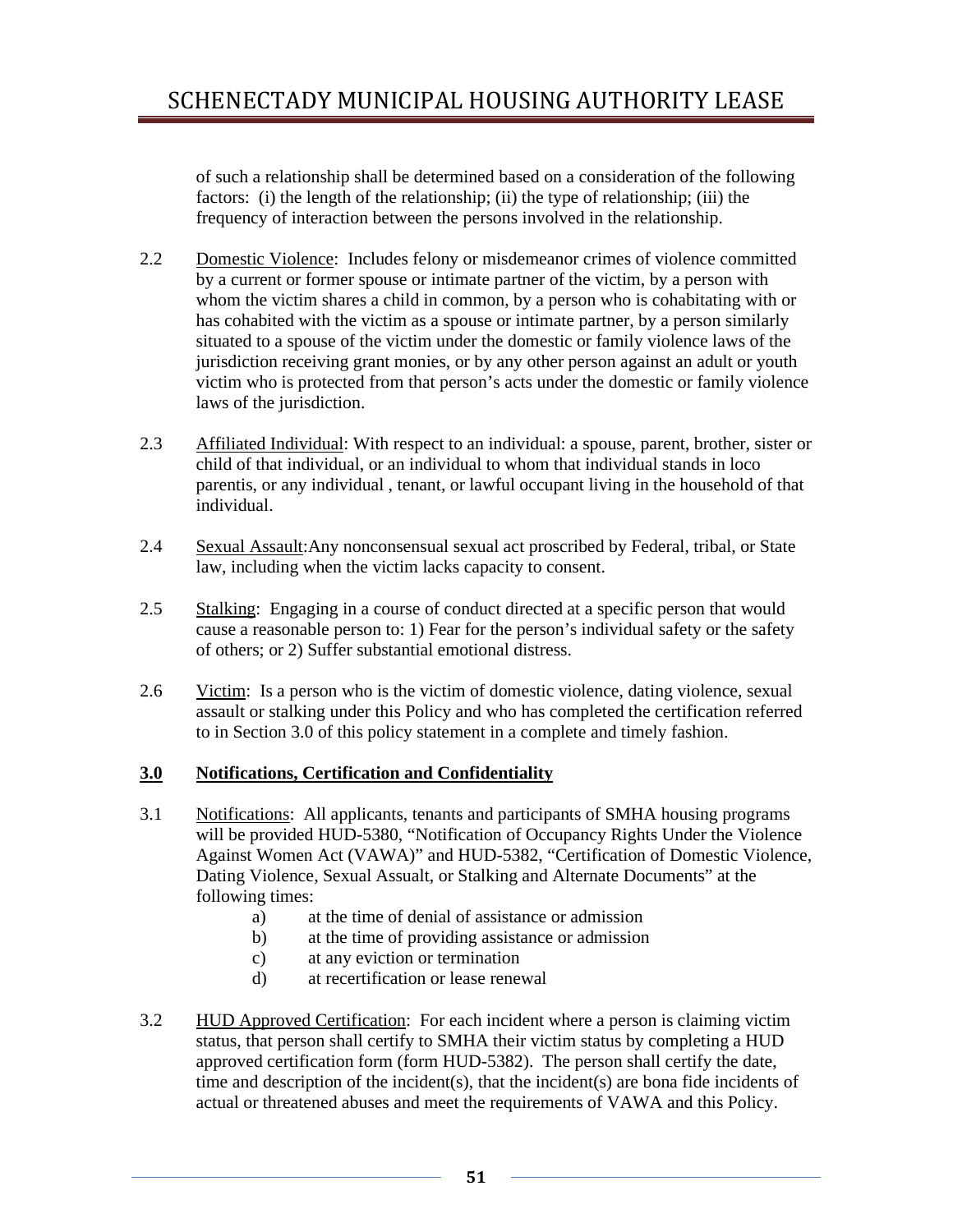of such a relationship shall be determined based on a consideration of the following factors: (i) the length of the relationship; (ii) the type of relationship; (iii) the frequency of interaction between the persons involved in the relationship.

2.2 Domestic Violence: Includes felony or misdemeanor crimes of violence committed by a current or former spouse or intimate partner of the victim, by a person with whom the victim shares a child in common, by a person who is cohabitating with or has cohabited with the victim as a spouse or intimate partner, by a person similarly situated to a spouse of the victim under the domestic or family violence laws of the jurisdiction receiving grant monies, or by any other person against an adult or youth victim who is protected from that person's acts under the domestic or family violence laws of the jurisdiction.

2.3 Affiliated Individual: With respect to an individual: a spouse, parent, brother, sister or child of that individual, or an individual to whom that individual stands in loco parentis, or any individual , tenant, or lawful occupant living in the household of that individual.

2.4 Sexual Assault:Any nonconsensual sexual act proscribed by Federal, tribal, or State law, including when the victim lacks capacity to consent.

2.5 Stalking: Engaging in a course of conduct directed at a specific person that would cause a reasonable person to: 1) Fear for the person's individual safety or the safety of others; or 2) Suffer substantial emotional distress.

2.6 Victim: Is a person who is the victim of domestic violence, dating violence, sexual assault or stalking under this Policy and who has completed the certification referred to in Section 3.0 of this policy statement in a complete and timely fashion.

**3.0 Notifications, Certification and Confidentiality**

3.1 Notifications: All applicants, tenants and participants of SMHA housing programs will be provided HUD-5380, "Notification of Occupancy Rights Under the Violence Against Women Act (VAWA)" and HUD-5382, "Certification of Domestic Violence, Dating Violence, Sexual Assualt, or Stalking and Alternate Documents" at the following times:

a) at the time of denial of assistance or admission
b) at the time of providing assistance or admission
c) at any eviction or termination
d) at recertification or lease renewal

3.2 HUD Approved Certification: For each incident where a person is claiming victim status, that person shall certify to SMHA their victim status by completing a HUD approved certification form (form HUD-5382). The person shall certify the date, time and description of the incident(s), that the incident(s) are bona fide incidents of actual or threatened abuses and meet the requirements of VAWA and this Policy.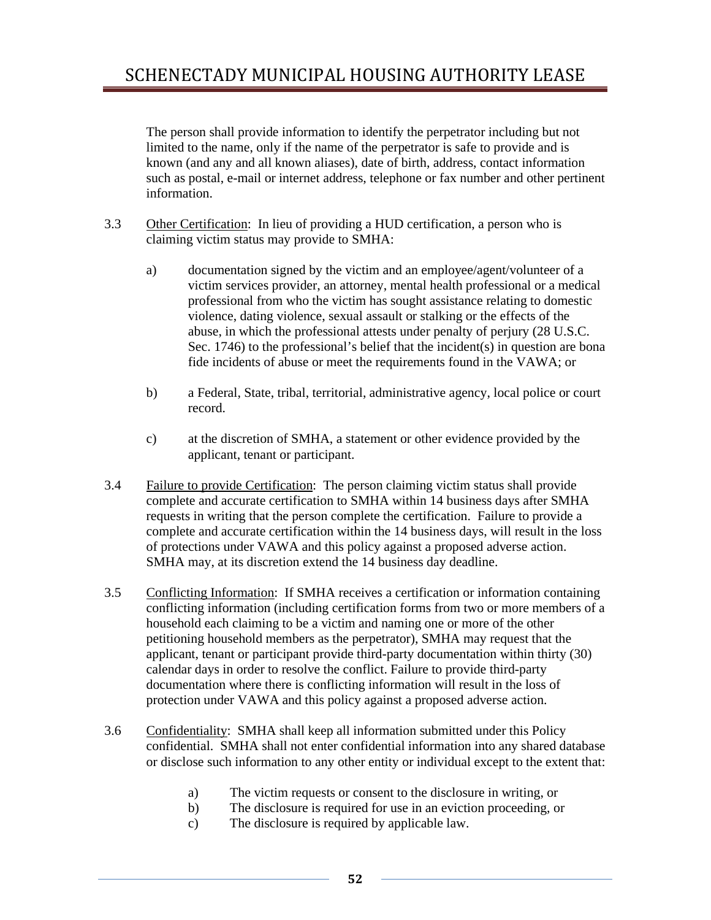The person shall provide information to identify the perpetrator including but not limited to the name, only if the name of the perpetrator is safe to provide and is known (and any and all known aliases), date of birth, address, contact information such as postal, e-mail or internet address, telephone or fax number and other pertinent information.

3.3 Other Certification: In lieu of providing a HUD certification, a person who is claiming victim status may provide to SMHA:

a) documentation signed by the victim and an employee/agent/volunteer of a victim services provider, an attorney, mental health professional or a medical professional from who the victim has sought assistance relating to domestic violence, dating violence, sexual assault or stalking or the effects of the abuse, in which the professional attests under penalty of perjury (28 U.S.C. Sec. 1746) to the professional's belief that the incident(s) in question are bona fide incidents of abuse or meet the requirements found in the VAWA; or

b) a Federal, State, tribal, territorial, administrative agency, local police or court record.

c) at the discretion of SMHA, a statement or other evidence provided by the applicant, tenant or participant.

3.4 Failure to provide Certification: The person claiming victim status shall provide complete and accurate certification to SMHA within 14 business days after SMHA requests in writing that the person complete the certification. Failure to provide a complete and accurate certification within the 14 business days, will result in the loss of protections under VAWA and this policy against a proposed adverse action. SMHA may, at its discretion extend the 14 business day deadline.

3.5 Conflicting Information: If SMHA receives a certification or information containing conflicting information (including certification forms from two or more members of a household each claiming to be a victim and naming one or more of the other petitioning household members as the perpetrator), SMHA may request that the applicant, tenant or participant provide third-party documentation within thirty (30) calendar days in order to resolve the conflict. Failure to provide third-party documentation where there is conflicting information will result in the loss of protection under VAWA and this policy against a proposed adverse action.

3.6 Confidentiality: SMHA shall keep all information submitted under this Policy confidential. SMHA shall not enter confidential information into any shared database or disclose such information to any other entity or individual except to the extent that:

a) The victim requests or consent to the disclosure in writing, or
b) The disclosure is required for use in an eviction proceeding, or
c) The disclosure is required by applicable law.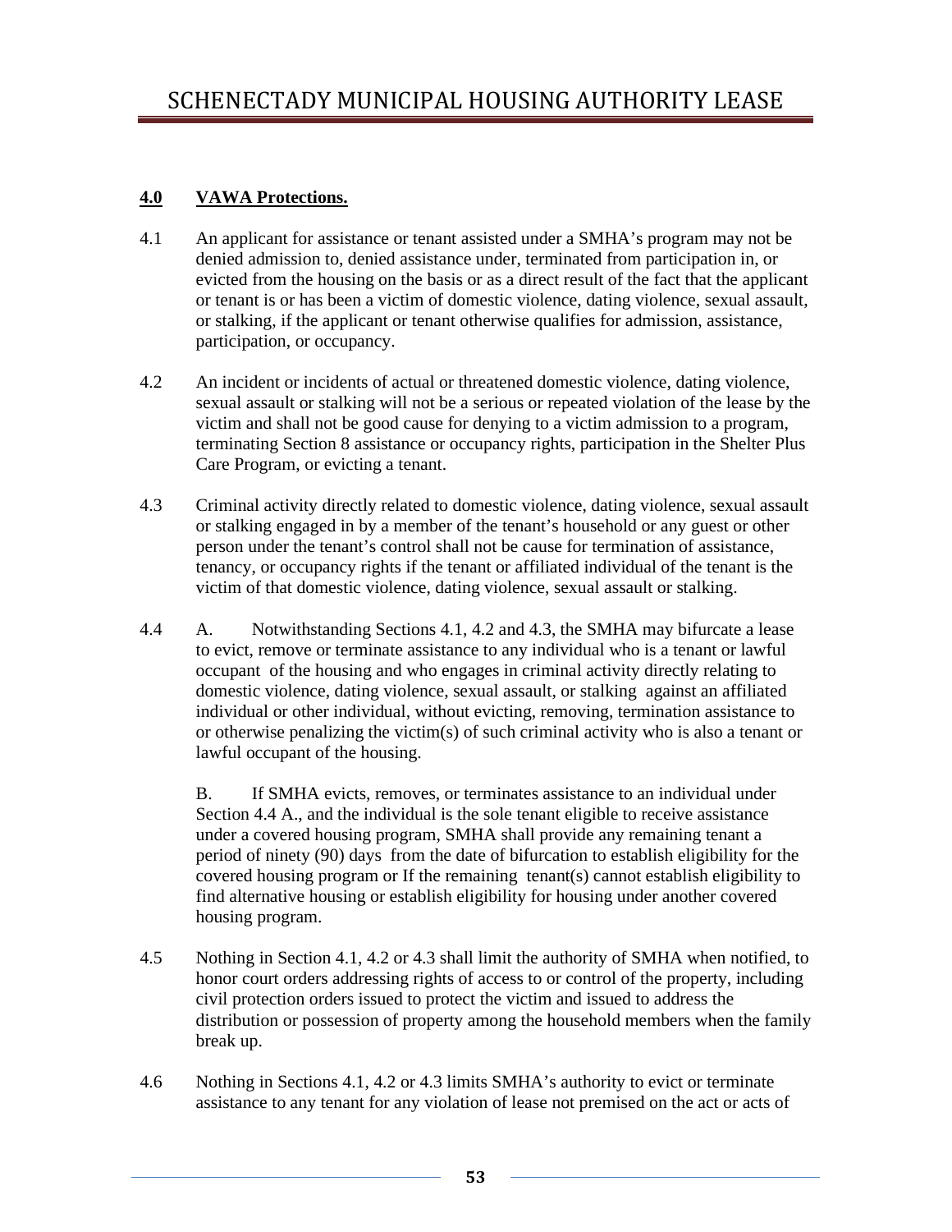**4.0 VAWA Protections.**

4.1 An applicant for assistance or tenant assisted under a SMHA's program may not be denied admission to, denied assistance under, terminated from participation in, or evicted from the housing on the basis or as a direct result of the fact that the applicant or tenant is or has been a victim of domestic violence, dating violence, sexual assault, or stalking, if the applicant or tenant otherwise qualifies for admission, assistance, participation, or occupancy.

4.2 An incident or incidents of actual or threatened domestic violence, dating violence, sexual assault or stalking will not be a serious or repeated violation of the lease by the victim and shall not be good cause for denying to a victim admission to a program, terminating Section 8 assistance or occupancy rights, participation in the Shelter Plus Care Program, or evicting a tenant.

4.3 Criminal activity directly related to domestic violence, dating violence, sexual assault or stalking engaged in by a member of the tenant's household or any guest or other person under the tenant's control shall not be cause for termination of assistance, tenancy, or occupancy rights if the tenant or affiliated individual of the tenant is the victim of that domestic violence, dating violence, sexual assault or stalking.

4.4 A. Notwithstanding Sections 4.1, 4.2 and 4.3, the SMHA may bifurcate a lease to evict, remove or terminate assistance to any individual who is a tenant or lawful occupant of the housing and who engages in criminal activity directly relating to domestic violence, dating violence, sexual assault, or stalking against an affiliated individual or other individual, without evicting, removing, termination assistance to or otherwise penalizing the victim(s) of such criminal activity who is also a tenant or lawful occupant of the housing.

B. If SMHA evicts, removes, or terminates assistance to an individual under Section 4.4 A., and the individual is the sole tenant eligible to receive assistance under a covered housing program, SMHA shall provide any remaining tenant a period of ninety (90) days from the date of bifurcation to establish eligibility for the covered housing program or If the remaining tenant(s) cannot establish eligibility to find alternative housing or establish eligibility for housing under another covered housing program.

4.5 Nothing in Section 4.1, 4.2 or 4.3 shall limit the authority of SMHA when notified, to honor court orders addressing rights of access to or control of the property, including civil protection orders issued to protect the victim and issued to address the distribution or possession of property among the household members when the family break up.

4.6 Nothing in Sections 4.1, 4.2 or 4.3 limits SMHA's authority to evict or terminate assistance to any tenant for any violation of lease not premised on the act or acts of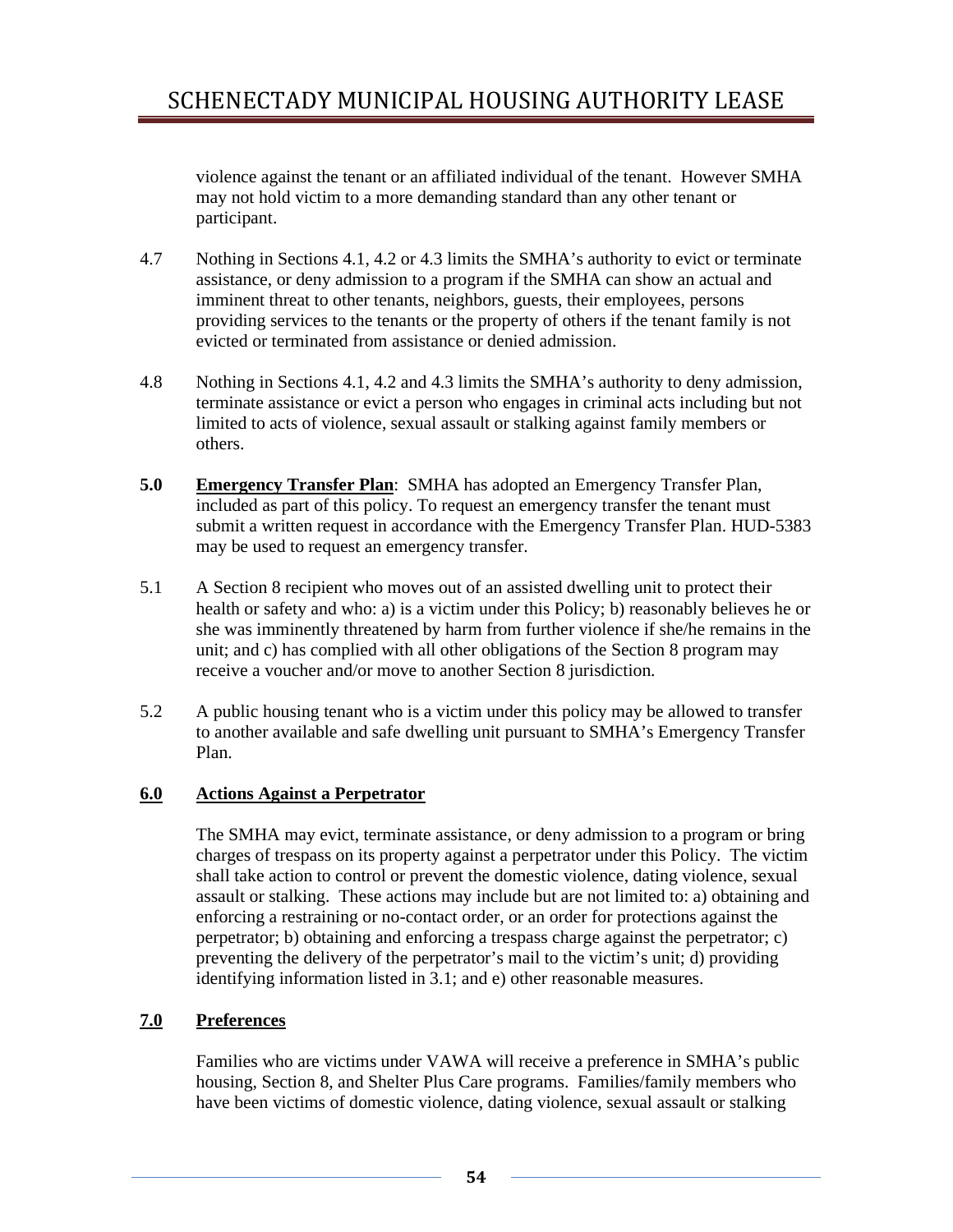violence against the tenant or an affiliated individual of the tenant. However SMHA may not hold victim to a more demanding standard than any other tenant or participant.

4.7 Nothing in Sections 4.1, 4.2 or 4.3 limits the SMHA's authority to evict or terminate assistance, or deny admission to a program if the SMHA can show an actual and imminent threat to other tenants, neighbors, guests, their employees, persons providing services to the tenants or the property of others if the tenant family is not evicted or terminated from assistance or denied admission.

4.8 Nothing in Sections 4.1, 4.2 and 4.3 limits the SMHA's authority to deny admission, terminate assistance or evict a person who engages in criminal acts including but not limited to acts of violence, sexual assault or stalking against family members or others.

**5.0** **Emergency Transfer Plan**: SMHA has adopted an Emergency Transfer Plan, included as part of this policy. To request an emergency transfer the tenant must submit a written request in accordance with the Emergency Transfer Plan. HUD-5383 may be used to request an emergency transfer.

5.1 A Section 8 recipient who moves out of an assisted dwelling unit to protect their health or safety and who: a) is a victim under this Policy; b) reasonably believes he or she was imminently threatened by harm from further violence if she/he remains in the unit; and c) has complied with all other obligations of the Section 8 program may receive a voucher and/or move to another Section 8 jurisdiction.

5.2 A public housing tenant who is a victim under this policy may be allowed to transfer to another available and safe dwelling unit pursuant to SMHA's Emergency Transfer Plan.

**6.0 Actions Against a Perpetrator**

The SMHA may evict, terminate assistance, or deny admission to a program or bring charges of trespass on its property against a perpetrator under this Policy. The victim shall take action to control or prevent the domestic violence, dating violence, sexual assault or stalking. These actions may include but are not limited to: a) obtaining and enforcing a restraining or no-contact order, or an order for protections against the perpetrator; b) obtaining and enforcing a trespass charge against the perpetrator; c) preventing the delivery of the perpetrator's mail to the victim's unit; d) providing identifying information listed in 3.1; and e) other reasonable measures.

**7.0 Preferences**

Families who are victims under VAWA will receive a preference in SMHA's public housing, Section 8, and Shelter Plus Care programs. Families/family members who have been victims of domestic violence, dating violence, sexual assault or stalking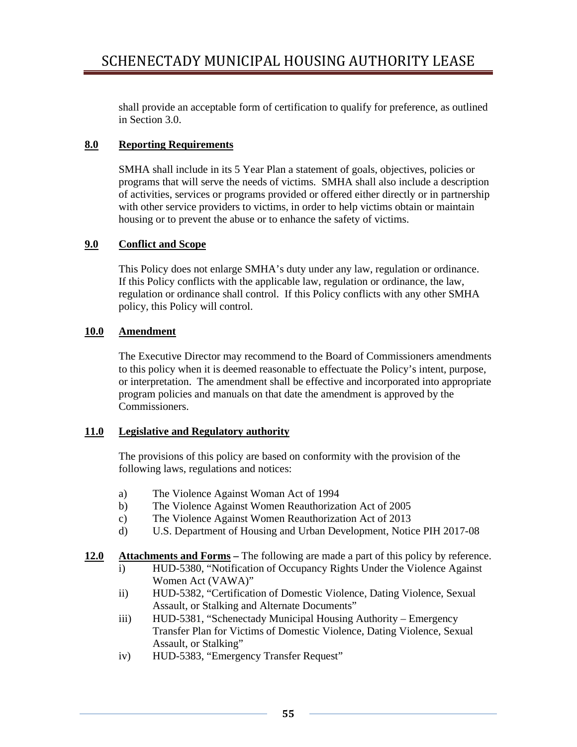shall provide an acceptable form of certification to qualify for preference, as outlined in Section 3.0.

## 8.0 Reporting Requirements

SMHA shall include in its 5 Year Plan a statement of goals, objectives, policies or programs that will serve the needs of victims. SMHA shall also include a description of activities, services or programs provided or offered either directly or in partnership with other service providers to victims, in order to help victims obtain or maintain housing or to prevent the abuse or to enhance the safety of victims.

## 9.0 Conflict and Scope

This Policy does not enlarge SMHA's duty under any law, regulation or ordinance. If this Policy conflicts with the applicable law, regulation or ordinance, the law, regulation or ordinance shall control. If this Policy conflicts with any other SMHA policy, this Policy will control.

## 10.0 Amendment

The Executive Director may recommend to the Board of Commissioners amendments to this policy when it is deemed reasonable to effectuate the Policy's intent, purpose, or interpretation. The amendment shall be effective and incorporated into appropriate program policies and manuals on that date the amendment is approved by the Commissioners.

## 11.0 Legislative and Regulatory authority

The provisions of this policy are based on conformity with the provision of the following laws, regulations and notices:

a) The Violence Against Woman Act of 1994
b) The Violence Against Women Reauthorization Act of 2005
c) The Violence Against Women Reauthorization Act of 2013
d) U.S. Department of Housing and Urban Development, Notice PIH 2017-08

## 12.0 Attachments and Forms – The following are made a part of this policy by reference.

i) HUD-5380, "Notification of Occupancy Rights Under the Violence Against Women Act (VAWA)"
ii) HUD-5382, "Certification of Domestic Violence, Dating Violence, Sexual Assault, or Stalking and Alternate Documents"
iii) HUD-5381, "Schenectady Municipal Housing Authority – Emergency Transfer Plan for Victims of Domestic Violence, Dating Violence, Sexual Assault, or Stalking"
iv) HUD-5383, "Emergency Transfer Request"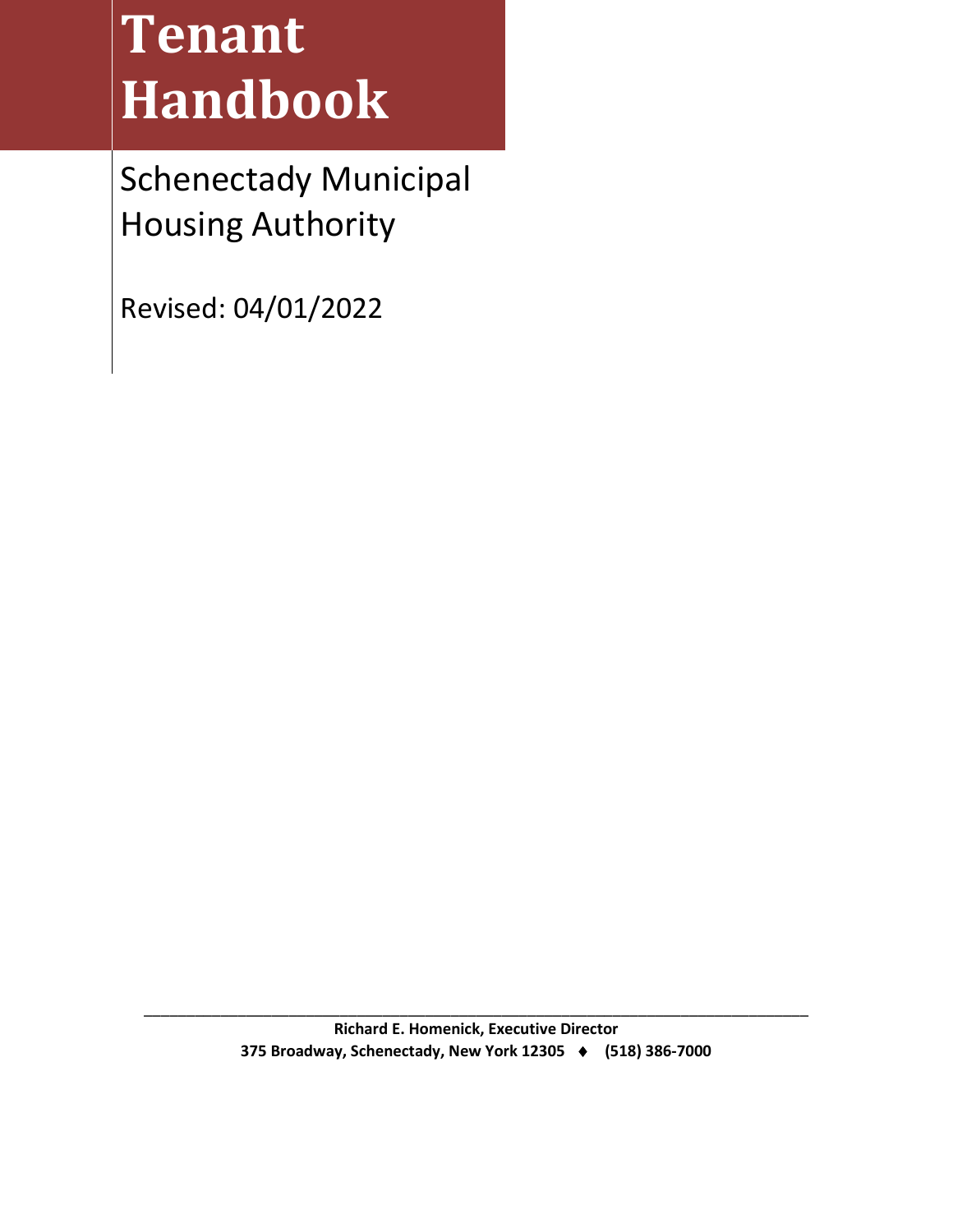# Tenant Handbook

Schenectady Municipal Housing Authority

Revised: 04/01/2022

**Richard E. Homenick, Executive Director**
**375 Broadway, Schenectady, New York 12305 ♦ (518) 386-7000**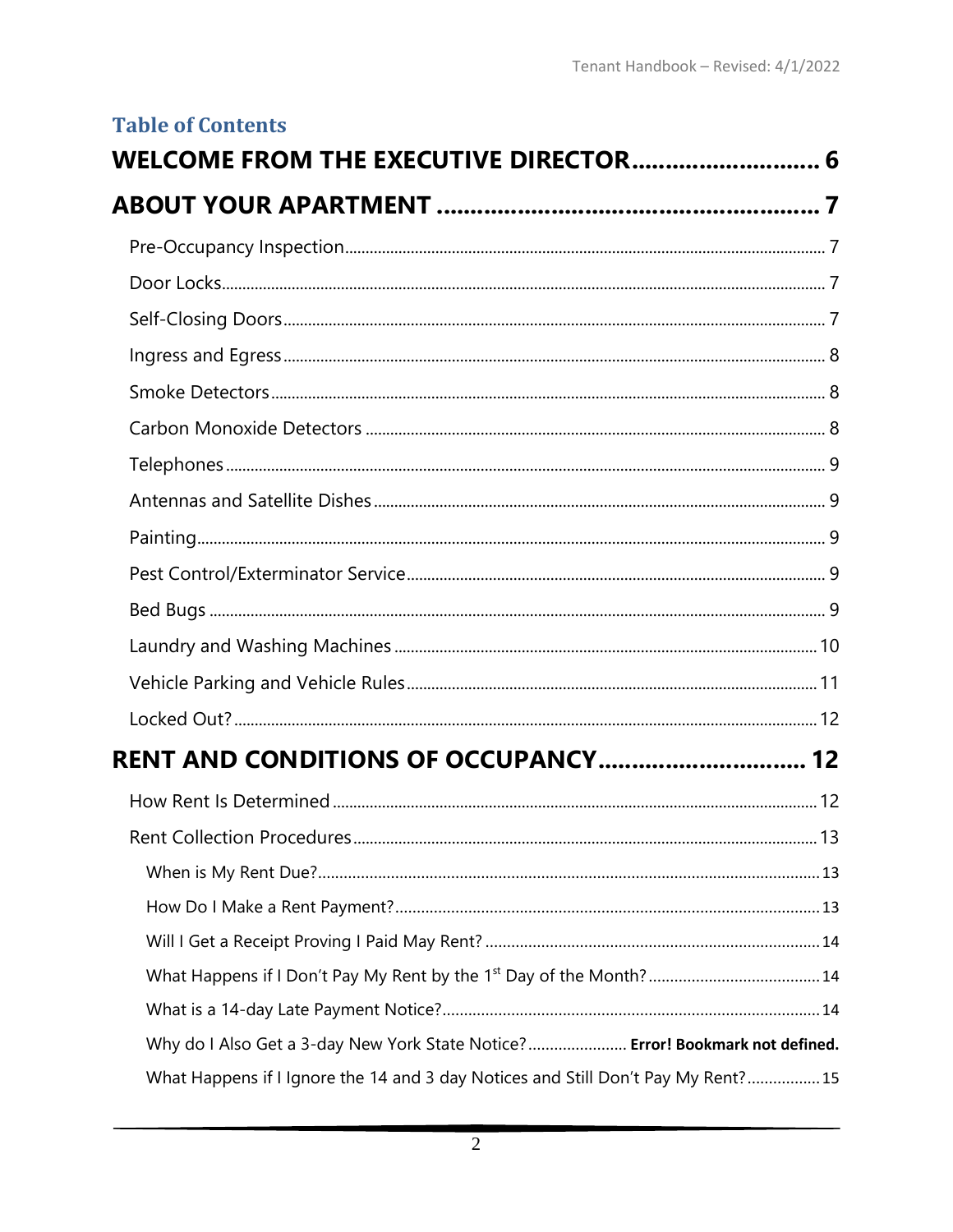## Table of Contents

**WELCOME FROM THE EXECUTIVE DIRECTOR........................... 6**

**ABOUT YOUR APARTMENT ........................................................ 7**

Pre-Occupancy Inspection........................................................................ 7

Door Locks................................................................................................ 7

Self-Closing Doors.................................................................................... 7

Ingress and Egress.................................................................................... 8

Smoke Detectors....................................................................................... 8

Carbon Monoxide Detectors .................................................................... 8

Telephones................................................................................................ 9

Antennas and Satellite Dishes.................................................................. 9

Painting..................................................................................................... 9

Pest Control/Exterminator Service............................................................ 9

Bed Bugs ................................................................................................... 9

Laundry and Washing Machines.............................................................. 10

Vehicle Parking and Vehicle Rules.......................................................... 11

Locked Out?............................................................................................. 12

**RENT AND CONDITIONS OF OCCUPANCY.............................. 12**

How Rent Is Determined ......................................................................... 12

Rent Collection Procedures..................................................................... 13

When is My Rent Due?............................................................................. 13

How Do I Make a Rent Payment?............................................................ 13

Will I Get a Receipt Proving I Paid May Rent? ........................................ 14

What Happens if I Don't Pay My Rent by the 1st Day of the Month?......................................... 14

What is a 14-day Late Payment Notice?.................................................. 14

Why do I Also Get a 3-day New York State Notice?....................... **Error! Bookmark not defined.**

What Happens if I Ignore the 14 and 3 day Notices and Still Don't Pay My Rent?................. 15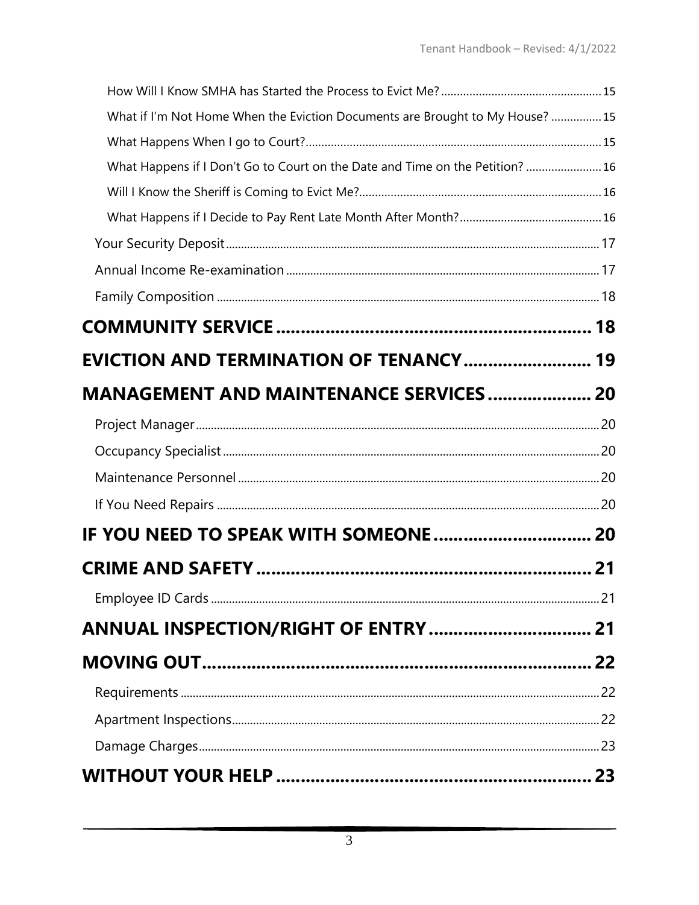How Will I Know SMHA has Started the Process to Evict Me? ..... 15

What if I'm Not Home When the Eviction Documents are Brought to My House? ..... 15

What Happens When I go to Court? ..... 15

What Happens if I Don't Go to Court on the Date and Time on the Petition? ..... 16

Will I Know the Sheriff is Coming to Evict Me? ..... 16

What Happens if I Decide to Pay Rent Late Month After Month? ..... 16

Your Security Deposit ..... 17

Annual Income Re-examination ..... 17

Family Composition ..... 18

**COMMUNITY SERVICE ..... 18**

**EVICTION AND TERMINATION OF TENANCY ..... 19**

**MANAGEMENT AND MAINTENANCE SERVICES ..... 20**

Project Manager ..... 20

Occupancy Specialist ..... 20

Maintenance Personnel ..... 20

If You Need Repairs ..... 20

**IF YOU NEED TO SPEAK WITH SOMEONE ..... 20**

**CRIME AND SAFETY ..... 21**

Employee ID Cards ..... 21

**ANNUAL INSPECTION/RIGHT OF ENTRY ..... 21**

**MOVING OUT ..... 22**

Requirements ..... 22

Apartment Inspections ..... 22

Damage Charges ..... 23

**WITHOUT YOUR HELP ..... 23**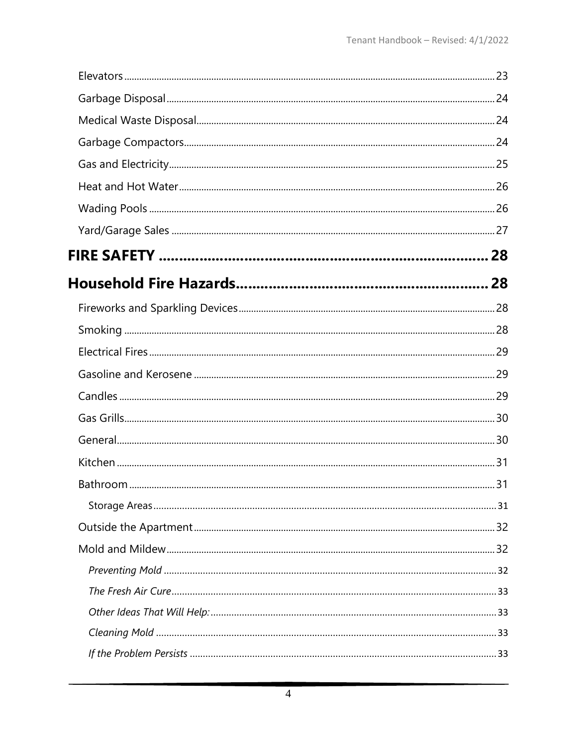Elevators ........ 23
Garbage Disposal ........ 24
Medical Waste Disposal ........ 24
Garbage Compactors ........ 24
Gas and Electricity ........ 25
Heat and Hot Water ........ 26
Wading Pools ........ 26
Yard/Garage Sales ........ 27

**FIRE SAFETY ........ 28**

**Household Fire Hazards ........ 28**

Fireworks and Sparkling Devices ........ 28
Smoking ........ 28
Electrical Fires ........ 29
Gasoline and Kerosene ........ 29
Candles ........ 29
Gas Grills ........ 30
General ........ 30
Kitchen ........ 31
Bathroom ........ 31
Storage Areas ........ 31
Outside the Apartment ........ 32
Mold and Mildew ........ 32
*Preventing Mold* ........ 32
*The Fresh Air Cure* ........ 33
*Other Ideas That Will Help:* ........ 33
*Cleaning Mold* ........ 33
*If the Problem Persists* ........ 33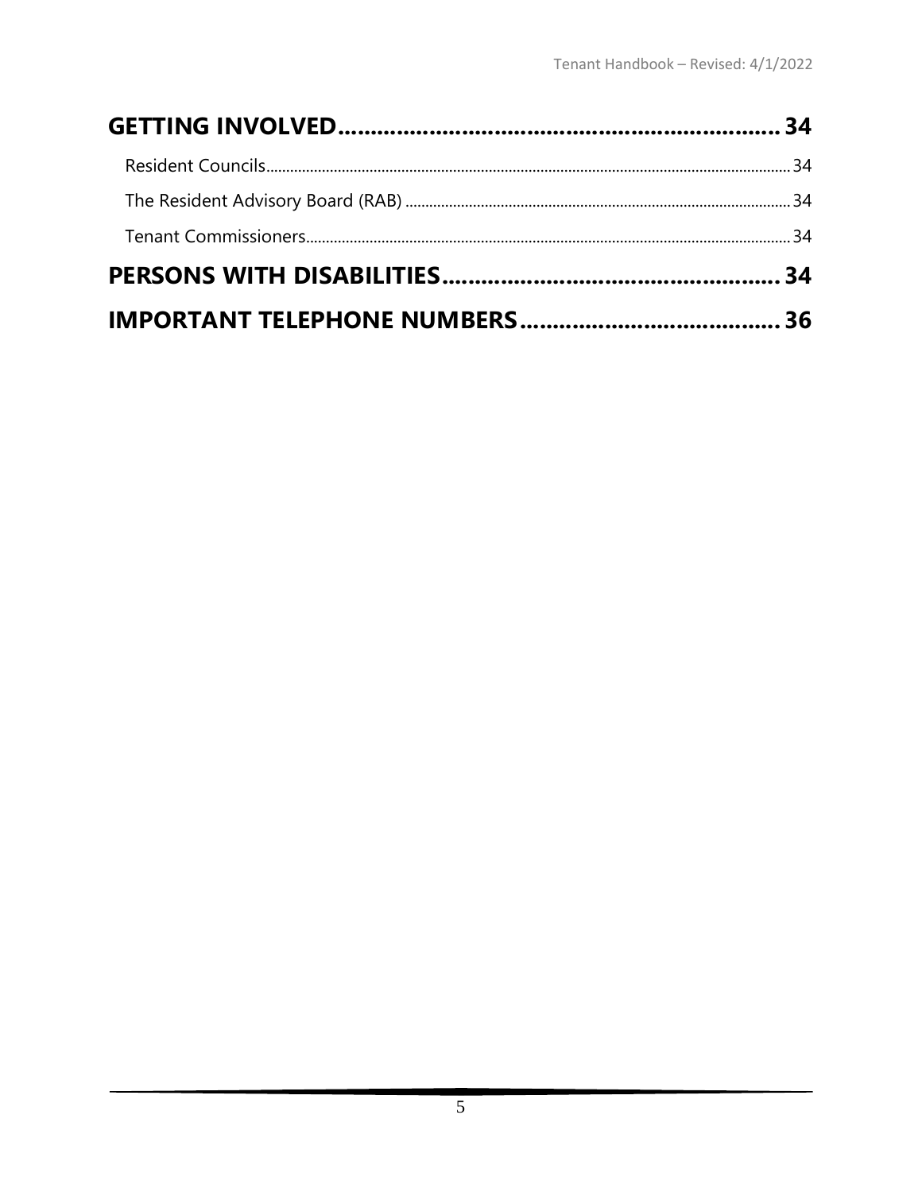**GETTING INVOLVED** ..... 34

- Resident Councils ..... 34
- The Resident Advisory Board (RAB) ..... 34
- Tenant Commissioners ..... 34

**PERSONS WITH DISABILITIES** ..... 34

**IMPORTANT TELEPHONE NUMBERS** ..... 36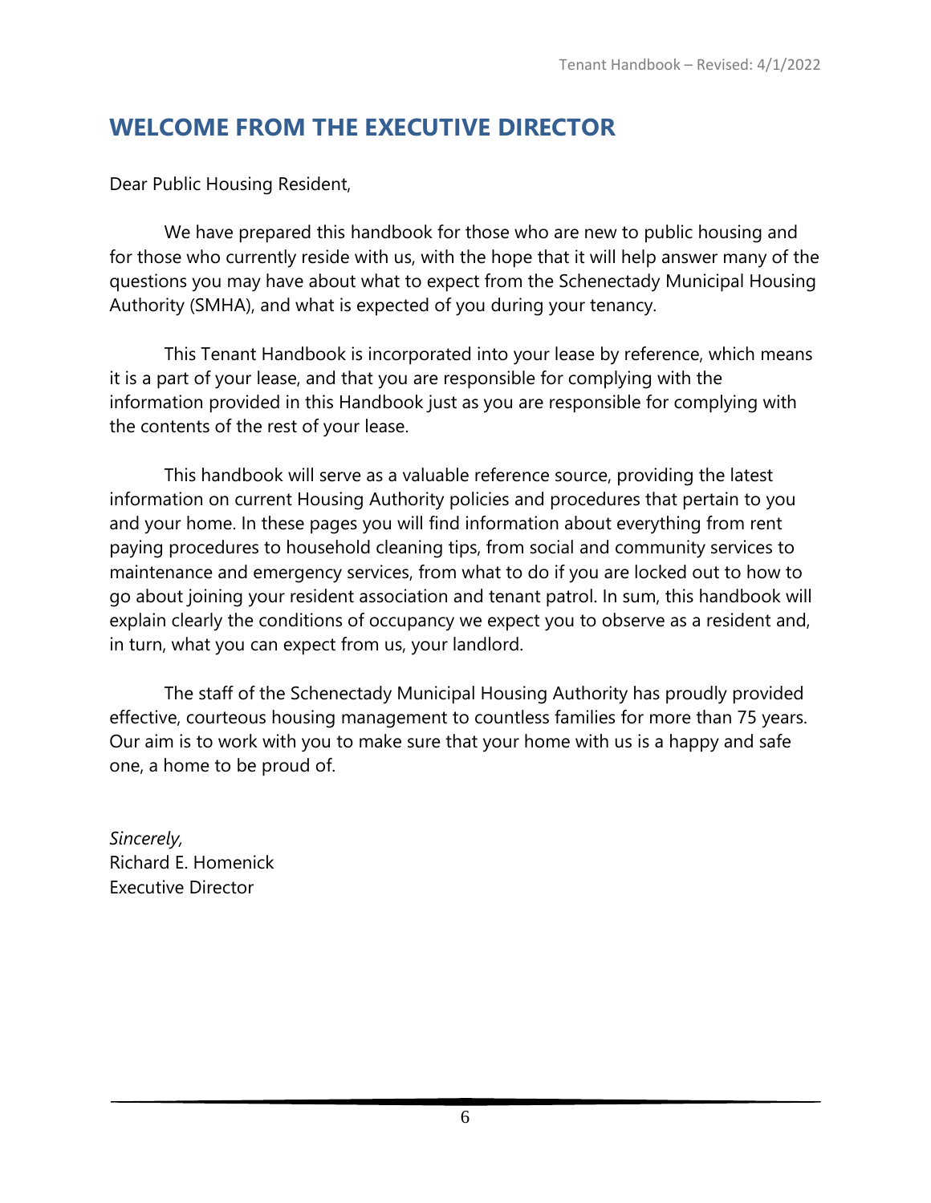## WELCOME FROM THE EXECUTIVE DIRECTOR

Dear Public Housing Resident,

We have prepared this handbook for those who are new to public housing and for those who currently reside with us, with the hope that it will help answer many of the questions you may have about what to expect from the Schenectady Municipal Housing Authority (SMHA), and what is expected of you during your tenancy.

This Tenant Handbook is incorporated into your lease by reference, which means it is a part of your lease, and that you are responsible for complying with the information provided in this Handbook just as you are responsible for complying with the contents of the rest of your lease.

This handbook will serve as a valuable reference source, providing the latest information on current Housing Authority policies and procedures that pertain to you and your home. In these pages you will find information about everything from rent paying procedures to household cleaning tips, from social and community services to maintenance and emergency services, from what to do if you are locked out to how to go about joining your resident association and tenant patrol. In sum, this handbook will explain clearly the conditions of occupancy we expect you to observe as a resident and, in turn, what you can expect from us, your landlord.

The staff of the Schenectady Municipal Housing Authority has proudly provided effective, courteous housing management to countless families for more than 75 years. Our aim is to work with you to make sure that your home with us is a happy and safe one, a home to be proud of.

*Sincerely,*
Richard E. Homenick
Executive Director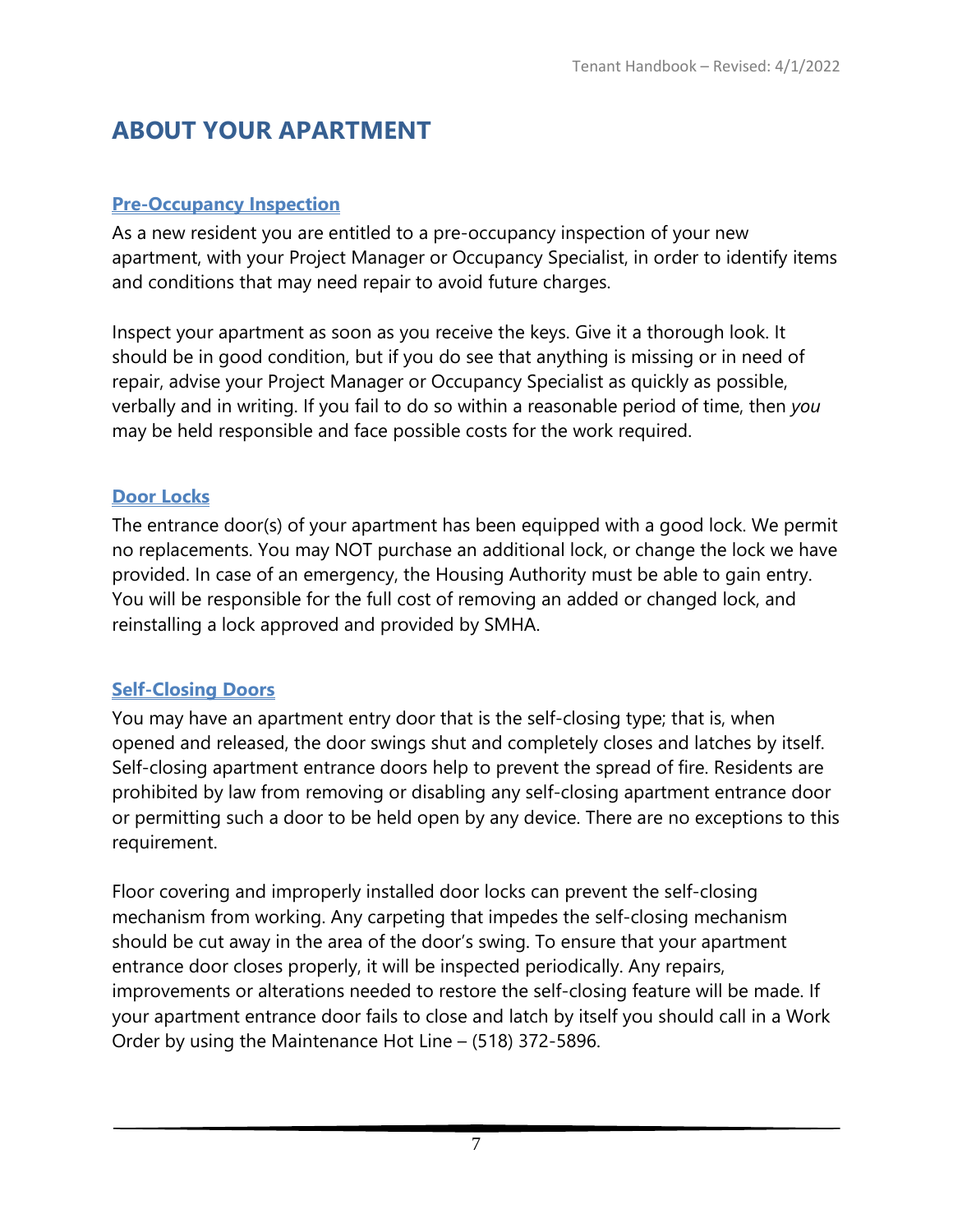# ABOUT YOUR APARTMENT

## Pre-Occupancy Inspection

As a new resident you are entitled to a pre-occupancy inspection of your new apartment, with your Project Manager or Occupancy Specialist, in order to identify items and conditions that may need repair to avoid future charges.

Inspect your apartment as soon as you receive the keys. Give it a thorough look. It should be in good condition, but if you do see that anything is missing or in need of repair, advise your Project Manager or Occupancy Specialist as quickly as possible, verbally and in writing. If you fail to do so within a reasonable period of time, then *you* may be held responsible and face possible costs for the work required.

## Door Locks

The entrance door(s) of your apartment has been equipped with a good lock. We permit no replacements. You may NOT purchase an additional lock, or change the lock we have provided. In case of an emergency, the Housing Authority must be able to gain entry. You will be responsible for the full cost of removing an added or changed lock, and reinstalling a lock approved and provided by SMHA.

## Self-Closing Doors

You may have an apartment entry door that is the self-closing type; that is, when opened and released, the door swings shut and completely closes and latches by itself. Self-closing apartment entrance doors help to prevent the spread of fire. Residents are prohibited by law from removing or disabling any self-closing apartment entrance door or permitting such a door to be held open by any device. There are no exceptions to this requirement.

Floor covering and improperly installed door locks can prevent the self-closing mechanism from working. Any carpeting that impedes the self-closing mechanism should be cut away in the area of the door's swing. To ensure that your apartment entrance door closes properly, it will be inspected periodically. Any repairs, improvements or alterations needed to restore the self-closing feature will be made. If your apartment entrance door fails to close and latch by itself you should call in a Work Order by using the Maintenance Hot Line – (518) 372-5896.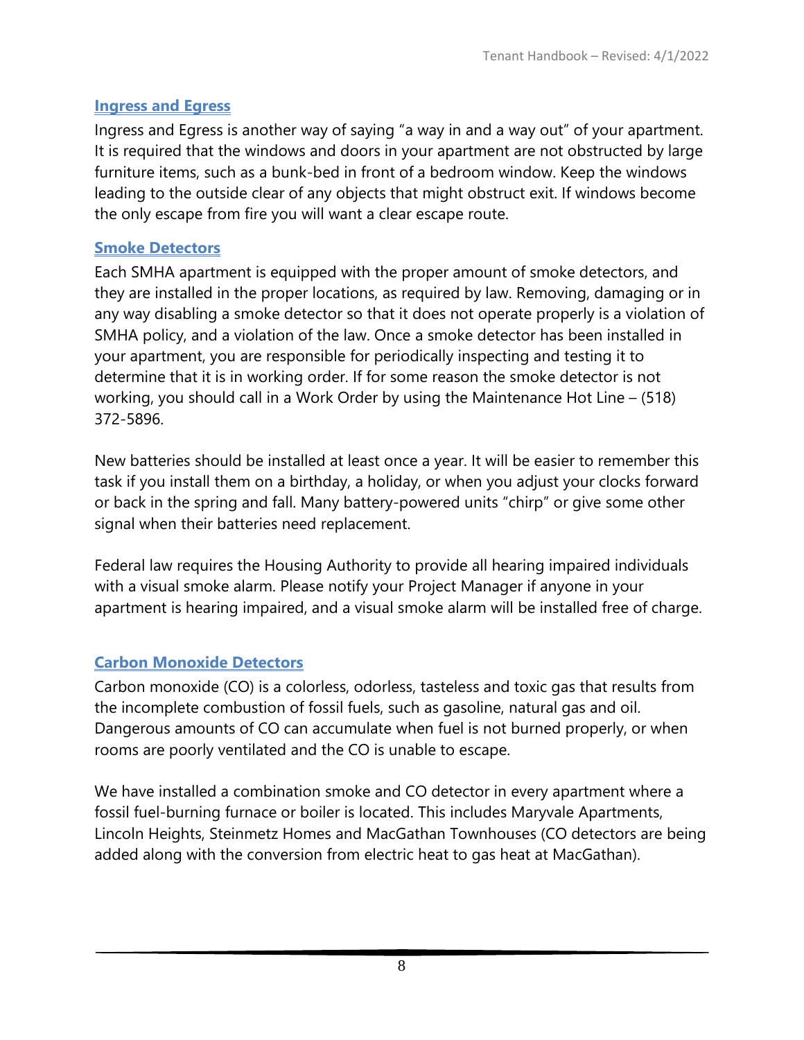## Ingress and Egress

Ingress and Egress is another way of saying "a way in and a way out" of your apartment. It is required that the windows and doors in your apartment are not obstructed by large furniture items, such as a bunk-bed in front of a bedroom window. Keep the windows leading to the outside clear of any objects that might obstruct exit. If windows become the only escape from fire you will want a clear escape route.

## Smoke Detectors

Each SMHA apartment is equipped with the proper amount of smoke detectors, and they are installed in the proper locations, as required by law. Removing, damaging or in any way disabling a smoke detector so that it does not operate properly is a violation of SMHA policy, and a violation of the law. Once a smoke detector has been installed in your apartment, you are responsible for periodically inspecting and testing it to determine that it is in working order. If for some reason the smoke detector is not working, you should call in a Work Order by using the Maintenance Hot Line – (518) 372-5896.

New batteries should be installed at least once a year. It will be easier to remember this task if you install them on a birthday, a holiday, or when you adjust your clocks forward or back in the spring and fall. Many battery-powered units "chirp" or give some other signal when their batteries need replacement.

Federal law requires the Housing Authority to provide all hearing impaired individuals with a visual smoke alarm. Please notify your Project Manager if anyone in your apartment is hearing impaired, and a visual smoke alarm will be installed free of charge.

## Carbon Monoxide Detectors

Carbon monoxide (CO) is a colorless, odorless, tasteless and toxic gas that results from the incomplete combustion of fossil fuels, such as gasoline, natural gas and oil. Dangerous amounts of CO can accumulate when fuel is not burned properly, or when rooms are poorly ventilated and the CO is unable to escape.

We have installed a combination smoke and CO detector in every apartment where a fossil fuel-burning furnace or boiler is located. This includes Maryvale Apartments, Lincoln Heights, Steinmetz Homes and MacGathan Townhouses (CO detectors are being added along with the conversion from electric heat to gas heat at MacGathan).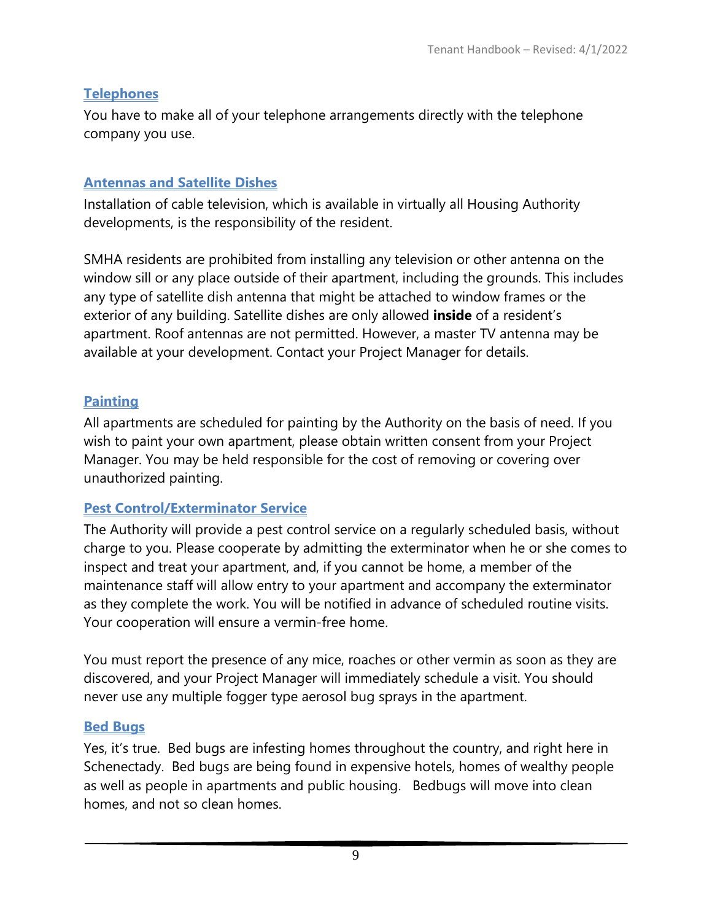## Telephones

You have to make all of your telephone arrangements directly with the telephone company you use.

## Antennas and Satellite Dishes

Installation of cable television, which is available in virtually all Housing Authority developments, is the responsibility of the resident.

SMHA residents are prohibited from installing any television or other antenna on the window sill or any place outside of their apartment, including the grounds. This includes any type of satellite dish antenna that might be attached to window frames or the exterior of any building. Satellite dishes are only allowed **inside** of a resident's apartment. Roof antennas are not permitted. However, a master TV antenna may be available at your development. Contact your Project Manager for details.

## Painting

All apartments are scheduled for painting by the Authority on the basis of need. If you wish to paint your own apartment, please obtain written consent from your Project Manager. You may be held responsible for the cost of removing or covering over unauthorized painting.

## Pest Control/Exterminator Service

The Authority will provide a pest control service on a regularly scheduled basis, without charge to you. Please cooperate by admitting the exterminator when he or she comes to inspect and treat your apartment, and, if you cannot be home, a member of the maintenance staff will allow entry to your apartment and accompany the exterminator as they complete the work. You will be notified in advance of scheduled routine visits. Your cooperation will ensure a vermin-free home.

You must report the presence of any mice, roaches or other vermin as soon as they are discovered, and your Project Manager will immediately schedule a visit. You should never use any multiple fogger type aerosol bug sprays in the apartment.

## Bed Bugs

Yes, it's true. Bed bugs are infesting homes throughout the country, and right here in Schenectady. Bed bugs are being found in expensive hotels, homes of wealthy people as well as people in apartments and public housing. Bedbugs will move into clean homes, and not so clean homes.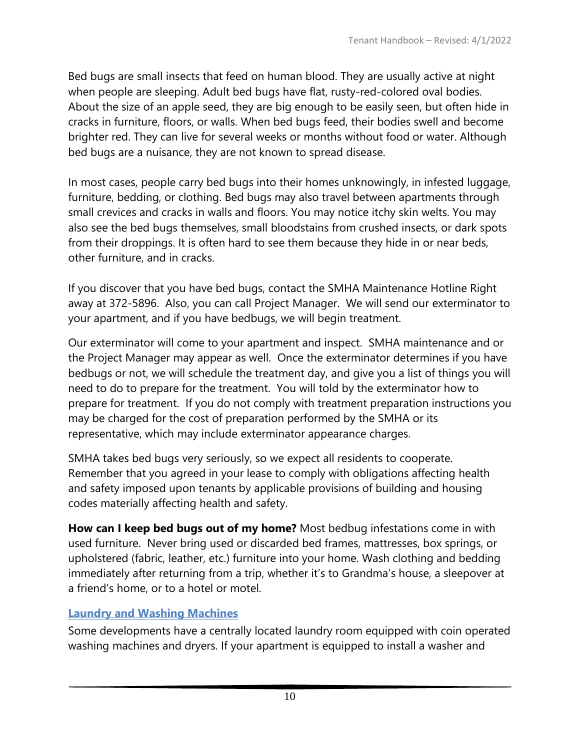Bed bugs are small insects that feed on human blood. They are usually active at night when people are sleeping. Adult bed bugs have flat, rusty-red-colored oval bodies. About the size of an apple seed, they are big enough to be easily seen, but often hide in cracks in furniture, floors, or walls. When bed bugs feed, their bodies swell and become brighter red. They can live for several weeks or months without food or water. Although bed bugs are a nuisance, they are not known to spread disease.

In most cases, people carry bed bugs into their homes unknowingly, in infested luggage, furniture, bedding, or clothing. Bed bugs may also travel between apartments through small crevices and cracks in walls and floors. You may notice itchy skin welts. You may also see the bed bugs themselves, small bloodstains from crushed insects, or dark spots from their droppings. It is often hard to see them because they hide in or near beds, other furniture, and in cracks.

If you discover that you have bed bugs, contact the SMHA Maintenance Hotline Right away at 372-5896. Also, you can call Project Manager. We will send our exterminator to your apartment, and if you have bedbugs, we will begin treatment.

Our exterminator will come to your apartment and inspect. SMHA maintenance and or the Project Manager may appear as well. Once the exterminator determines if you have bedbugs or not, we will schedule the treatment day, and give you a list of things you will need to do to prepare for the treatment. You will told by the exterminator how to prepare for treatment. If you do not comply with treatment preparation instructions you may be charged for the cost of preparation performed by the SMHA or its representative, which may include exterminator appearance charges.

SMHA takes bed bugs very seriously, so we expect all residents to cooperate. Remember that you agreed in your lease to comply with obligations affecting health and safety imposed upon tenants by applicable provisions of building and housing codes materially affecting health and safety.

**How can I keep bed bugs out of my home?** Most bedbug infestations come in with used furniture. Never bring used or discarded bed frames, mattresses, box springs, or upholstered (fabric, leather, etc.) furniture into your home. Wash clothing and bedding immediately after returning from a trip, whether it's to Grandma's house, a sleepover at a friend's home, or to a hotel or motel.

## Laundry and Washing Machines

Some developments have a centrally located laundry room equipped with coin operated washing machines and dryers. If your apartment is equipped to install a washer and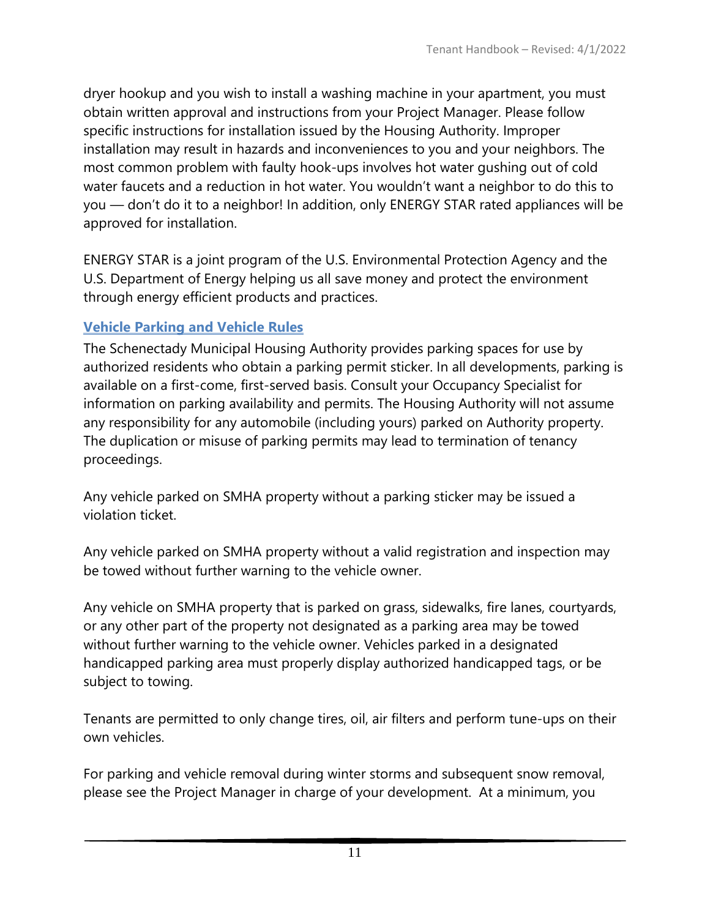dryer hookup and you wish to install a washing machine in your apartment, you must obtain written approval and instructions from your Project Manager. Please follow specific instructions for installation issued by the Housing Authority. Improper installation may result in hazards and inconveniences to you and your neighbors. The most common problem with faulty hook-ups involves hot water gushing out of cold water faucets and a reduction in hot water. You wouldn't want a neighbor to do this to you — don't do it to a neighbor! In addition, only ENERGY STAR rated appliances will be approved for installation.

ENERGY STAR is a joint program of the U.S. Environmental Protection Agency and the U.S. Department of Energy helping us all save money and protect the environment through energy efficient products and practices.

## Vehicle Parking and Vehicle Rules

The Schenectady Municipal Housing Authority provides parking spaces for use by authorized residents who obtain a parking permit sticker. In all developments, parking is available on a first-come, first-served basis. Consult your Occupancy Specialist for information on parking availability and permits. The Housing Authority will not assume any responsibility for any automobile (including yours) parked on Authority property. The duplication or misuse of parking permits may lead to termination of tenancy proceedings.

Any vehicle parked on SMHA property without a parking sticker may be issued a violation ticket.

Any vehicle parked on SMHA property without a valid registration and inspection may be towed without further warning to the vehicle owner.

Any vehicle on SMHA property that is parked on grass, sidewalks, fire lanes, courtyards, or any other part of the property not designated as a parking area may be towed without further warning to the vehicle owner. Vehicles parked in a designated handicapped parking area must properly display authorized handicapped tags, or be subject to towing.

Tenants are permitted to only change tires, oil, air filters and perform tune-ups on their own vehicles.

For parking and vehicle removal during winter storms and subsequent snow removal, please see the Project Manager in charge of your development. At a minimum, you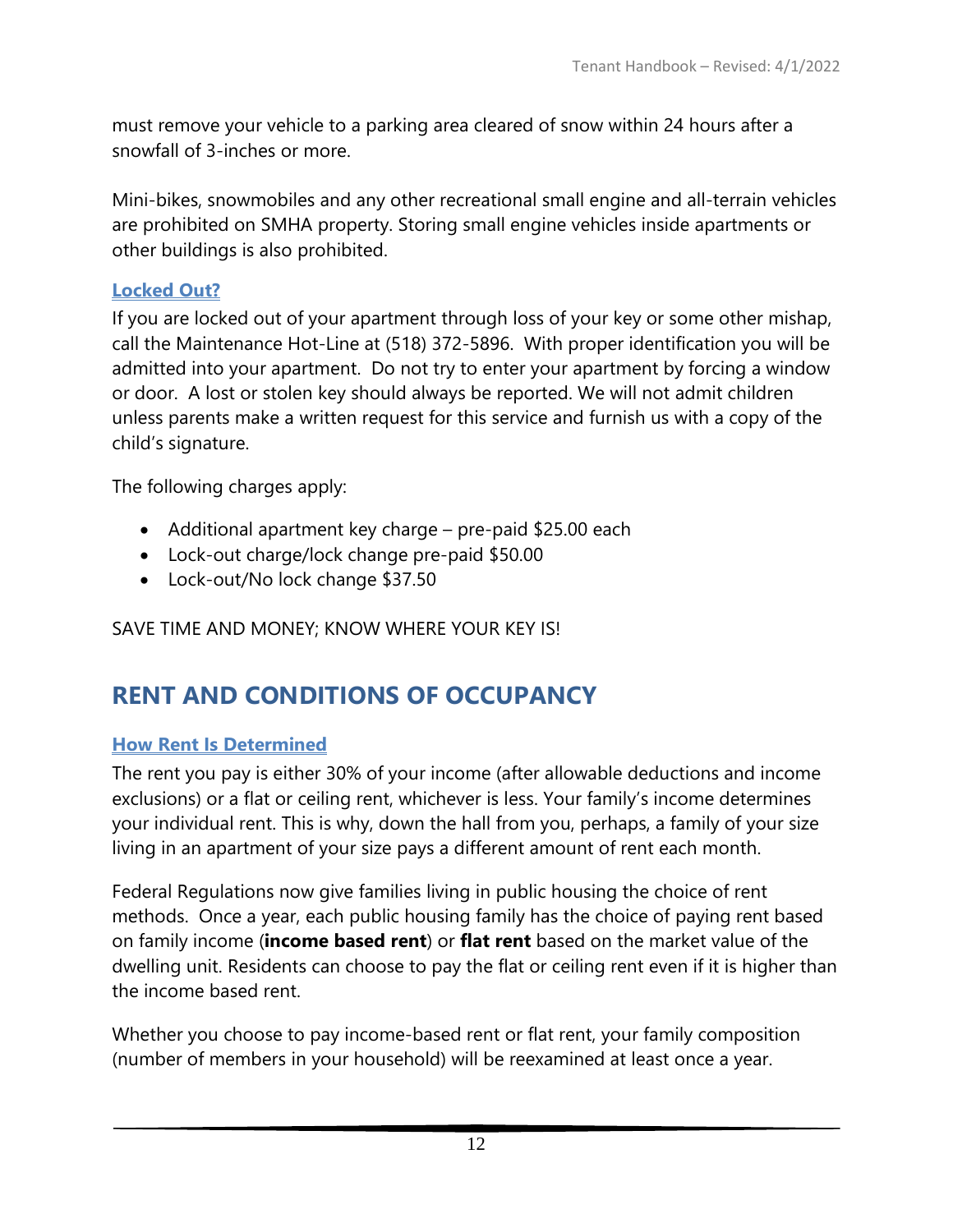must remove your vehicle to a parking area cleared of snow within 24 hours after a snowfall of 3-inches or more.

Mini-bikes, snowmobiles and any other recreational small engine and all-terrain vehicles are prohibited on SMHA property. Storing small engine vehicles inside apartments or other buildings is also prohibited.

### Locked Out?

If you are locked out of your apartment through loss of your key or some other mishap, call the Maintenance Hot-Line at (518) 372-5896. With proper identification you will be admitted into your apartment. Do not try to enter your apartment by forcing a window or door. A lost or stolen key should always be reported. We will not admit children unless parents make a written request for this service and furnish us with a copy of the child's signature.

The following charges apply:

- Additional apartment key charge – pre-paid $25.00 each
- Lock-out charge/lock change pre-paid $50.00
- Lock-out/No lock change $37.50

SAVE TIME AND MONEY; KNOW WHERE YOUR KEY IS!

## RENT AND CONDITIONS OF OCCUPANCY

### How Rent Is Determined

The rent you pay is either 30% of your income (after allowable deductions and income exclusions) or a flat or ceiling rent, whichever is less. Your family's income determines your individual rent. This is why, down the hall from you, perhaps, a family of your size living in an apartment of your size pays a different amount of rent each month.

Federal Regulations now give families living in public housing the choice of rent methods. Once a year, each public housing family has the choice of paying rent based on family income (**income based rent**) or **flat rent** based on the market value of the dwelling unit. Residents can choose to pay the flat or ceiling rent even if it is higher than the income based rent.

Whether you choose to pay income-based rent or flat rent, your family composition (number of members in your household) will be reexamined at least once a year.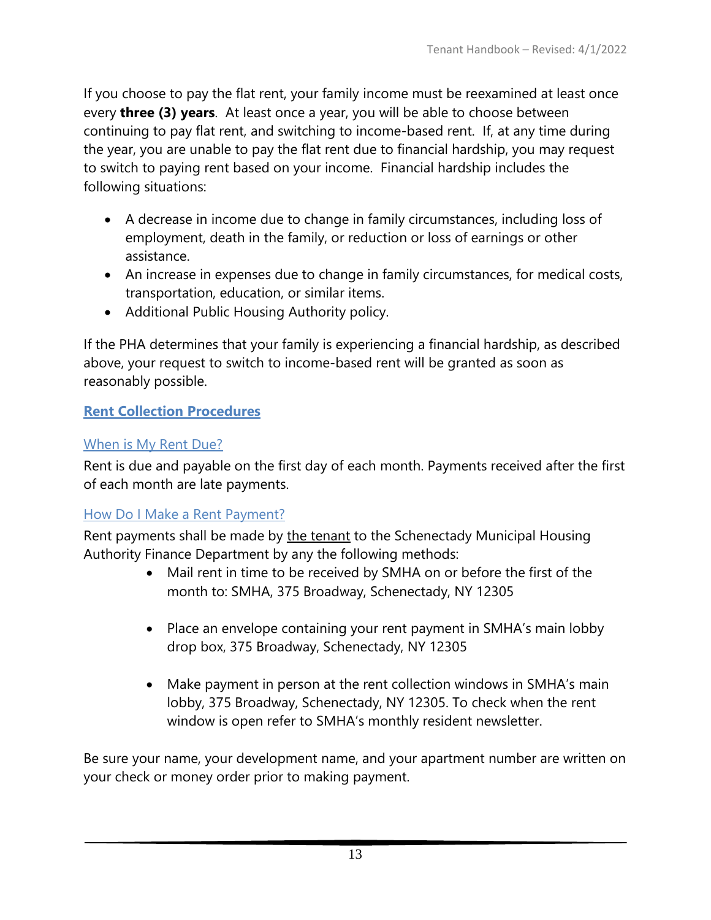If you choose to pay the flat rent, your family income must be reexamined at least once every **three (3) years**. At least once a year, you will be able to choose between continuing to pay flat rent, and switching to income-based rent. If, at any time during the year, you are unable to pay the flat rent due to financial hardship, you may request to switch to paying rent based on your income. Financial hardship includes the following situations:

- A decrease in income due to change in family circumstances, including loss of employment, death in the family, or reduction or loss of earnings or other assistance.
- An increase in expenses due to change in family circumstances, for medical costs, transportation, education, or similar items.
- Additional Public Housing Authority policy.

If the PHA determines that your family is experiencing a financial hardship, as described above, your request to switch to income-based rent will be granted as soon as reasonably possible.

## Rent Collection Procedures

### When is My Rent Due?

Rent is due and payable on the first day of each month. Payments received after the first of each month are late payments.

### How Do I Make a Rent Payment?

Rent payments shall be made by the tenant to the Schenectady Municipal Housing Authority Finance Department by any the following methods:

- Mail rent in time to be received by SMHA on or before the first of the month to: SMHA, 375 Broadway, Schenectady, NY 12305
- Place an envelope containing your rent payment in SMHA's main lobby drop box, 375 Broadway, Schenectady, NY 12305
- Make payment in person at the rent collection windows in SMHA's main lobby, 375 Broadway, Schenectady, NY 12305. To check when the rent window is open refer to SMHA's monthly resident newsletter.

Be sure your name, your development name, and your apartment number are written on your check or money order prior to making payment.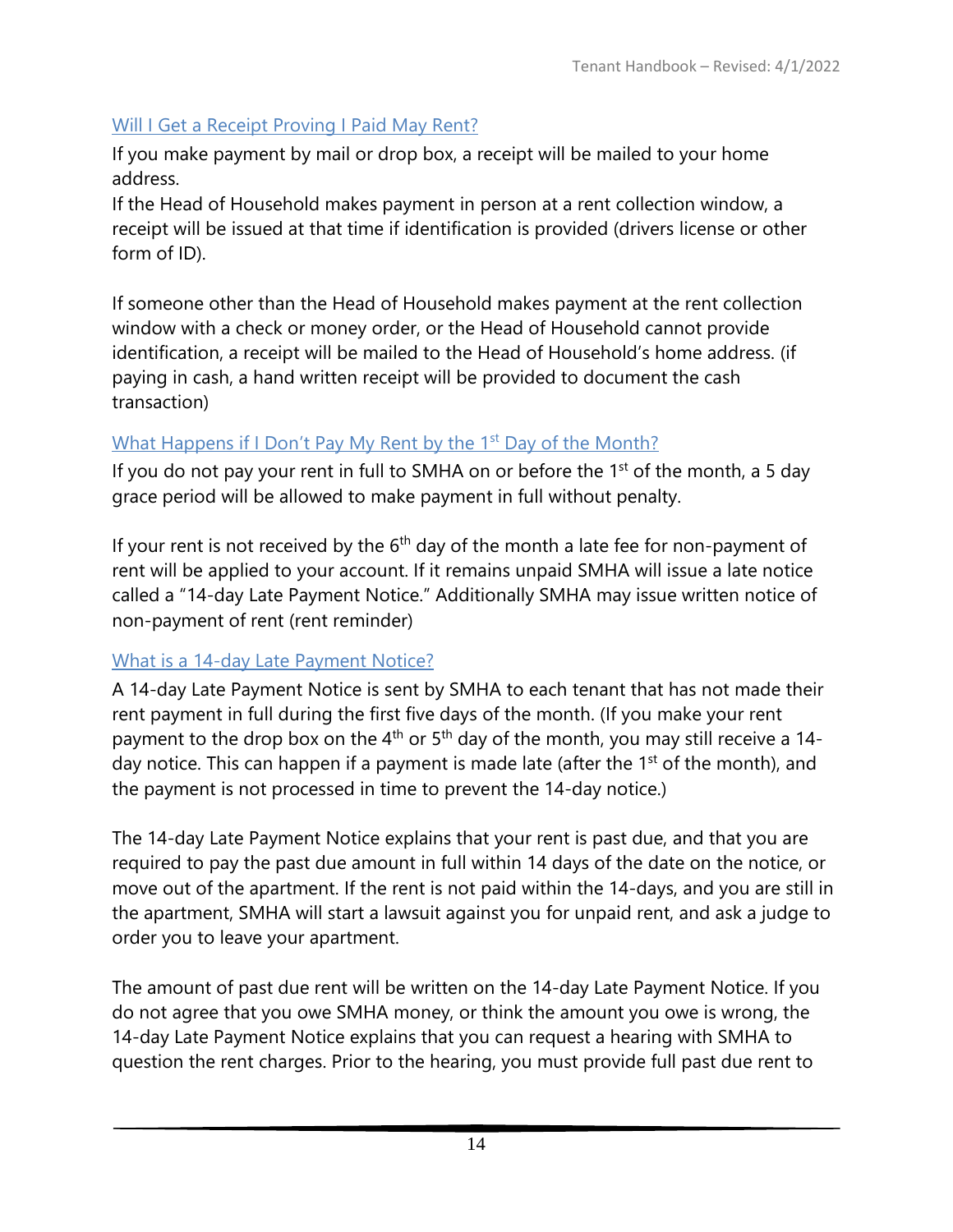### Will I Get a Receipt Proving I Paid May Rent?

If you make payment by mail or drop box, a receipt will be mailed to your home address.
If the Head of Household makes payment in person at a rent collection window, a receipt will be issued at that time if identification is provided (drivers license or other form of ID).

If someone other than the Head of Household makes payment at the rent collection window with a check or money order, or the Head of Household cannot provide identification, a receipt will be mailed to the Head of Household's home address. (if paying in cash, a hand written receipt will be provided to document the cash transaction)

### What Happens if I Don't Pay My Rent by the 1st Day of the Month?

If you do not pay your rent in full to SMHA on or before the 1st of the month, a 5 day grace period will be allowed to make payment in full without penalty.

If your rent is not received by the 6th day of the month a late fee for non-payment of rent will be applied to your account. If it remains unpaid SMHA will issue a late notice called a "14-day Late Payment Notice." Additionally SMHA may issue written notice of non-payment of rent (rent reminder)

### What is a 14-day Late Payment Notice?

A 14-day Late Payment Notice is sent by SMHA to each tenant that has not made their rent payment in full during the first five days of the month. (If you make your rent payment to the drop box on the 4th or 5th day of the month, you may still receive a 14-day notice. This can happen if a payment is made late (after the 1st of the month), and the payment is not processed in time to prevent the 14-day notice.)

The 14-day Late Payment Notice explains that your rent is past due, and that you are required to pay the past due amount in full within 14 days of the date on the notice, or move out of the apartment. If the rent is not paid within the 14-days, and you are still in the apartment, SMHA will start a lawsuit against you for unpaid rent, and ask a judge to order you to leave your apartment.

The amount of past due rent will be written on the 14-day Late Payment Notice. If you do not agree that you owe SMHA money, or think the amount you owe is wrong, the 14-day Late Payment Notice explains that you can request a hearing with SMHA to question the rent charges. Prior to the hearing, you must provide full past due rent to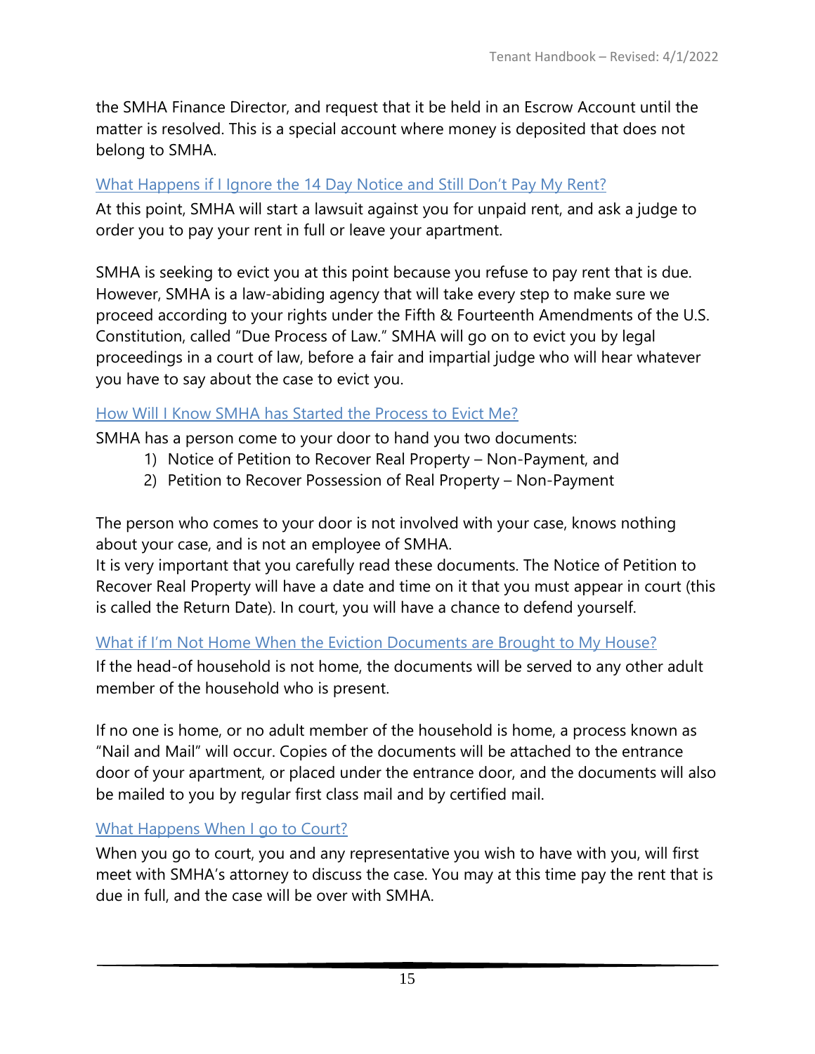the SMHA Finance Director, and request that it be held in an Escrow Account until the matter is resolved. This is a special account where money is deposited that does not belong to SMHA.

### What Happens if I Ignore the 14 Day Notice and Still Don't Pay My Rent?

At this point, SMHA will start a lawsuit against you for unpaid rent, and ask a judge to order you to pay your rent in full or leave your apartment.

SMHA is seeking to evict you at this point because you refuse to pay rent that is due. However, SMHA is a law-abiding agency that will take every step to make sure we proceed according to your rights under the Fifth & Fourteenth Amendments of the U.S. Constitution, called "Due Process of Law." SMHA will go on to evict you by legal proceedings in a court of law, before a fair and impartial judge who will hear whatever you have to say about the case to evict you.

### How Will I Know SMHA has Started the Process to Evict Me?

SMHA has a person come to your door to hand you two documents:

1) Notice of Petition to Recover Real Property – Non-Payment, and
2) Petition to Recover Possession of Real Property – Non-Payment

The person who comes to your door is not involved with your case, knows nothing about your case, and is not an employee of SMHA.
It is very important that you carefully read these documents. The Notice of Petition to Recover Real Property will have a date and time on it that you must appear in court (this is called the Return Date). In court, you will have a chance to defend yourself.

### What if I'm Not Home When the Eviction Documents are Brought to My House?

If the head-of household is not home, the documents will be served to any other adult member of the household who is present.

If no one is home, or no adult member of the household is home, a process known as "Nail and Mail" will occur. Copies of the documents will be attached to the entrance door of your apartment, or placed under the entrance door, and the documents will also be mailed to you by regular first class mail and by certified mail.

### What Happens When I go to Court?

When you go to court, you and any representative you wish to have with you, will first meet with SMHA's attorney to discuss the case. You may at this time pay the rent that is due in full, and the case will be over with SMHA.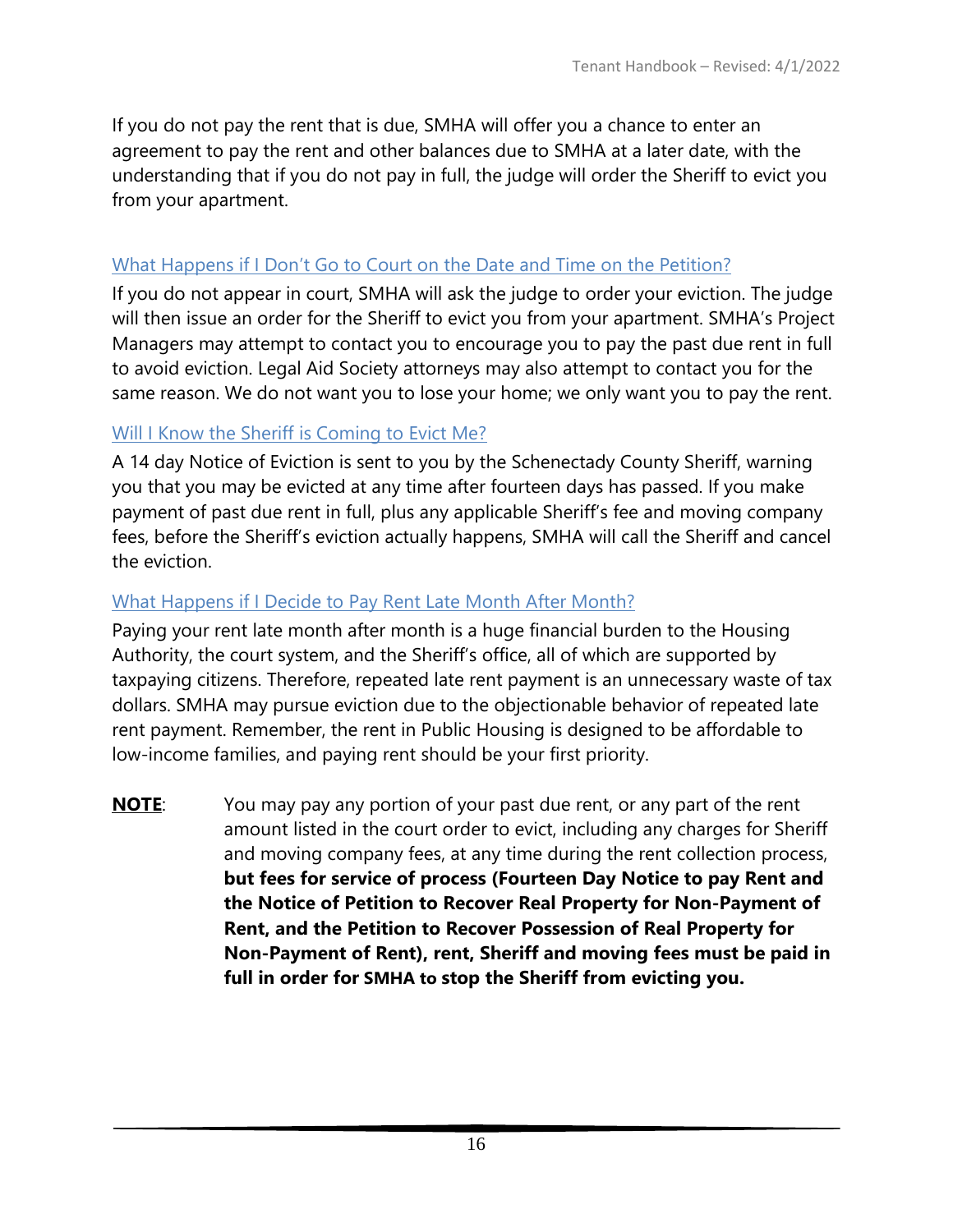If you do not pay the rent that is due, SMHA will offer you a chance to enter an agreement to pay the rent and other balances due to SMHA at a later date, with the understanding that if you do not pay in full, the judge will order the Sheriff to evict you from your apartment.

### What Happens if I Don't Go to Court on the Date and Time on the Petition?

If you do not appear in court, SMHA will ask the judge to order your eviction. The judge will then issue an order for the Sheriff to evict you from your apartment. SMHA's Project Managers may attempt to contact you to encourage you to pay the past due rent in full to avoid eviction. Legal Aid Society attorneys may also attempt to contact you for the same reason. We do not want you to lose your home; we only want you to pay the rent.

### Will I Know the Sheriff is Coming to Evict Me?

A 14 day Notice of Eviction is sent to you by the Schenectady County Sheriff, warning you that you may be evicted at any time after fourteen days has passed. If you make payment of past due rent in full, plus any applicable Sheriff's fee and moving company fees, before the Sheriff's eviction actually happens, SMHA will call the Sheriff and cancel the eviction.

### What Happens if I Decide to Pay Rent Late Month After Month?

Paying your rent late month after month is a huge financial burden to the Housing Authority, the court system, and the Sheriff's office, all of which are supported by taxpaying citizens. Therefore, repeated late rent payment is an unnecessary waste of tax dollars. SMHA may pursue eviction due to the objectionable behavior of repeated late rent payment. Remember, the rent in Public Housing is designed to be affordable to low-income families, and paying rent should be your first priority.

**NOTE**: You may pay any portion of your past due rent, or any part of the rent amount listed in the court order to evict, including any charges for Sheriff and moving company fees, at any time during the rent collection process, **but fees for service of process (Fourteen Day Notice to pay Rent and the Notice of Petition to Recover Real Property for Non-Payment of Rent, and the Petition to Recover Possession of Real Property for Non-Payment of Rent), rent, Sheriff and moving fees must be paid in full in order for SMHA to stop the Sheriff from evicting you.**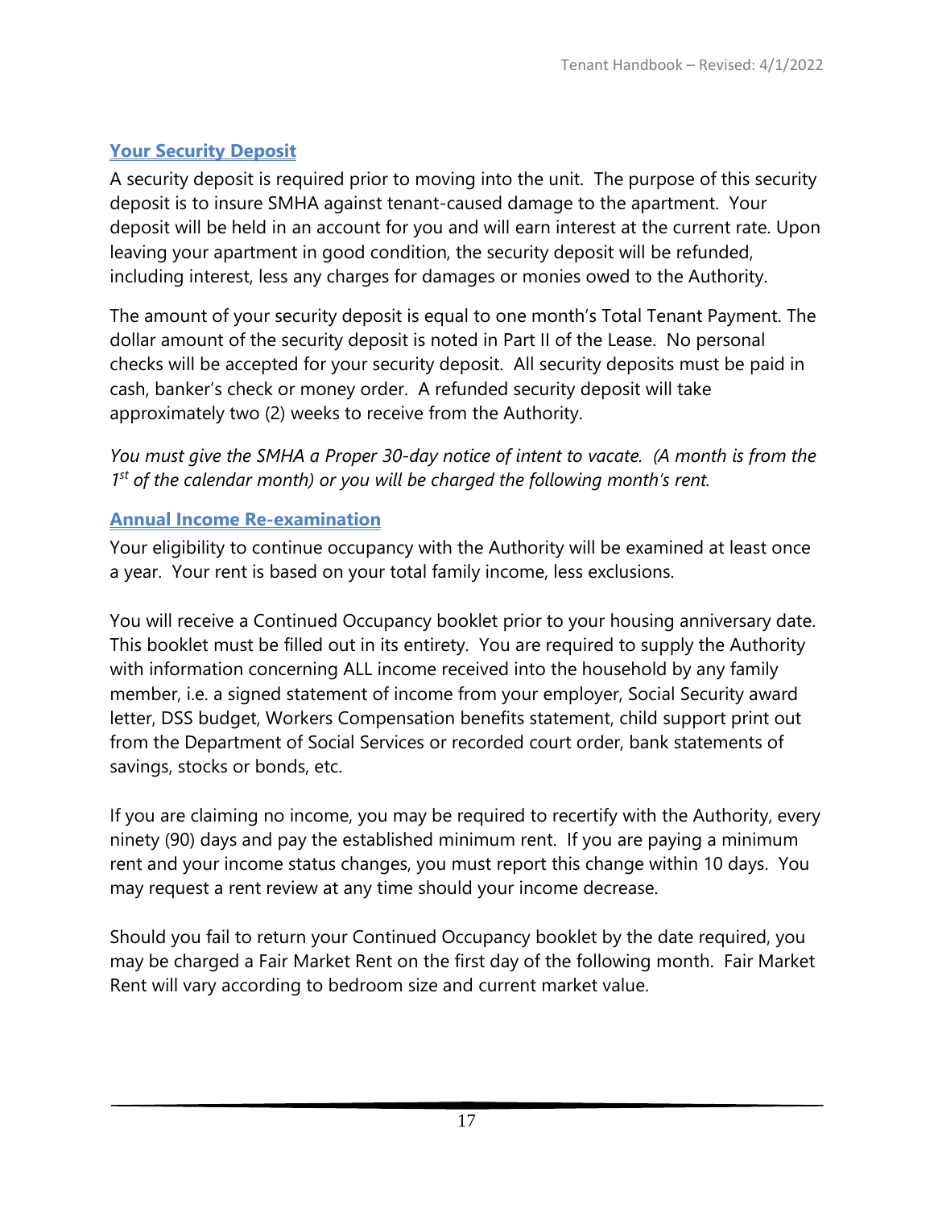## Your Security Deposit

A security deposit is required prior to moving into the unit. The purpose of this security deposit is to insure SMHA against tenant-caused damage to the apartment. Your deposit will be held in an account for you and will earn interest at the current rate. Upon leaving your apartment in good condition, the security deposit will be refunded, including interest, less any charges for damages or monies owed to the Authority.

The amount of your security deposit is equal to one month's Total Tenant Payment. The dollar amount of the security deposit is noted in Part II of the Lease. No personal checks will be accepted for your security deposit. All security deposits must be paid in cash, banker's check or money order. A refunded security deposit will take approximately two (2) weeks to receive from the Authority.

*You must give the SMHA a Proper 30-day notice of intent to vacate. (A month is from the 1st of the calendar month) or you will be charged the following month's rent.*

## Annual Income Re-examination

Your eligibility to continue occupancy with the Authority will be examined at least once a year. Your rent is based on your total family income, less exclusions.

You will receive a Continued Occupancy booklet prior to your housing anniversary date. This booklet must be filled out in its entirety. You are required to supply the Authority with information concerning ALL income received into the household by any family member, i.e. a signed statement of income from your employer, Social Security award letter, DSS budget, Workers Compensation benefits statement, child support print out from the Department of Social Services or recorded court order, bank statements of savings, stocks or bonds, etc.

If you are claiming no income, you may be required to recertify with the Authority, every ninety (90) days and pay the established minimum rent. If you are paying a minimum rent and your income status changes, you must report this change within 10 days. You may request a rent review at any time should your income decrease.

Should you fail to return your Continued Occupancy booklet by the date required, you may be charged a Fair Market Rent on the first day of the following month. Fair Market Rent will vary according to bedroom size and current market value.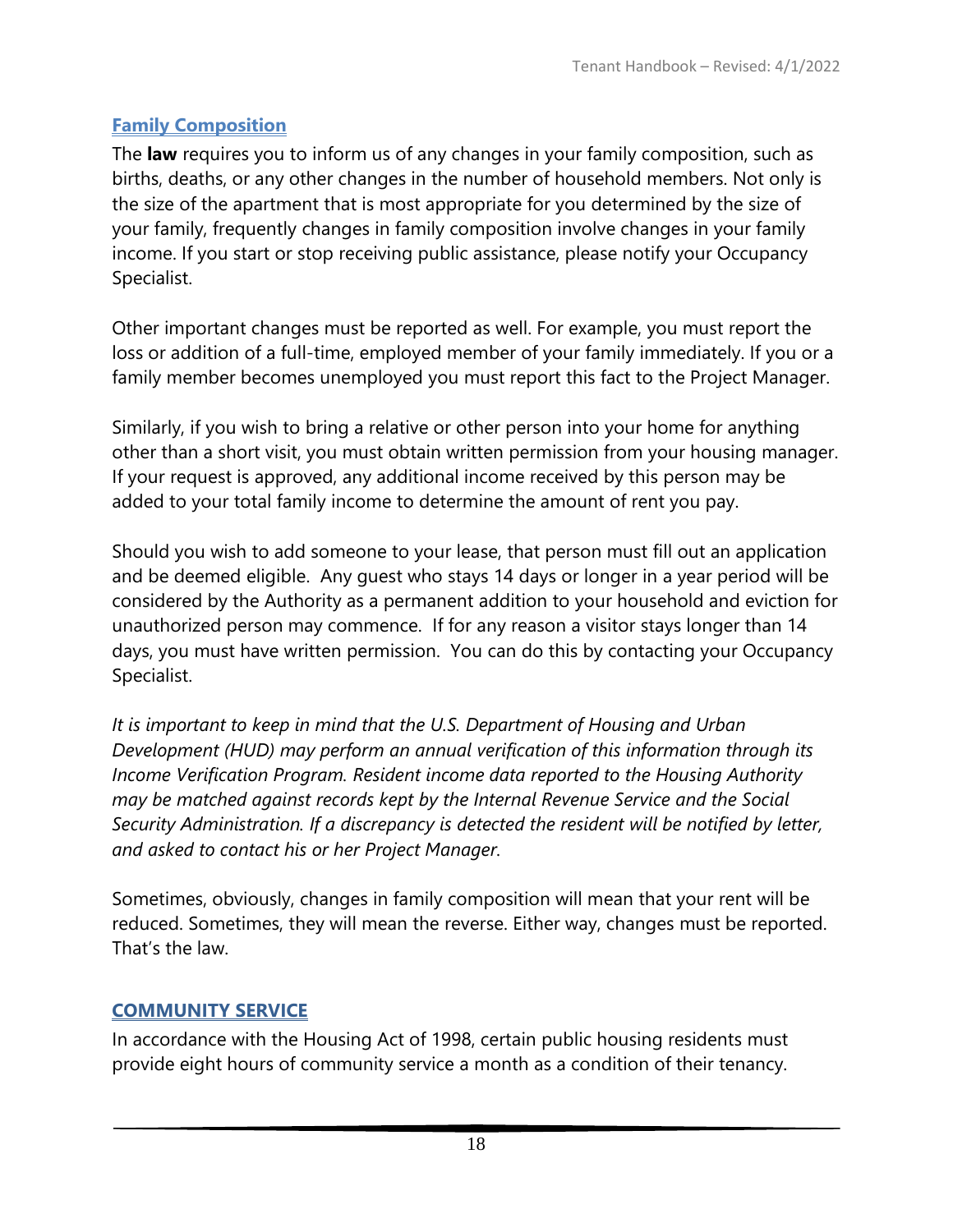## Family Composition

The **law** requires you to inform us of any changes in your family composition, such as births, deaths, or any other changes in the number of household members. Not only is the size of the apartment that is most appropriate for you determined by the size of your family, frequently changes in family composition involve changes in your family income. If you start or stop receiving public assistance, please notify your Occupancy Specialist.

Other important changes must be reported as well. For example, you must report the loss or addition of a full-time, employed member of your family immediately. If you or a family member becomes unemployed you must report this fact to the Project Manager.

Similarly, if you wish to bring a relative or other person into your home for anything other than a short visit, you must obtain written permission from your housing manager. If your request is approved, any additional income received by this person may be added to your total family income to determine the amount of rent you pay.

Should you wish to add someone to your lease, that person must fill out an application and be deemed eligible. Any guest who stays 14 days or longer in a year period will be considered by the Authority as a permanent addition to your household and eviction for unauthorized person may commence. If for any reason a visitor stays longer than 14 days, you must have written permission. You can do this by contacting your Occupancy Specialist.

*It is important to keep in mind that the U.S. Department of Housing and Urban Development (HUD) may perform an annual verification of this information through its Income Verification Program. Resident income data reported to the Housing Authority may be matched against records kept by the Internal Revenue Service and the Social Security Administration. If a discrepancy is detected the resident will be notified by letter, and asked to contact his or her Project Manager.*

Sometimes, obviously, changes in family composition will mean that your rent will be reduced. Sometimes, they will mean the reverse. Either way, changes must be reported. That's the law.

## COMMUNITY SERVICE

In accordance with the Housing Act of 1998, certain public housing residents must provide eight hours of community service a month as a condition of their tenancy.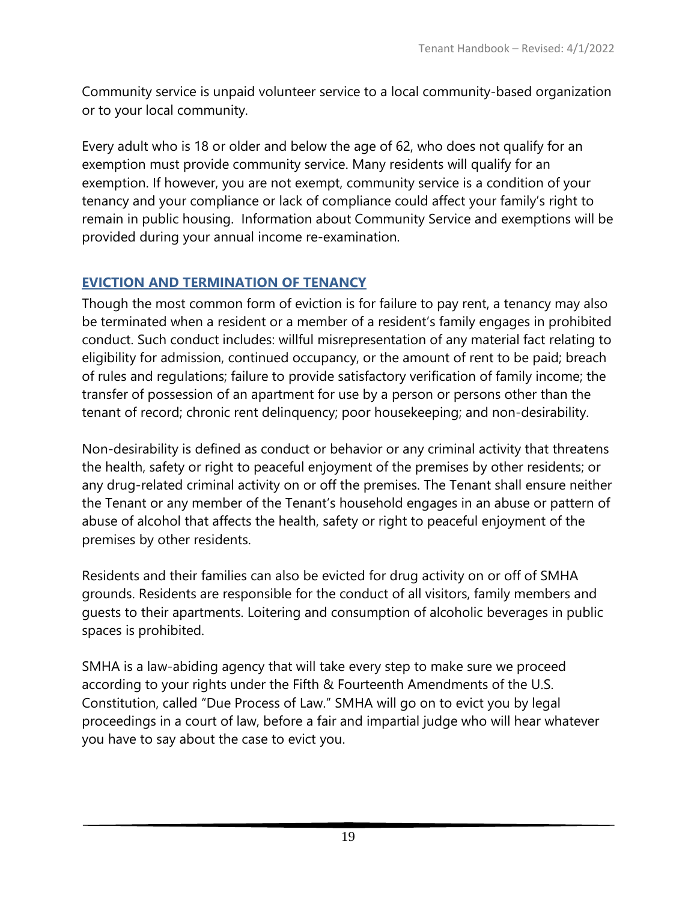Community service is unpaid volunteer service to a local community-based organization or to your local community.

Every adult who is 18 or older and below the age of 62, who does not qualify for an exemption must provide community service. Many residents will qualify for an exemption. If however, you are not exempt, community service is a condition of your tenancy and your compliance or lack of compliance could affect your family's right to remain in public housing.  Information about Community Service and exemptions will be provided during your annual income re-examination.

## EVICTION AND TERMINATION OF TENANCY

Though the most common form of eviction is for failure to pay rent, a tenancy may also be terminated when a resident or a member of a resident's family engages in prohibited conduct. Such conduct includes: willful misrepresentation of any material fact relating to eligibility for admission, continued occupancy, or the amount of rent to be paid; breach of rules and regulations; failure to provide satisfactory verification of family income; the transfer of possession of an apartment for use by a person or persons other than the tenant of record; chronic rent delinquency; poor housekeeping; and non-desirability.

Non-desirability is defined as conduct or behavior or any criminal activity that threatens the health, safety or right to peaceful enjoyment of the premises by other residents; or any drug-related criminal activity on or off the premises. The Tenant shall ensure neither the Tenant or any member of the Tenant's household engages in an abuse or pattern of abuse of alcohol that affects the health, safety or right to peaceful enjoyment of the premises by other residents.

Residents and their families can also be evicted for drug activity on or off of SMHA grounds. Residents are responsible for the conduct of all visitors, family members and guests to their apartments. Loitering and consumption of alcoholic beverages in public spaces is prohibited.

SMHA is a law-abiding agency that will take every step to make sure we proceed according to your rights under the Fifth & Fourteenth Amendments of the U.S. Constitution, called "Due Process of Law." SMHA will go on to evict you by legal proceedings in a court of law, before a fair and impartial judge who will hear whatever you have to say about the case to evict you.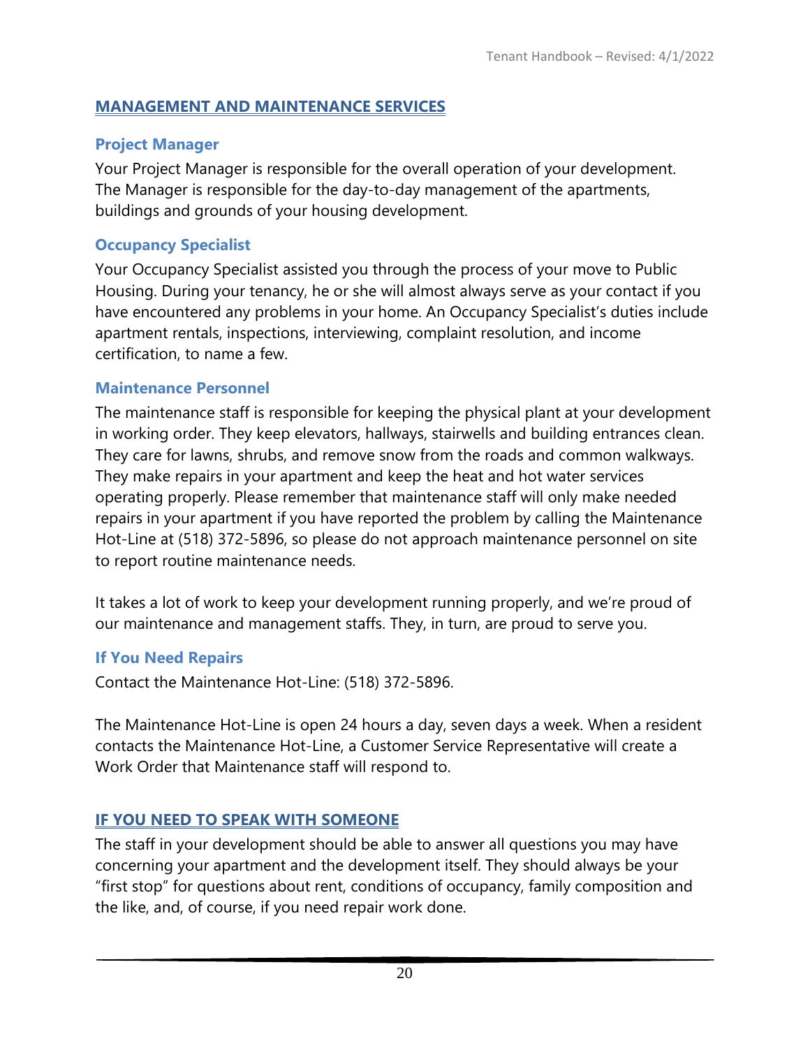## MANAGEMENT AND MAINTENANCE SERVICES

### Project Manager

Your Project Manager is responsible for the overall operation of your development. The Manager is responsible for the day-to-day management of the apartments, buildings and grounds of your housing development.

### Occupancy Specialist

Your Occupancy Specialist assisted you through the process of your move to Public Housing. During your tenancy, he or she will almost always serve as your contact if you have encountered any problems in your home. An Occupancy Specialist's duties include apartment rentals, inspections, interviewing, complaint resolution, and income certification, to name a few.

### Maintenance Personnel

The maintenance staff is responsible for keeping the physical plant at your development in working order. They keep elevators, hallways, stairwells and building entrances clean. They care for lawns, shrubs, and remove snow from the roads and common walkways. They make repairs in your apartment and keep the heat and hot water services operating properly. Please remember that maintenance staff will only make needed repairs in your apartment if you have reported the problem by calling the Maintenance Hot-Line at (518) 372-5896, so please do not approach maintenance personnel on site to report routine maintenance needs.

It takes a lot of work to keep your development running properly, and we're proud of our maintenance and management staffs. They, in turn, are proud to serve you.

### If You Need Repairs

Contact the Maintenance Hot-Line: (518) 372-5896.

The Maintenance Hot-Line is open 24 hours a day, seven days a week. When a resident contacts the Maintenance Hot-Line, a Customer Service Representative will create a Work Order that Maintenance staff will respond to.

## IF YOU NEED TO SPEAK WITH SOMEONE

The staff in your development should be able to answer all questions you may have concerning your apartment and the development itself. They should always be your "first stop" for questions about rent, conditions of occupancy, family composition and the like, and, of course, if you need repair work done.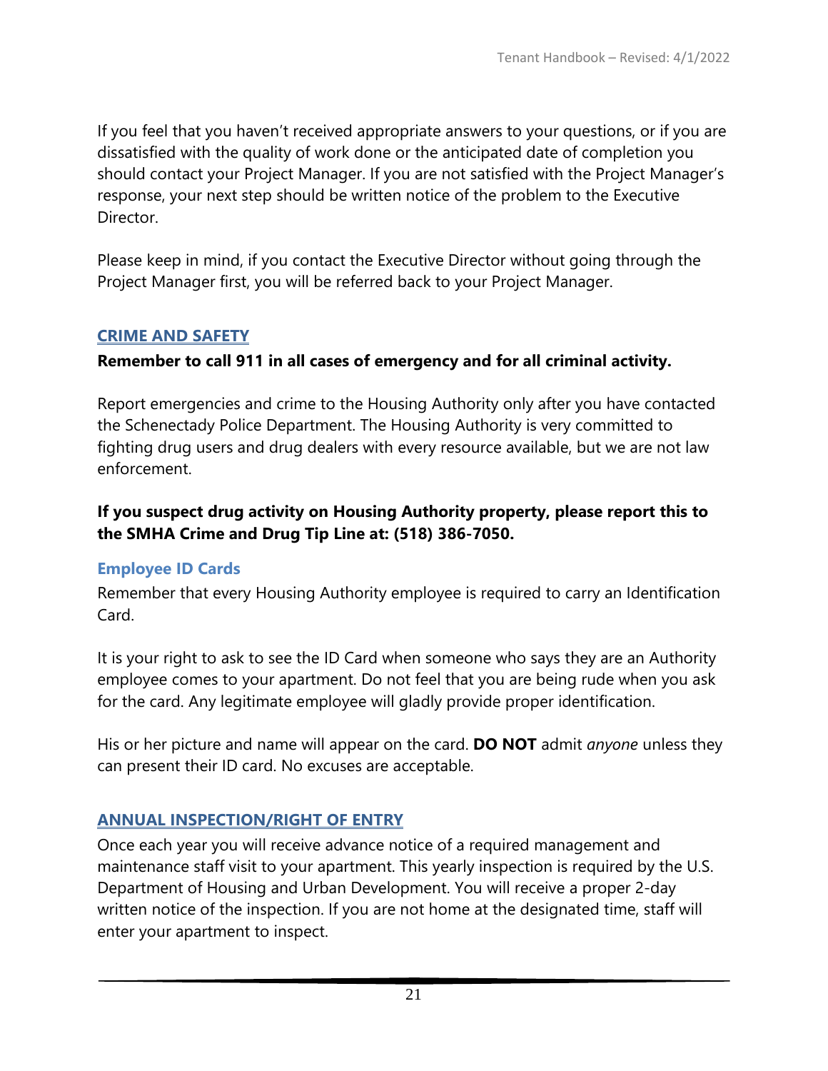If you feel that you haven't received appropriate answers to your questions, or if you are dissatisfied with the quality of work done or the anticipated date of completion you should contact your Project Manager. If you are not satisfied with the Project Manager's response, your next step should be written notice of the problem to the Executive Director.

Please keep in mind, if you contact the Executive Director without going through the Project Manager first, you will be referred back to your Project Manager.

## CRIME AND SAFETY

**Remember to call 911 in all cases of emergency and for all criminal activity.**

Report emergencies and crime to the Housing Authority only after you have contacted the Schenectady Police Department. The Housing Authority is very committed to fighting drug users and drug dealers with every resource available, but we are not law enforcement.

**If you suspect drug activity on Housing Authority property, please report this to the SMHA Crime and Drug Tip Line at: (518) 386-7050.**

### Employee ID Cards

Remember that every Housing Authority employee is required to carry an Identification Card.

It is your right to ask to see the ID Card when someone who says they are an Authority employee comes to your apartment. Do not feel that you are being rude when you ask for the card. Any legitimate employee will gladly provide proper identification.

His or her picture and name will appear on the card. **DO NOT** admit *anyone* unless they can present their ID card. No excuses are acceptable.

## ANNUAL INSPECTION/RIGHT OF ENTRY

Once each year you will receive advance notice of a required management and maintenance staff visit to your apartment. This yearly inspection is required by the U.S. Department of Housing and Urban Development. You will receive a proper 2-day written notice of the inspection. If you are not home at the designated time, staff will enter your apartment to inspect.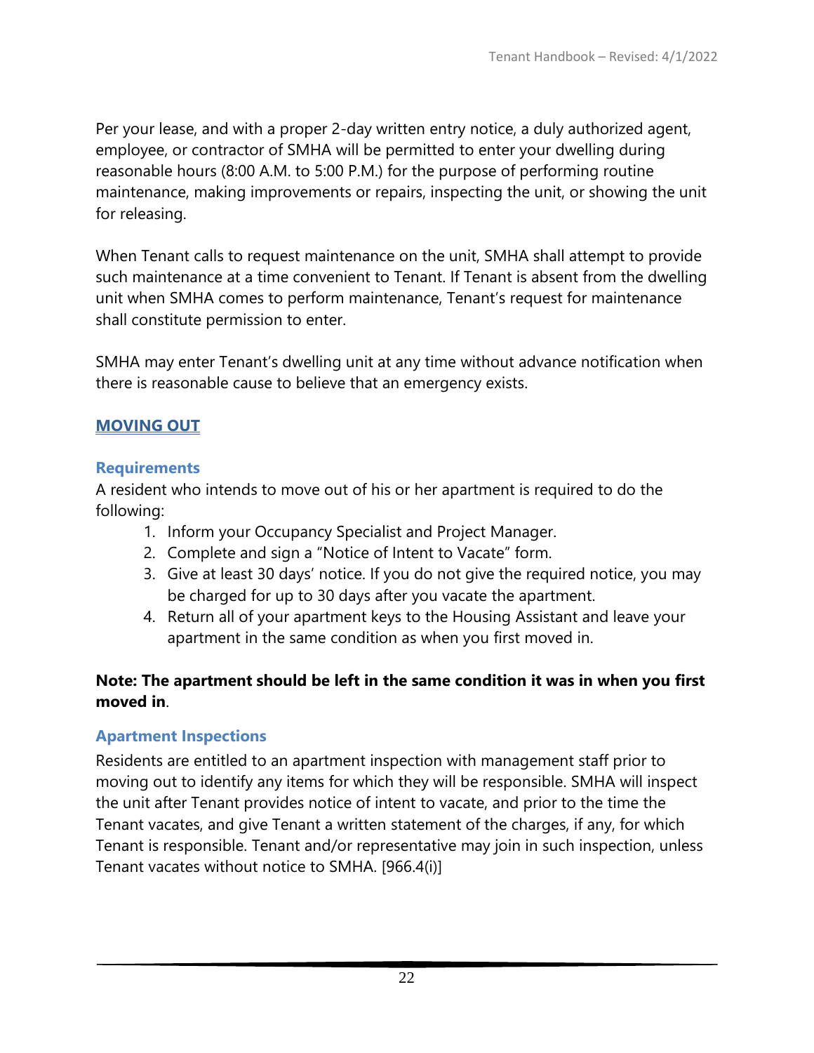Per your lease, and with a proper 2-day written entry notice, a duly authorized agent, employee, or contractor of SMHA will be permitted to enter your dwelling during reasonable hours (8:00 A.M. to 5:00 P.M.) for the purpose of performing routine maintenance, making improvements or repairs, inspecting the unit, or showing the unit for releasing.

When Tenant calls to request maintenance on the unit, SMHA shall attempt to provide such maintenance at a time convenient to Tenant. If Tenant is absent from the dwelling unit when SMHA comes to perform maintenance, Tenant's request for maintenance shall constitute permission to enter.

SMHA may enter Tenant's dwelling unit at any time without advance notification when there is reasonable cause to believe that an emergency exists.

## MOVING OUT

### Requirements

A resident who intends to move out of his or her apartment is required to do the following:

1. Inform your Occupancy Specialist and Project Manager.
2. Complete and sign a "Notice of Intent to Vacate" form.
3. Give at least 30 days' notice. If you do not give the required notice, you may be charged for up to 30 days after you vacate the apartment.
4. Return all of your apartment keys to the Housing Assistant and leave your apartment in the same condition as when you first moved in.

**Note: The apartment should be left in the same condition it was in when you first moved in**.

### Apartment Inspections

Residents are entitled to an apartment inspection with management staff prior to moving out to identify any items for which they will be responsible. SMHA will inspect the unit after Tenant provides notice of intent to vacate, and prior to the time the Tenant vacates, and give Tenant a written statement of the charges, if any, for which Tenant is responsible. Tenant and/or representative may join in such inspection, unless Tenant vacates without notice to SMHA. [966.4(i)]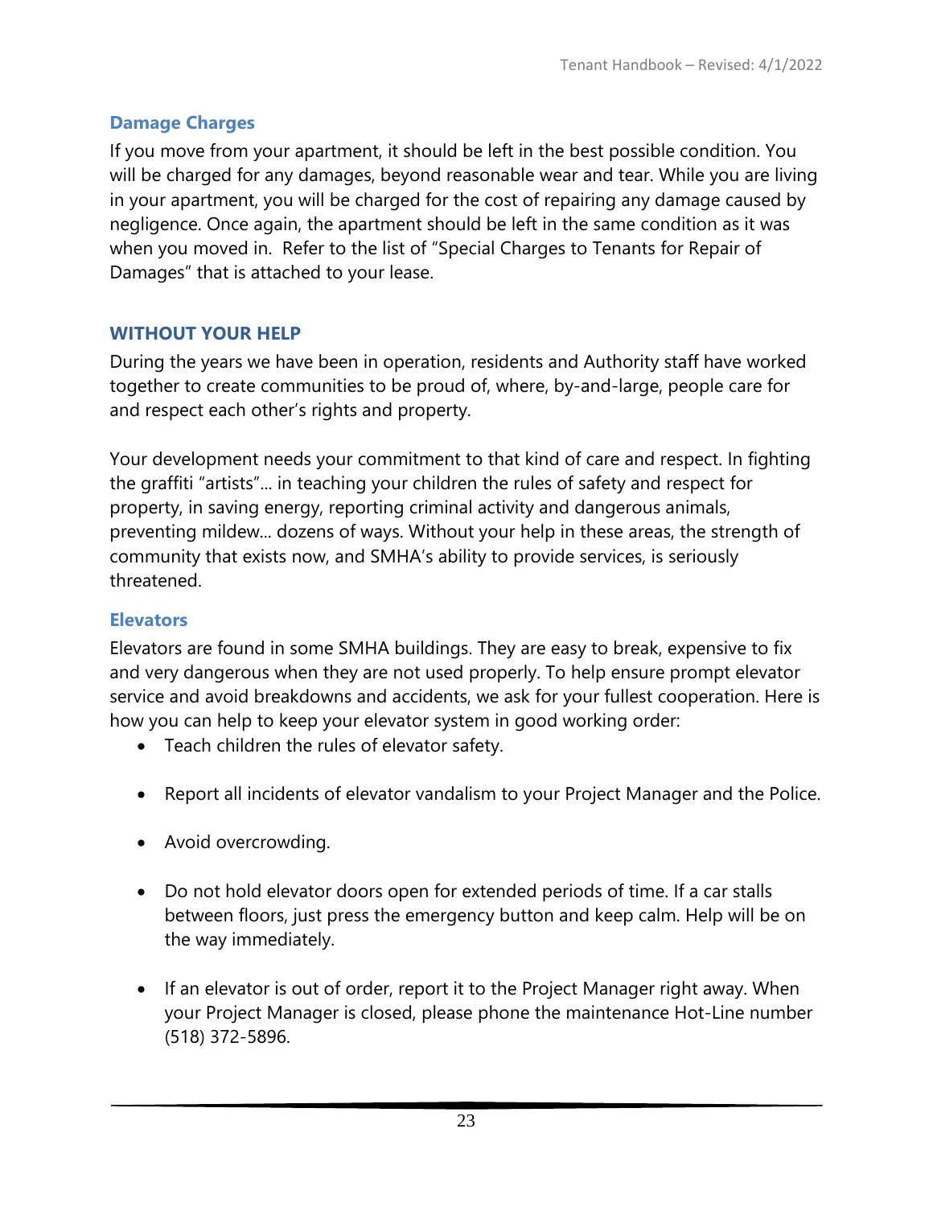### Damage Charges

If you move from your apartment, it should be left in the best possible condition. You will be charged for any damages, beyond reasonable wear and tear. While you are living in your apartment, you will be charged for the cost of repairing any damage caused by negligence. Once again, the apartment should be left in the same condition as it was when you moved in. Refer to the list of "Special Charges to Tenants for Repair of Damages" that is attached to your lease.

## WITHOUT YOUR HELP

During the years we have been in operation, residents and Authority staff have worked together to create communities to be proud of, where, by-and-large, people care for and respect each other's rights and property.

Your development needs your commitment to that kind of care and respect. In fighting the graffiti "artists"... in teaching your children the rules of safety and respect for property, in saving energy, reporting criminal activity and dangerous animals, preventing mildew... dozens of ways. Without your help in these areas, the strength of community that exists now, and SMHA's ability to provide services, is seriously threatened.

### Elevators

Elevators are found in some SMHA buildings. They are easy to break, expensive to fix and very dangerous when they are not used properly. To help ensure prompt elevator service and avoid breakdowns and accidents, we ask for your fullest cooperation. Here is how you can help to keep your elevator system in good working order:

- Teach children the rules of elevator safety.
- Report all incidents of elevator vandalism to your Project Manager and the Police.
- Avoid overcrowding.
- Do not hold elevator doors open for extended periods of time. If a car stalls between floors, just press the emergency button and keep calm. Help will be on the way immediately.
- If an elevator is out of order, report it to the Project Manager right away. When your Project Manager is closed, please phone the maintenance Hot-Line number (518) 372-5896.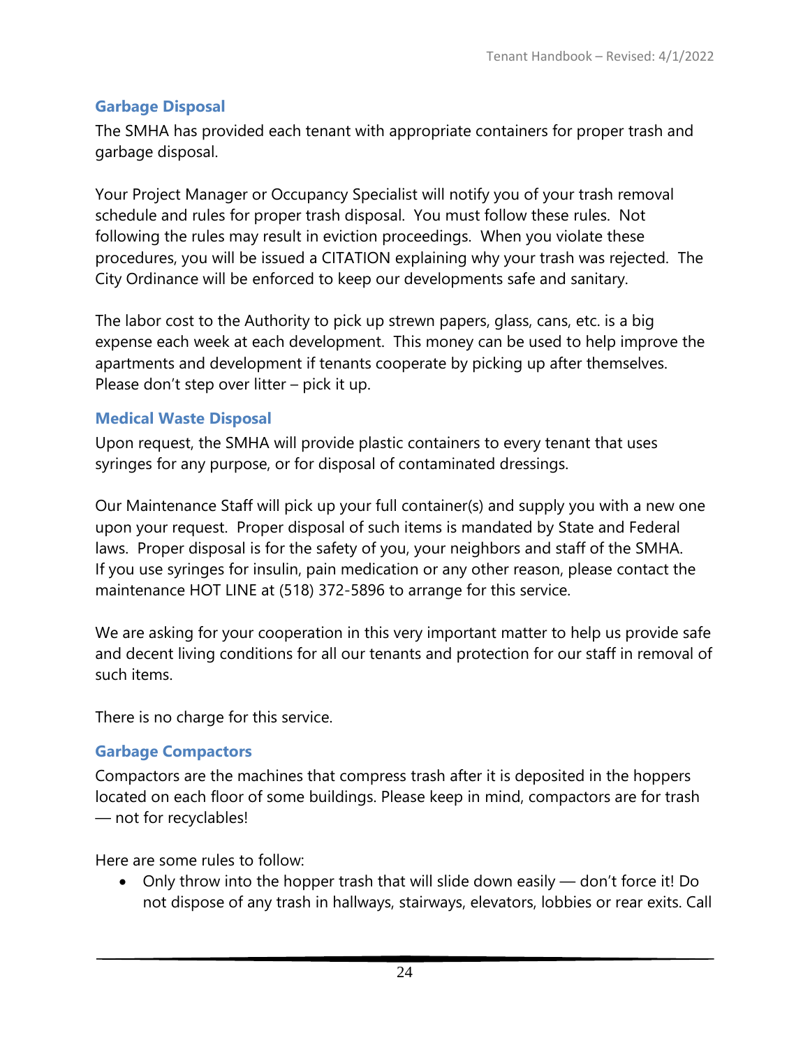## Garbage Disposal

The SMHA has provided each tenant with appropriate containers for proper trash and garbage disposal.

Your Project Manager or Occupancy Specialist will notify you of your trash removal schedule and rules for proper trash disposal. You must follow these rules. Not following the rules may result in eviction proceedings. When you violate these procedures, you will be issued a CITATION explaining why your trash was rejected. The City Ordinance will be enforced to keep our developments safe and sanitary.

The labor cost to the Authority to pick up strewn papers, glass, cans, etc. is a big expense each week at each development. This money can be used to help improve the apartments and development if tenants cooperate by picking up after themselves. Please don't step over litter – pick it up.

## Medical Waste Disposal

Upon request, the SMHA will provide plastic containers to every tenant that uses syringes for any purpose, or for disposal of contaminated dressings.

Our Maintenance Staff will pick up your full container(s) and supply you with a new one upon your request. Proper disposal of such items is mandated by State and Federal laws. Proper disposal is for the safety of you, your neighbors and staff of the SMHA. If you use syringes for insulin, pain medication or any other reason, please contact the maintenance HOT LINE at (518) 372-5896 to arrange for this service.

We are asking for your cooperation in this very important matter to help us provide safe and decent living conditions for all our tenants and protection for our staff in removal of such items.

There is no charge for this service.

## Garbage Compactors

Compactors are the machines that compress trash after it is deposited in the hoppers located on each floor of some buildings. Please keep in mind, compactors are for trash — not for recyclables!

Here are some rules to follow:

- Only throw into the hopper trash that will slide down easily — don't force it! Do not dispose of any trash in hallways, stairways, elevators, lobbies or rear exits. Call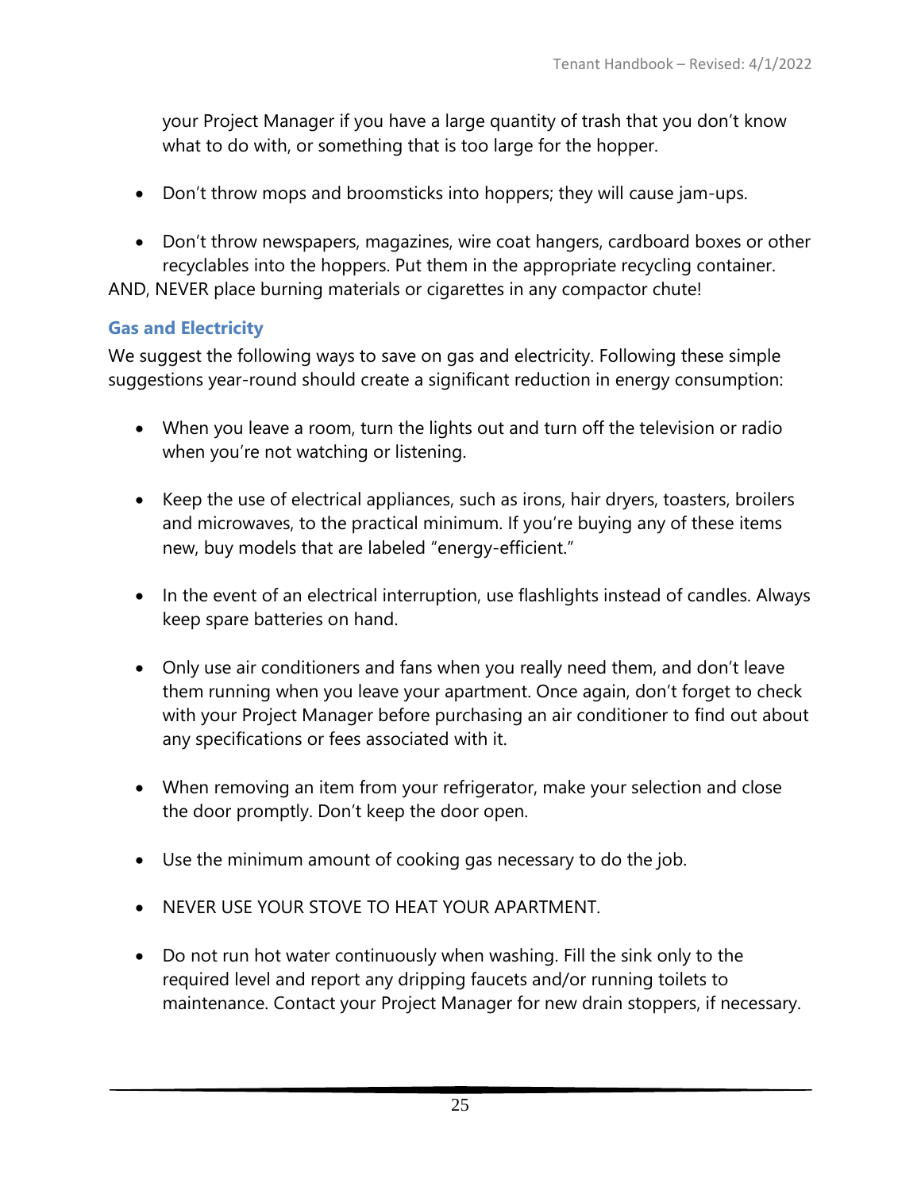your Project Manager if you have a large quantity of trash that you don't know what to do with, or something that is too large for the hopper.

- Don't throw mops and broomsticks into hoppers; they will cause jam-ups.
- Don't throw newspapers, magazines, wire coat hangers, cardboard boxes or other recyclables into the hoppers. Put them in the appropriate recycling container.

AND, NEVER place burning materials or cigarettes in any compactor chute!

## Gas and Electricity

We suggest the following ways to save on gas and electricity. Following these simple suggestions year-round should create a significant reduction in energy consumption:

- When you leave a room, turn the lights out and turn off the television or radio when you're not watching or listening.
- Keep the use of electrical appliances, such as irons, hair dryers, toasters, broilers and microwaves, to the practical minimum. If you're buying any of these items new, buy models that are labeled "energy-efficient."
- In the event of an electrical interruption, use flashlights instead of candles. Always keep spare batteries on hand.
- Only use air conditioners and fans when you really need them, and don't leave them running when you leave your apartment. Once again, don't forget to check with your Project Manager before purchasing an air conditioner to find out about any specifications or fees associated with it.
- When removing an item from your refrigerator, make your selection and close the door promptly. Don't keep the door open.
- Use the minimum amount of cooking gas necessary to do the job.
- NEVER USE YOUR STOVE TO HEAT YOUR APARTMENT.
- Do not run hot water continuously when washing. Fill the sink only to the required level and report any dripping faucets and/or running toilets to maintenance. Contact your Project Manager for new drain stoppers, if necessary.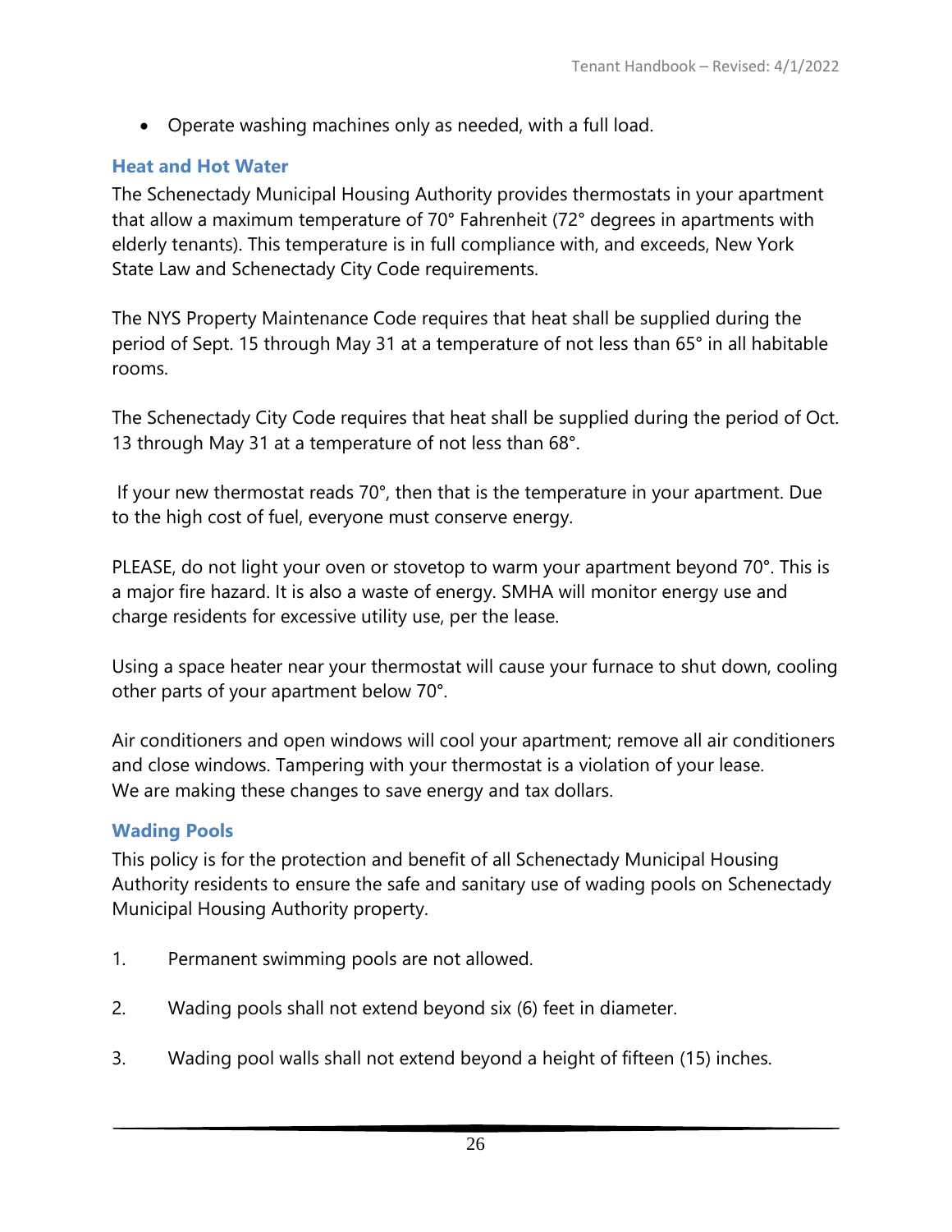- Operate washing machines only as needed, with a full load.

### Heat and Hot Water

The Schenectady Municipal Housing Authority provides thermostats in your apartment that allow a maximum temperature of 70° Fahrenheit (72° degrees in apartments with elderly tenants). This temperature is in full compliance with, and exceeds, New York State Law and Schenectady City Code requirements.

The NYS Property Maintenance Code requires that heat shall be supplied during the period of Sept. 15 through May 31 at a temperature of not less than 65° in all habitable rooms.

The Schenectady City Code requires that heat shall be supplied during the period of Oct. 13 through May 31 at a temperature of not less than 68°.

If your new thermostat reads 70°, then that is the temperature in your apartment. Due to the high cost of fuel, everyone must conserve energy.

PLEASE, do not light your oven or stovetop to warm your apartment beyond 70°. This is a major fire hazard. It is also a waste of energy. SMHA will monitor energy use and charge residents for excessive utility use, per the lease.

Using a space heater near your thermostat will cause your furnace to shut down, cooling other parts of your apartment below 70°.

Air conditioners and open windows will cool your apartment; remove all air conditioners and close windows. Tampering with your thermostat is a violation of your lease. We are making these changes to save energy and tax dollars.

### Wading Pools

This policy is for the protection and benefit of all Schenectady Municipal Housing Authority residents to ensure the safe and sanitary use of wading pools on Schenectady Municipal Housing Authority property.

1. Permanent swimming pools are not allowed.

2. Wading pools shall not extend beyond six (6) feet in diameter.

3. Wading pool walls shall not extend beyond a height of fifteen (15) inches.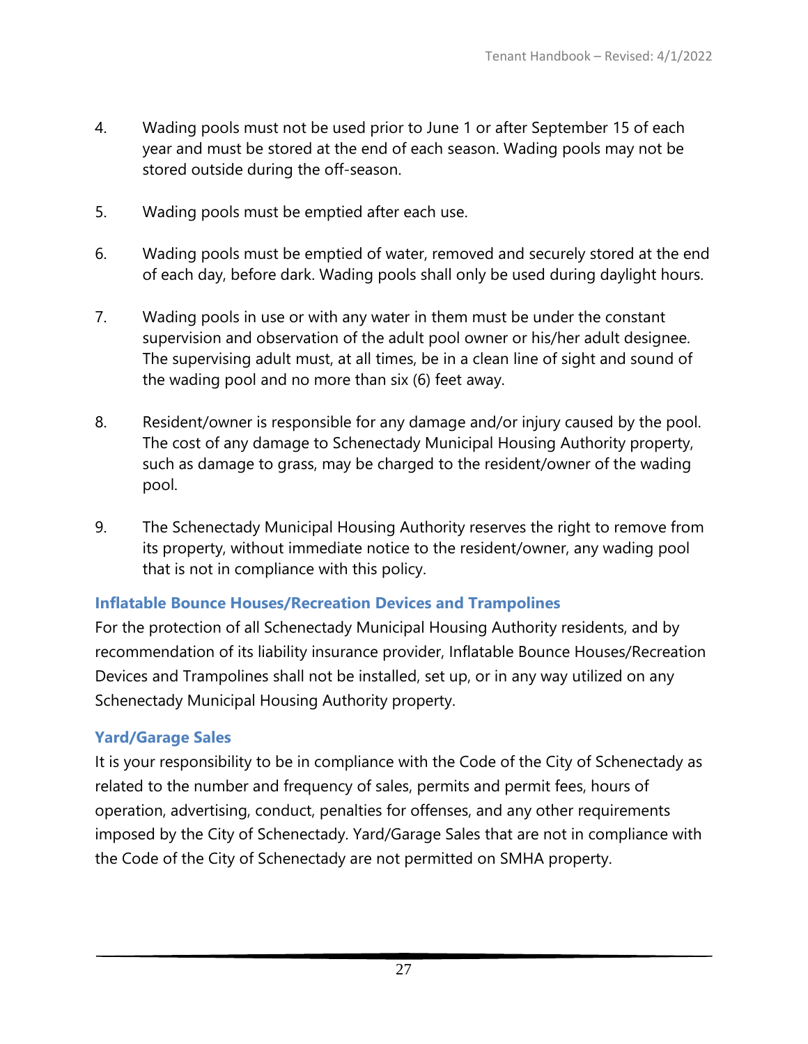4. Wading pools must not be used prior to June 1 or after September 15 of each year and must be stored at the end of each season. Wading pools may not be stored outside during the off-season.

5. Wading pools must be emptied after each use.

6. Wading pools must be emptied of water, removed and securely stored at the end of each day, before dark. Wading pools shall only be used during daylight hours.

7. Wading pools in use or with any water in them must be under the constant supervision and observation of the adult pool owner or his/her adult designee. The supervising adult must, at all times, be in a clean line of sight and sound of the wading pool and no more than six (6) feet away.

8. Resident/owner is responsible for any damage and/or injury caused by the pool. The cost of any damage to Schenectady Municipal Housing Authority property, such as damage to grass, may be charged to the resident/owner of the wading pool.

9. The Schenectady Municipal Housing Authority reserves the right to remove from its property, without immediate notice to the resident/owner, any wading pool that is not in compliance with this policy.

### Inflatable Bounce Houses/Recreation Devices and Trampolines

For the protection of all Schenectady Municipal Housing Authority residents, and by recommendation of its liability insurance provider, Inflatable Bounce Houses/Recreation Devices and Trampolines shall not be installed, set up, or in any way utilized on any Schenectady Municipal Housing Authority property.

### Yard/Garage Sales

It is your responsibility to be in compliance with the Code of the City of Schenectady as related to the number and frequency of sales, permits and permit fees, hours of operation, advertising, conduct, penalties for offenses, and any other requirements imposed by the City of Schenectady. Yard/Garage Sales that are not in compliance with the Code of the City of Schenectady are not permitted on SMHA property.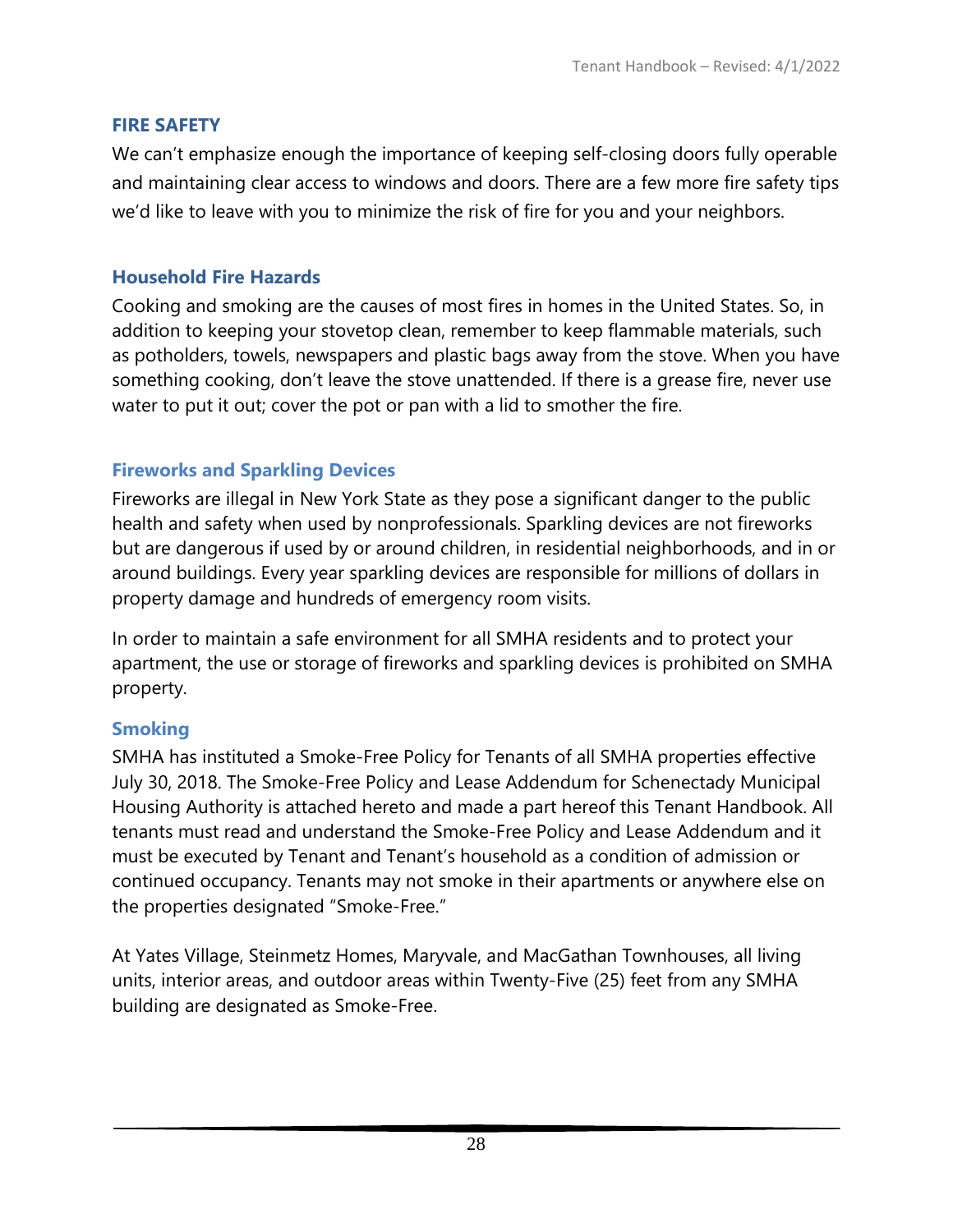## FIRE SAFETY

We can't emphasize enough the importance of keeping self-closing doors fully operable and maintaining clear access to windows and doors. There are a few more fire safety tips we'd like to leave with you to minimize the risk of fire for you and your neighbors.

### Household Fire Hazards

Cooking and smoking are the causes of most fires in homes in the United States. So, in addition to keeping your stovetop clean, remember to keep flammable materials, such as potholders, towels, newspapers and plastic bags away from the stove. When you have something cooking, don't leave the stove unattended. If there is a grease fire, never use water to put it out; cover the pot or pan with a lid to smother the fire.

### Fireworks and Sparkling Devices

Fireworks are illegal in New York State as they pose a significant danger to the public health and safety when used by nonprofessionals. Sparkling devices are not fireworks but are dangerous if used by or around children, in residential neighborhoods, and in or around buildings. Every year sparkling devices are responsible for millions of dollars in property damage and hundreds of emergency room visits.

In order to maintain a safe environment for all SMHA residents and to protect your apartment, the use or storage of fireworks and sparkling devices is prohibited on SMHA property.

### Smoking

SMHA has instituted a Smoke-Free Policy for Tenants of all SMHA properties effective July 30, 2018. The Smoke-Free Policy and Lease Addendum for Schenectady Municipal Housing Authority is attached hereto and made a part hereof this Tenant Handbook. All tenants must read and understand the Smoke-Free Policy and Lease Addendum and it must be executed by Tenant and Tenant's household as a condition of admission or continued occupancy. Tenants may not smoke in their apartments or anywhere else on the properties designated "Smoke-Free."

At Yates Village, Steinmetz Homes, Maryvale, and MacGathan Townhouses, all living units, interior areas, and outdoor areas within Twenty-Five (25) feet from any SMHA building are designated as Smoke-Free.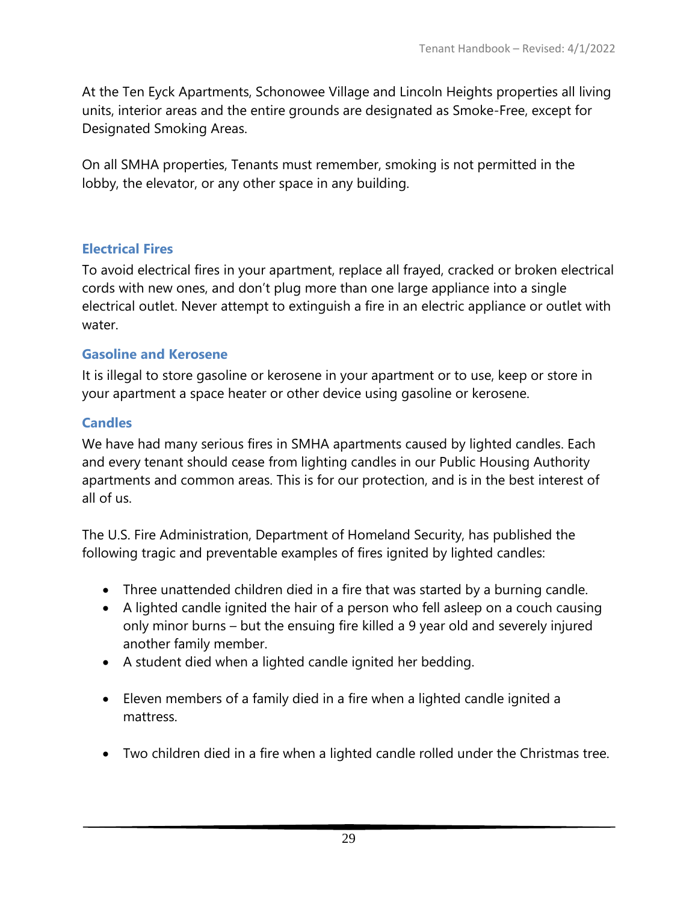At the Ten Eyck Apartments, Schonowee Village and Lincoln Heights properties all living units, interior areas and the entire grounds are designated as Smoke-Free, except for Designated Smoking Areas.

On all SMHA properties, Tenants must remember, smoking is not permitted in the lobby, the elevator, or any other space in any building.

### Electrical Fires

To avoid electrical fires in your apartment, replace all frayed, cracked or broken electrical cords with new ones, and don't plug more than one large appliance into a single electrical outlet. Never attempt to extinguish a fire in an electric appliance or outlet with water.

### Gasoline and Kerosene

It is illegal to store gasoline or kerosene in your apartment or to use, keep or store in your apartment a space heater or other device using gasoline or kerosene.

### Candles

We have had many serious fires in SMHA apartments caused by lighted candles. Each and every tenant should cease from lighting candles in our Public Housing Authority apartments and common areas. This is for our protection, and is in the best interest of all of us.

The U.S. Fire Administration, Department of Homeland Security, has published the following tragic and preventable examples of fires ignited by lighted candles:

- Three unattended children died in a fire that was started by a burning candle.
- A lighted candle ignited the hair of a person who fell asleep on a couch causing only minor burns – but the ensuing fire killed a 9 year old and severely injured another family member.
- A student died when a lighted candle ignited her bedding.
- Eleven members of a family died in a fire when a lighted candle ignited a mattress.
- Two children died in a fire when a lighted candle rolled under the Christmas tree.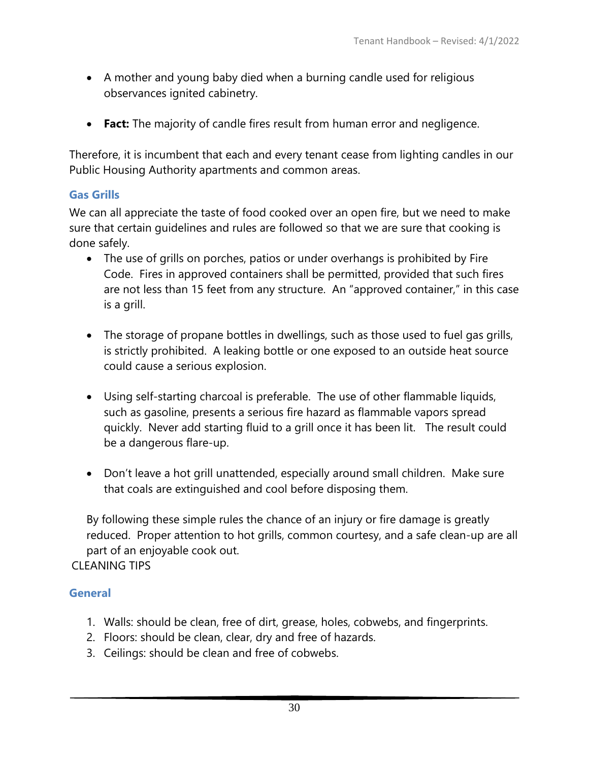- A mother and young baby died when a burning candle used for religious observances ignited cabinetry.

- **Fact:** The majority of candle fires result from human error and negligence.

Therefore, it is incumbent that each and every tenant cease from lighting candles in our Public Housing Authority apartments and common areas.

### Gas Grills

We can all appreciate the taste of food cooked over an open fire, but we need to make sure that certain guidelines and rules are followed so that we are sure that cooking is done safely.

- The use of grills on porches, patios or under overhangs is prohibited by Fire Code. Fires in approved containers shall be permitted, provided that such fires are not less than 15 feet from any structure. An "approved container," in this case is a grill.

- The storage of propane bottles in dwellings, such as those used to fuel gas grills, is strictly prohibited. A leaking bottle or one exposed to an outside heat source could cause a serious explosion.

- Using self-starting charcoal is preferable. The use of other flammable liquids, such as gasoline, presents a serious fire hazard as flammable vapors spread quickly. Never add starting fluid to a grill once it has been lit. The result could be a dangerous flare-up.

- Don't leave a hot grill unattended, especially around small children. Make sure that coals are extinguished and cool before disposing them.

By following these simple rules the chance of an injury or fire damage is greatly reduced. Proper attention to hot grills, common courtesy, and a safe clean-up are all part of an enjoyable cook out.

CLEANING TIPS

### General

1. Walls: should be clean, free of dirt, grease, holes, cobwebs, and fingerprints.
2. Floors: should be clean, clear, dry and free of hazards.
3. Ceilings: should be clean and free of cobwebs.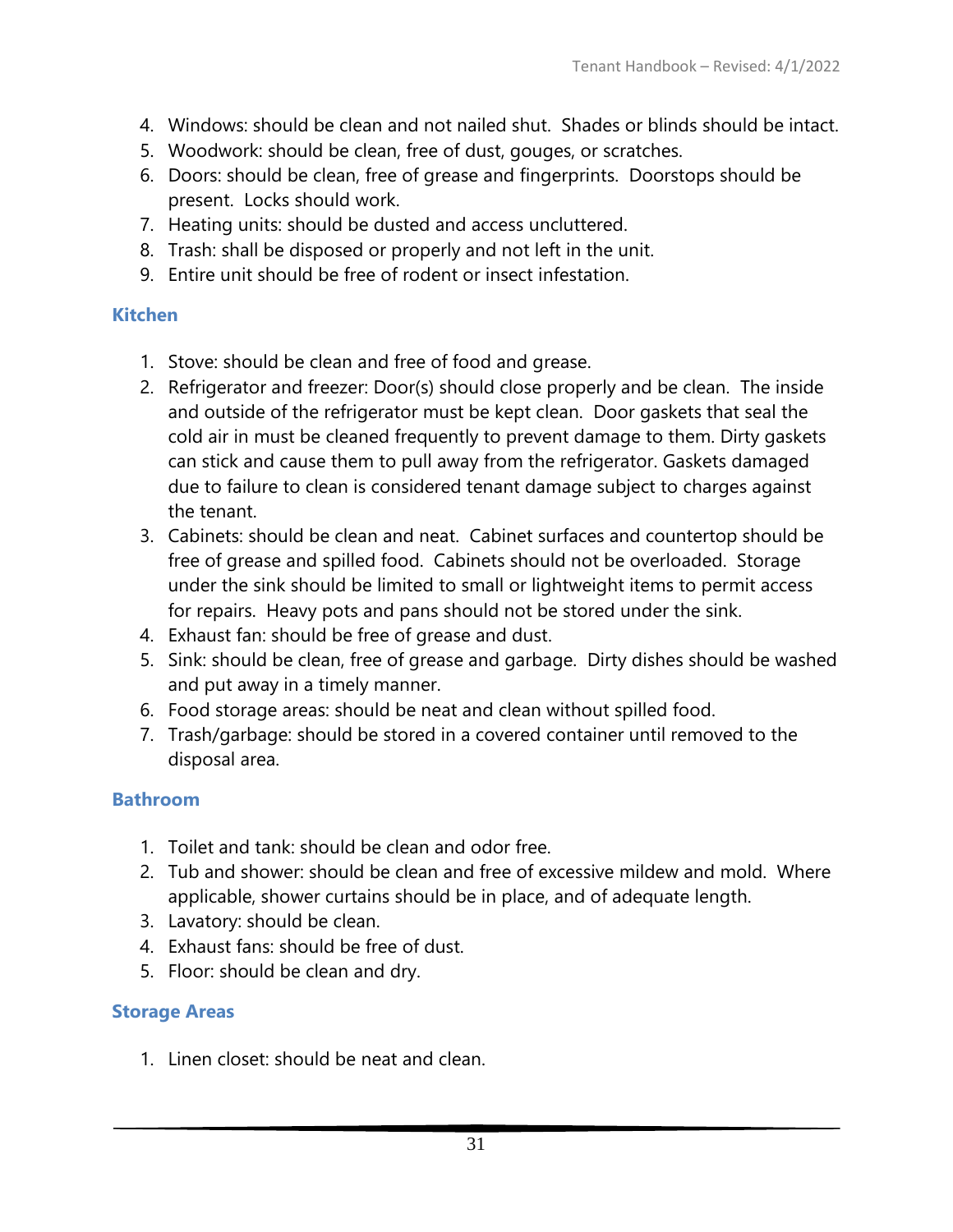4. Windows: should be clean and not nailed shut. Shades or blinds should be intact.
5. Woodwork: should be clean, free of dust, gouges, or scratches.
6. Doors: should be clean, free of grease and fingerprints. Doorstops should be present. Locks should work.
7. Heating units: should be dusted and access uncluttered.
8. Trash: shall be disposed or properly and not left in the unit.
9. Entire unit should be free of rodent or insect infestation.

### Kitchen

1. Stove: should be clean and free of food and grease.
2. Refrigerator and freezer: Door(s) should close properly and be clean. The inside and outside of the refrigerator must be kept clean. Door gaskets that seal the cold air in must be cleaned frequently to prevent damage to them. Dirty gaskets can stick and cause them to pull away from the refrigerator. Gaskets damaged due to failure to clean is considered tenant damage subject to charges against the tenant.
3. Cabinets: should be clean and neat. Cabinet surfaces and countertop should be free of grease and spilled food. Cabinets should not be overloaded. Storage under the sink should be limited to small or lightweight items to permit access for repairs. Heavy pots and pans should not be stored under the sink.
4. Exhaust fan: should be free of grease and dust.
5. Sink: should be clean, free of grease and garbage. Dirty dishes should be washed and put away in a timely manner.
6. Food storage areas: should be neat and clean without spilled food.
7. Trash/garbage: should be stored in a covered container until removed to the disposal area.

### Bathroom

1. Toilet and tank: should be clean and odor free.
2. Tub and shower: should be clean and free of excessive mildew and mold. Where applicable, shower curtains should be in place, and of adequate length.
3. Lavatory: should be clean.
4. Exhaust fans: should be free of dust.
5. Floor: should be clean and dry.

### Storage Areas

1. Linen closet: should be neat and clean.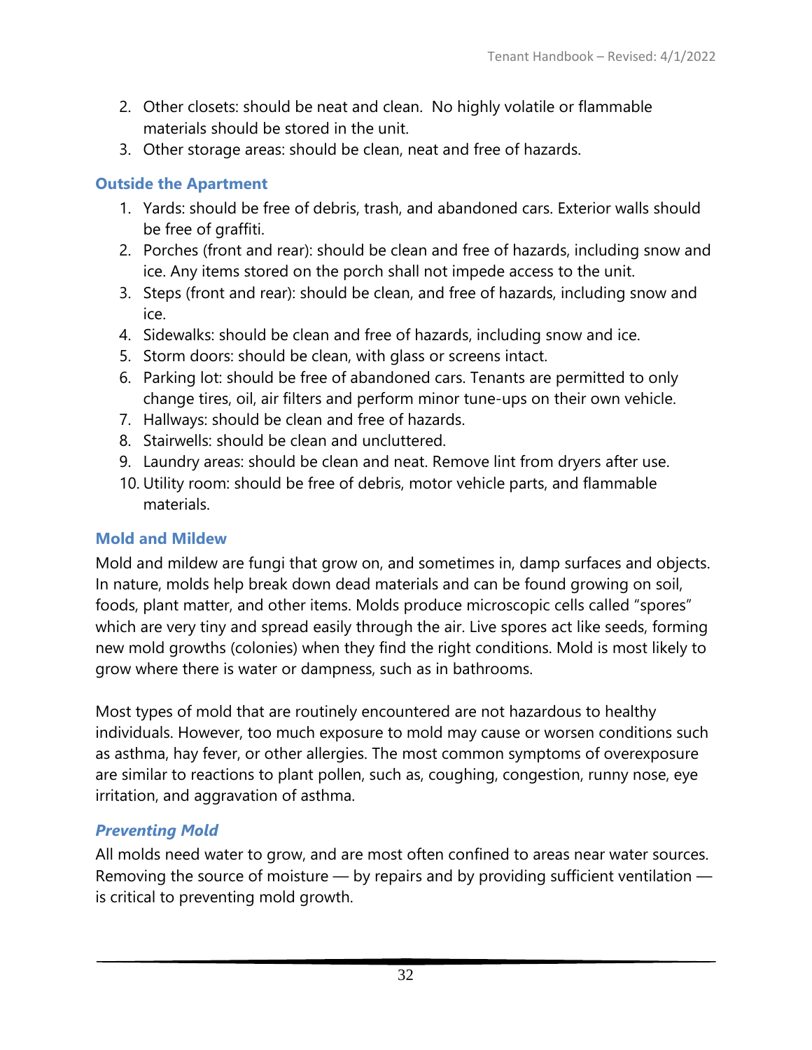2. Other closets: should be neat and clean.  No highly volatile or flammable materials should be stored in the unit.
3. Other storage areas: should be clean, neat and free of hazards.

### Outside the Apartment

1. Yards: should be free of debris, trash, and abandoned cars. Exterior walls should be free of graffiti.
2. Porches (front and rear): should be clean and free of hazards, including snow and ice. Any items stored on the porch shall not impede access to the unit.
3. Steps (front and rear): should be clean, and free of hazards, including snow and ice.
4. Sidewalks: should be clean and free of hazards, including snow and ice.
5. Storm doors: should be clean, with glass or screens intact.
6. Parking lot: should be free of abandoned cars. Tenants are permitted to only change tires, oil, air filters and perform minor tune-ups on their own vehicle.
7. Hallways: should be clean and free of hazards.
8. Stairwells: should be clean and uncluttered.
9. Laundry areas: should be clean and neat. Remove lint from dryers after use.
10. Utility room: should be free of debris, motor vehicle parts, and flammable materials.

### Mold and Mildew

Mold and mildew are fungi that grow on, and sometimes in, damp surfaces and objects. In nature, molds help break down dead materials and can be found growing on soil, foods, plant matter, and other items. Molds produce microscopic cells called "spores" which are very tiny and spread easily through the air. Live spores act like seeds, forming new mold growths (colonies) when they find the right conditions. Mold is most likely to grow where there is water or dampness, such as in bathrooms.

Most types of mold that are routinely encountered are not hazardous to healthy individuals. However, too much exposure to mold may cause or worsen conditions such as asthma, hay fever, or other allergies. The most common symptoms of overexposure are similar to reactions to plant pollen, such as, coughing, congestion, runny nose, eye irritation, and aggravation of asthma.

#### *Preventing Mold*

All molds need water to grow, and are most often confined to areas near water sources. Removing the source of moisture — by repairs and by providing sufficient ventilation — is critical to preventing mold growth.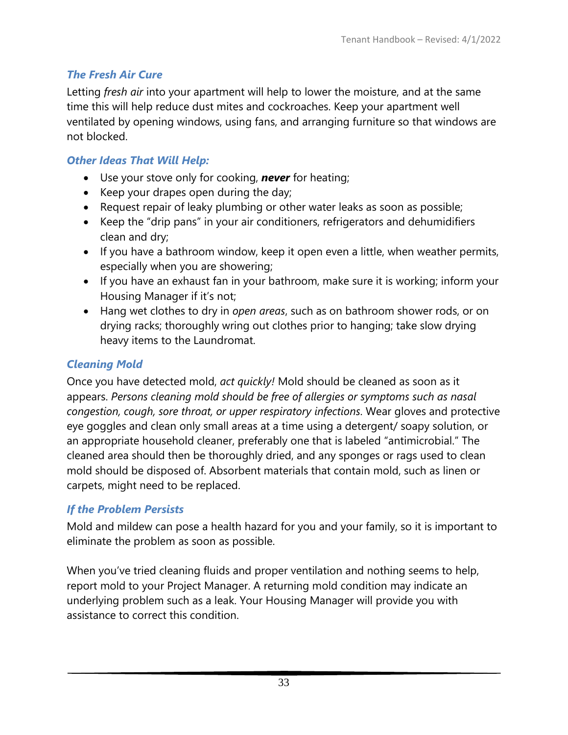### *The Fresh Air Cure*

Letting *fresh air* into your apartment will help to lower the moisture, and at the same time this will help reduce dust mites and cockroaches. Keep your apartment well ventilated by opening windows, using fans, and arranging furniture so that windows are not blocked.

### *Other Ideas That Will Help:*

- Use your stove only for cooking, ***never*** for heating;
- Keep your drapes open during the day;
- Request repair of leaky plumbing or other water leaks as soon as possible;
- Keep the "drip pans" in your air conditioners, refrigerators and dehumidifiers clean and dry;
- If you have a bathroom window, keep it open even a little, when weather permits, especially when you are showering;
- If you have an exhaust fan in your bathroom, make sure it is working; inform your Housing Manager if it's not;
- Hang wet clothes to dry in *open areas*, such as on bathroom shower rods, or on drying racks; thoroughly wring out clothes prior to hanging; take slow drying heavy items to the Laundromat.

### *Cleaning Mold*

Once you have detected mold, *act quickly!* Mold should be cleaned as soon as it appears. *Persons cleaning mold should be free of allergies or symptoms such as nasal congestion, cough, sore throat, or upper respiratory infections*. Wear gloves and protective eye goggles and clean only small areas at a time using a detergent/ soapy solution, or an appropriate household cleaner, preferably one that is labeled "antimicrobial." The cleaned area should then be thoroughly dried, and any sponges or rags used to clean mold should be disposed of. Absorbent materials that contain mold, such as linen or carpets, might need to be replaced.

### *If the Problem Persists*

Mold and mildew can pose a health hazard for you and your family, so it is important to eliminate the problem as soon as possible.

When you've tried cleaning fluids and proper ventilation and nothing seems to help, report mold to your Project Manager. A returning mold condition may indicate an underlying problem such as a leak. Your Housing Manager will provide you with assistance to correct this condition.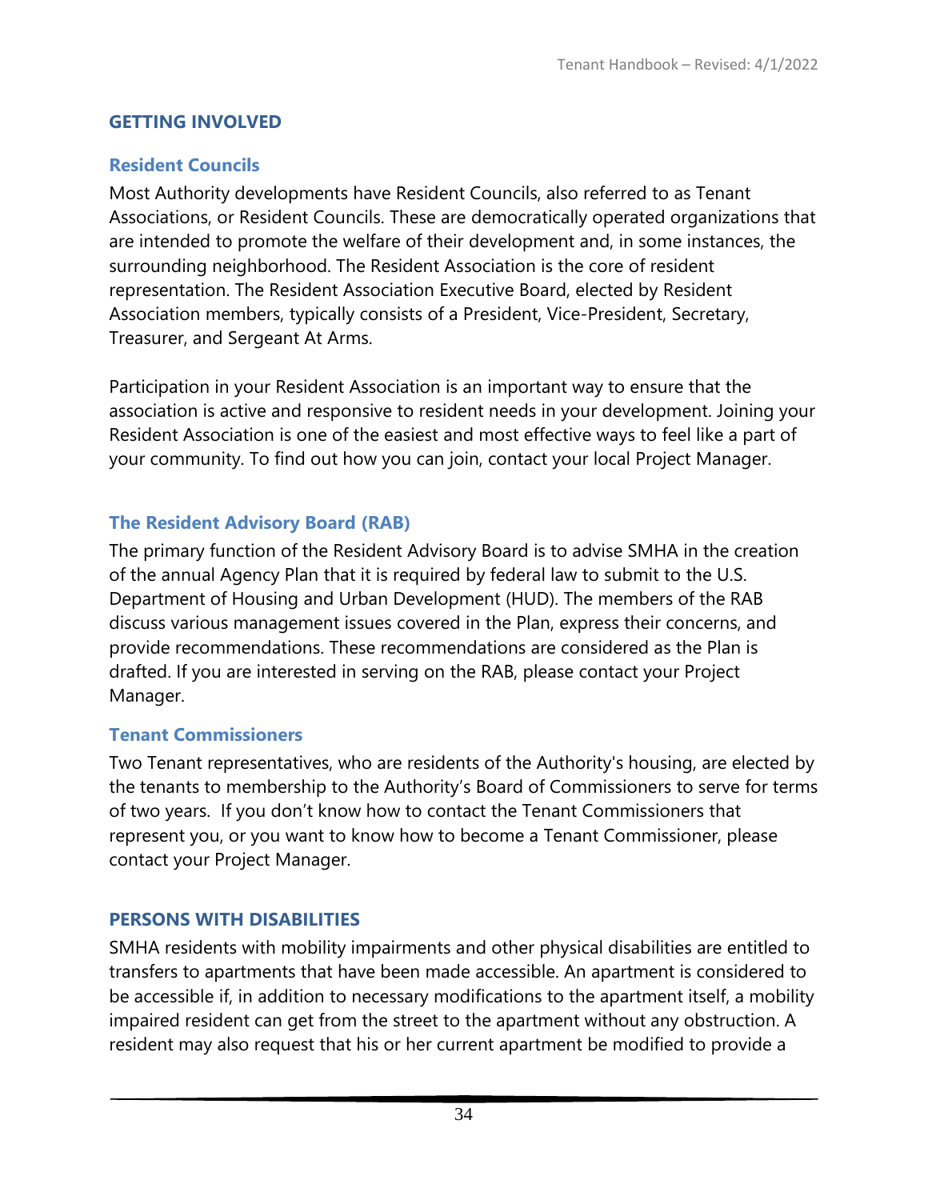## GETTING INVOLVED

### Resident Councils

Most Authority developments have Resident Councils, also referred to as Tenant Associations, or Resident Councils. These are democratically operated organizations that are intended to promote the welfare of their development and, in some instances, the surrounding neighborhood. The Resident Association is the core of resident representation. The Resident Association Executive Board, elected by Resident Association members, typically consists of a President, Vice-President, Secretary, Treasurer, and Sergeant At Arms.

Participation in your Resident Association is an important way to ensure that the association is active and responsive to resident needs in your development. Joining your Resident Association is one of the easiest and most effective ways to feel like a part of your community. To find out how you can join, contact your local Project Manager.

### The Resident Advisory Board (RAB)

The primary function of the Resident Advisory Board is to advise SMHA in the creation of the annual Agency Plan that it is required by federal law to submit to the U.S. Department of Housing and Urban Development (HUD). The members of the RAB discuss various management issues covered in the Plan, express their concerns, and provide recommendations. These recommendations are considered as the Plan is drafted. If you are interested in serving on the RAB, please contact your Project Manager.

### Tenant Commissioners

Two Tenant representatives, who are residents of the Authority's housing, are elected by the tenants to membership to the Authority's Board of Commissioners to serve for terms of two years. If you don't know how to contact the Tenant Commissioners that represent you, or you want to know how to become a Tenant Commissioner, please contact your Project Manager.

## PERSONS WITH DISABILITIES

SMHA residents with mobility impairments and other physical disabilities are entitled to transfers to apartments that have been made accessible. An apartment is considered to be accessible if, in addition to necessary modifications to the apartment itself, a mobility impaired resident can get from the street to the apartment without any obstruction. A resident may also request that his or her current apartment be modified to provide a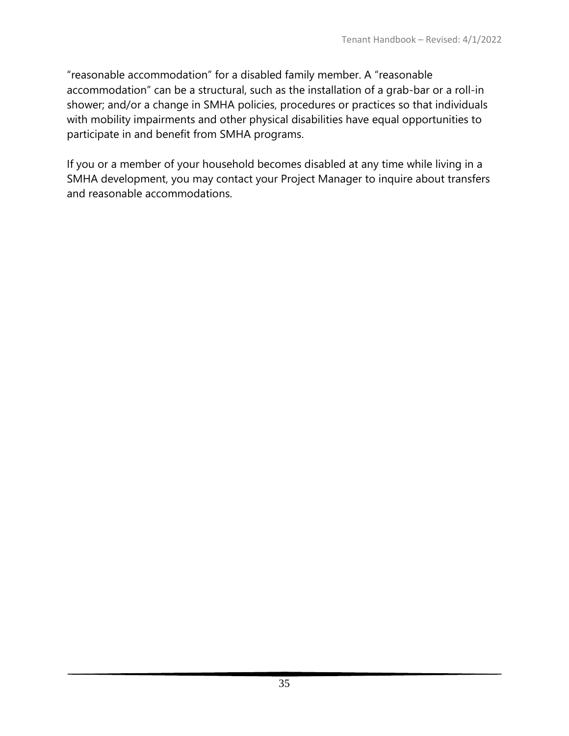"reasonable accommodation" for a disabled family member. A "reasonable accommodation" can be a structural, such as the installation of a grab-bar or a roll-in shower; and/or a change in SMHA policies, procedures or practices so that individuals with mobility impairments and other physical disabilities have equal opportunities to participate in and benefit from SMHA programs.

If you or a member of your household becomes disabled at any time while living in a SMHA development, you may contact your Project Manager to inquire about transfers and reasonable accommodations.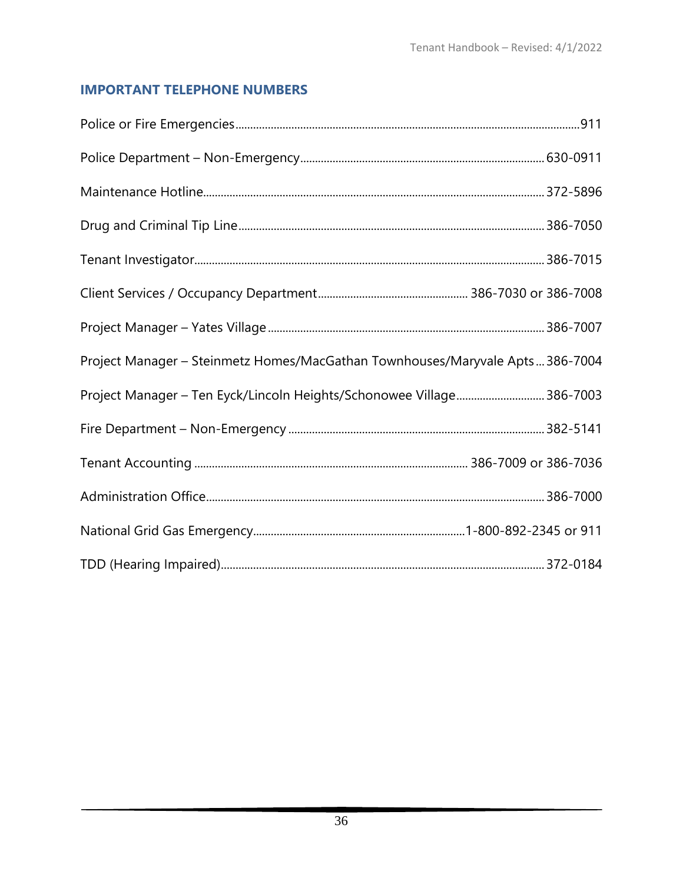## IMPORTANT TELEPHONE NUMBERS

| Contact | Number |
|---|---|
| Police or Fire Emergencies | 911 |
| Police Department – Non-Emergency | 630-0911 |
| Maintenance Hotline | 372-5896 |
| Drug and Criminal Tip Line | 386-7050 |
| Tenant Investigator | 386-7015 |
| Client Services / Occupancy Department | 386-7030 or 386-7008 |
| Project Manager – Yates Village | 386-7007 |
| Project Manager – Steinmetz Homes/MacGathan Townhouses/Maryvale Apts | 386-7004 |
| Project Manager – Ten Eyck/Lincoln Heights/Schonowee Village | 386-7003 |
| Fire Department – Non-Emergency | 382-5141 |
| Tenant Accounting | 386-7009 or 386-7036 |
| Administration Office | 386-7000 |
| National Grid Gas Emergency | 1-800-892-2345 or 911 |
| TDD (Hearing Impaired) | 372-0184 |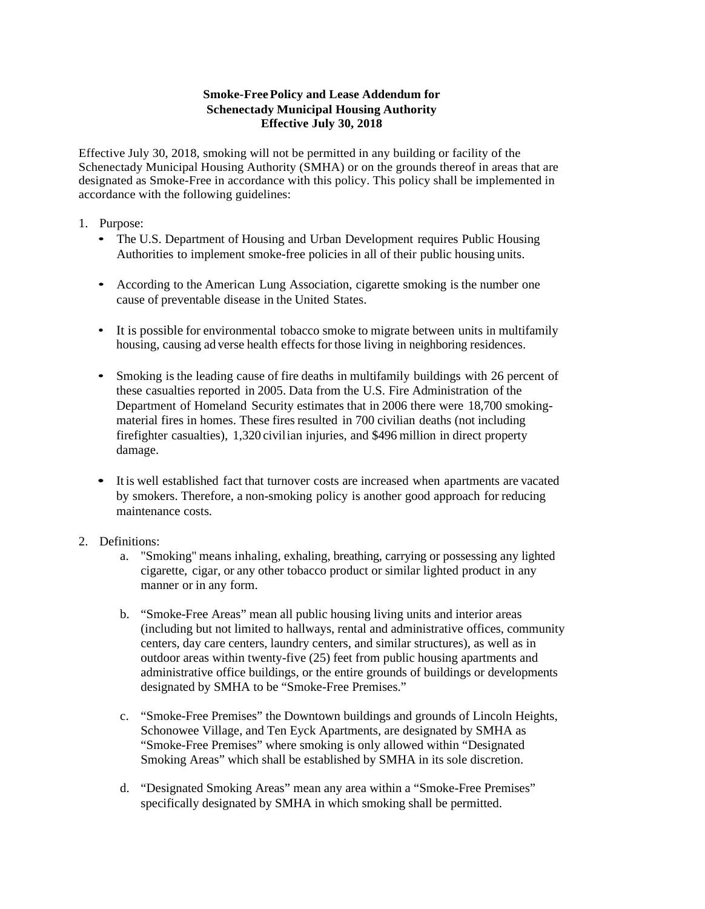**Smoke-Free Policy and Lease Addendum for**
**Schenectady Municipal Housing Authority**
**Effective July 30, 2018**

Effective July 30, 2018, smoking will not be permitted in any building or facility of the Schenectady Municipal Housing Authority (SMHA) or on the grounds thereof in areas that are designated as Smoke-Free in accordance with this policy. This policy shall be implemented in accordance with the following guidelines:

1. Purpose:
   - The U.S. Department of Housing and Urban Development requires Public Housing Authorities to implement smoke-free policies in all of their public housing units.

   - According to the American Lung Association, cigarette smoking is the number one cause of preventable disease in the United States.

   - It is possible for environmental tobacco smoke to migrate between units in multifamily housing, causing ad verse health effects for those living in neighboring residences.

   - Smoking is the leading cause of fire deaths in multifamily buildings with 26 percent of these casualties reported in 2005. Data from the U.S. Fire Administration of the Department of Homeland Security estimates that in 2006 there were 18,700 smoking-material fires in homes. These fires resulted in 700 civilian deaths (not including firefighter casualties), 1,320 civilian injuries, and $496 million in direct property damage.

   - It is well established fact that turnover costs are increased when apartments are vacated by smokers. Therefore, a non-smoking policy is another good approach for reducing maintenance costs.

2. Definitions:
   a. "Smoking" means inhaling, exhaling, breathing, carrying or possessing any lighted cigarette, cigar, or any other tobacco product or similar lighted product in any manner or in any form.

   b. “Smoke-Free Areas” mean all public housing living units and interior areas (including but not limited to hallways, rental and administrative offices, community centers, day care centers, laundry centers, and similar structures), as well as in outdoor areas within twenty-five (25) feet from public housing apartments and administrative office buildings, or the entire grounds of buildings or developments designated by SMHA to be “Smoke-Free Premises.”

   c. “Smoke-Free Premises” the Downtown buildings and grounds of Lincoln Heights, Schonowee Village, and Ten Eyck Apartments, are designated by SMHA as “Smoke-Free Premises” where smoking is only allowed within “Designated Smoking Areas” which shall be established by SMHA in its sole discretion.

   d. “Designated Smoking Areas” mean any area within a “Smoke-Free Premises” specifically designated by SMHA in which smoking shall be permitted.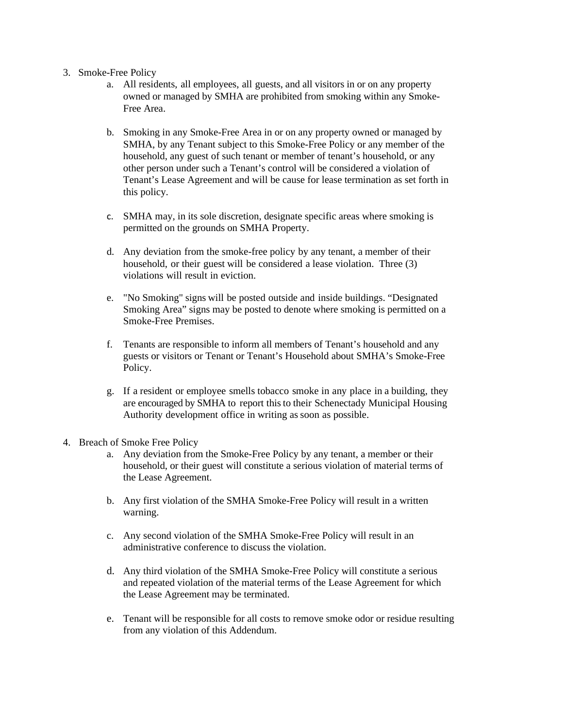3. Smoke-Free Policy
    a. All residents, all employees, all guests, and all visitors in or on any property owned or managed by SMHA are prohibited from smoking within any Smoke-Free Area.

    b. Smoking in any Smoke-Free Area in or on any property owned or managed by SMHA, by any Tenant subject to this Smoke-Free Policy or any member of the household, any guest of such tenant or member of tenant's household, or any other person under such a Tenant's control will be considered a violation of Tenant's Lease Agreement and will be cause for lease termination as set forth in this policy.

    c. SMHA may, in its sole discretion, designate specific areas where smoking is permitted on the grounds on SMHA Property.

    d. Any deviation from the smoke-free policy by any tenant, a member of their household, or their guest will be considered a lease violation. Three (3) violations will result in eviction.

    e. "No Smoking" signs will be posted outside and inside buildings. "Designated Smoking Area" signs may be posted to denote where smoking is permitted on a Smoke-Free Premises.

    f. Tenants are responsible to inform all members of Tenant's household and any guests or visitors or Tenant or Tenant's Household about SMHA's Smoke-Free Policy.

    g. If a resident or employee smells tobacco smoke in any place in a building, they are encouraged by SMHA to report this to their Schenectady Municipal Housing Authority development office in writing as soon as possible.

4. Breach of Smoke Free Policy
    a. Any deviation from the Smoke-Free Policy by any tenant, a member or their household, or their guest will constitute a serious violation of material terms of the Lease Agreement.

    b. Any first violation of the SMHA Smoke-Free Policy will result in a written warning.

    c. Any second violation of the SMHA Smoke-Free Policy will result in an administrative conference to discuss the violation.

    d. Any third violation of the SMHA Smoke-Free Policy will constitute a serious and repeated violation of the material terms of the Lease Agreement for which the Lease Agreement may be terminated.

    e. Tenant will be responsible for all costs to remove smoke odor or residue resulting from any violation of this Addendum.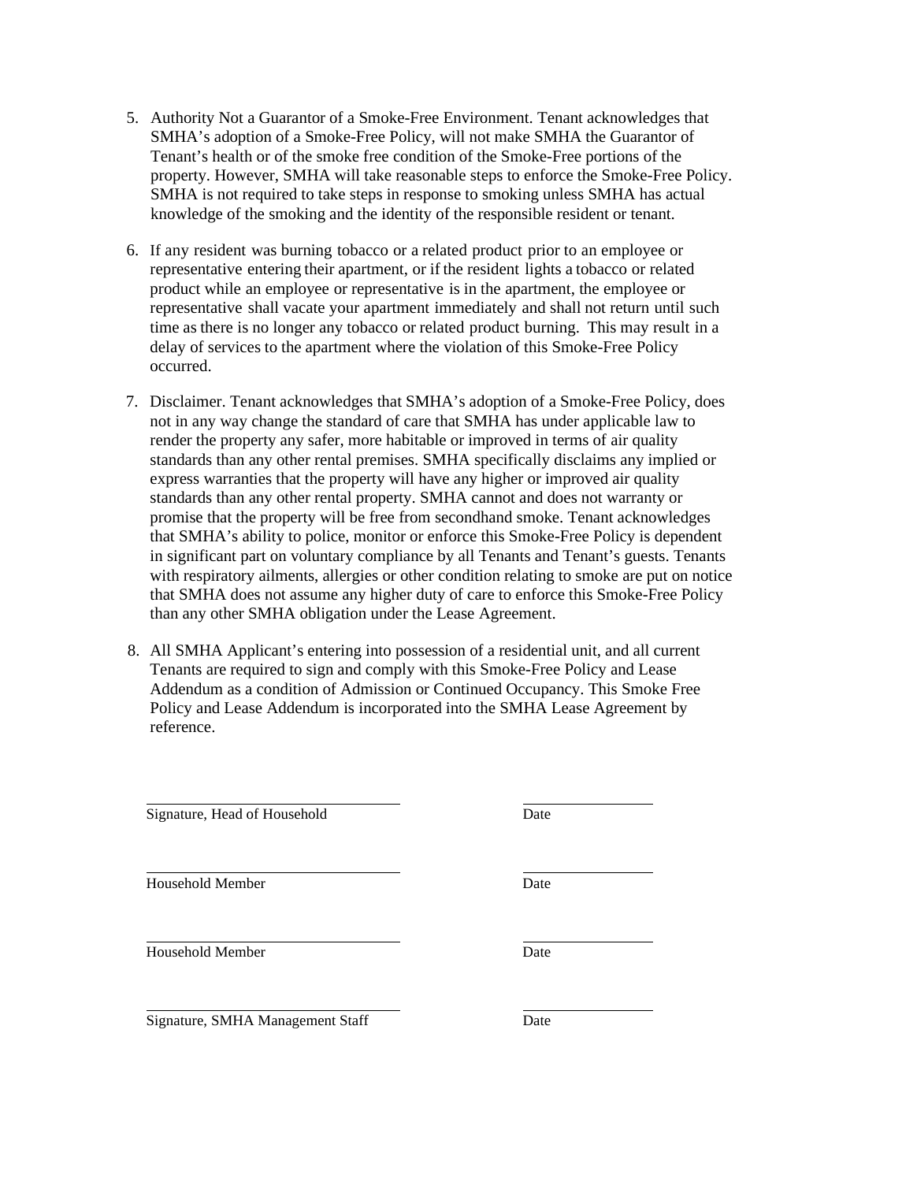5. Authority Not a Guarantor of a Smoke-Free Environment. Tenant acknowledges that SMHA's adoption of a Smoke-Free Policy, will not make SMHA the Guarantor of Tenant's health or of the smoke free condition of the Smoke-Free portions of the property. However, SMHA will take reasonable steps to enforce the Smoke-Free Policy. SMHA is not required to take steps in response to smoking unless SMHA has actual knowledge of the smoking and the identity of the responsible resident or tenant.

6. If any resident was burning tobacco or a related product prior to an employee or representative entering their apartment, or if the resident lights a tobacco or related product while an employee or representative is in the apartment, the employee or representative shall vacate your apartment immediately and shall not return until such time as there is no longer any tobacco or related product burning. This may result in a delay of services to the apartment where the violation of this Smoke-Free Policy occurred.

7. Disclaimer. Tenant acknowledges that SMHA's adoption of a Smoke-Free Policy, does not in any way change the standard of care that SMHA has under applicable law to render the property any safer, more habitable or improved in terms of air quality standards than any other rental premises. SMHA specifically disclaims any implied or express warranties that the property will have any higher or improved air quality standards than any other rental property. SMHA cannot and does not warranty or promise that the property will be free from secondhand smoke. Tenant acknowledges that SMHA's ability to police, monitor or enforce this Smoke-Free Policy is dependent in significant part on voluntary compliance by all Tenants and Tenant's guests. Tenants with respiratory ailments, allergies or other condition relating to smoke are put on notice that SMHA does not assume any higher duty of care to enforce this Smoke-Free Policy than any other SMHA obligation under the Lease Agreement.

8. All SMHA Applicant's entering into possession of a residential unit, and all current Tenants are required to sign and comply with this Smoke-Free Policy and Lease Addendum as a condition of Admission or Continued Occupancy. This Smoke Free Policy and Lease Addendum is incorporated into the SMHA Lease Agreement by reference.

______________________________ ______________
Signature, Head of Household Date

______________________________ ______________
Household Member Date

______________________________ ______________
Household Member Date

______________________________ ______________
Signature, SMHA Management Staff Date